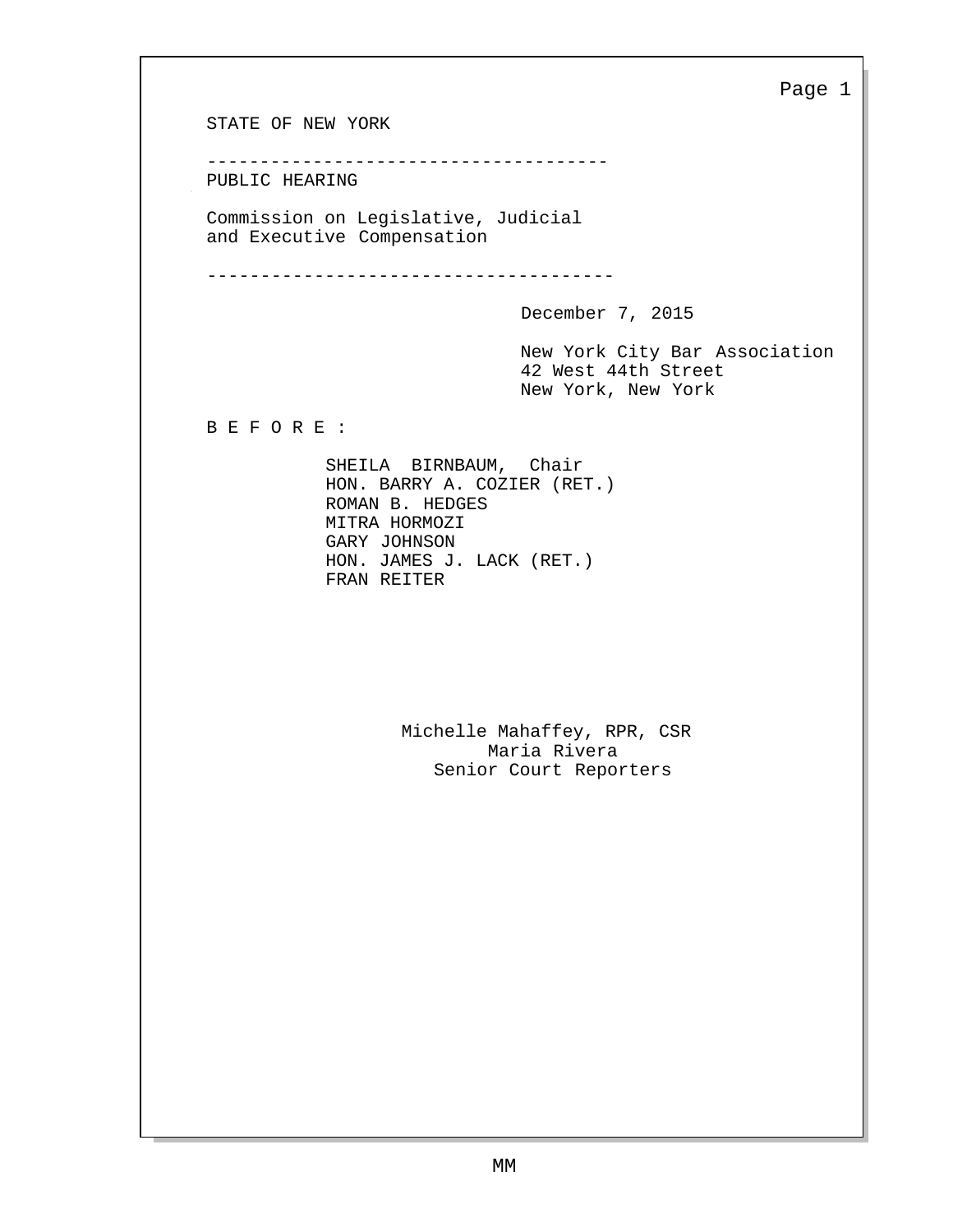STATE OF NEW YORK

-------------------------------------

PUBLIC HEARING

Commission on Legislative, Judicial and Executive Compensation

-------------------------------------

December 7, 2015

New York City Bar Association
42 West 44th Street
New York, New York

B E F O R E :

SHEILA BIRNBAUM, Chair
HON. BARRY A. COZIER (RET.)
ROMAN B. HEDGES
MITRA HORMOZI
GARY JOHNSON
HON. JAMES J. LACK (RET.)
FRAN REITER

Michelle Mahaffey, RPR, CSR
Maria Rivera
Senior Court Reporters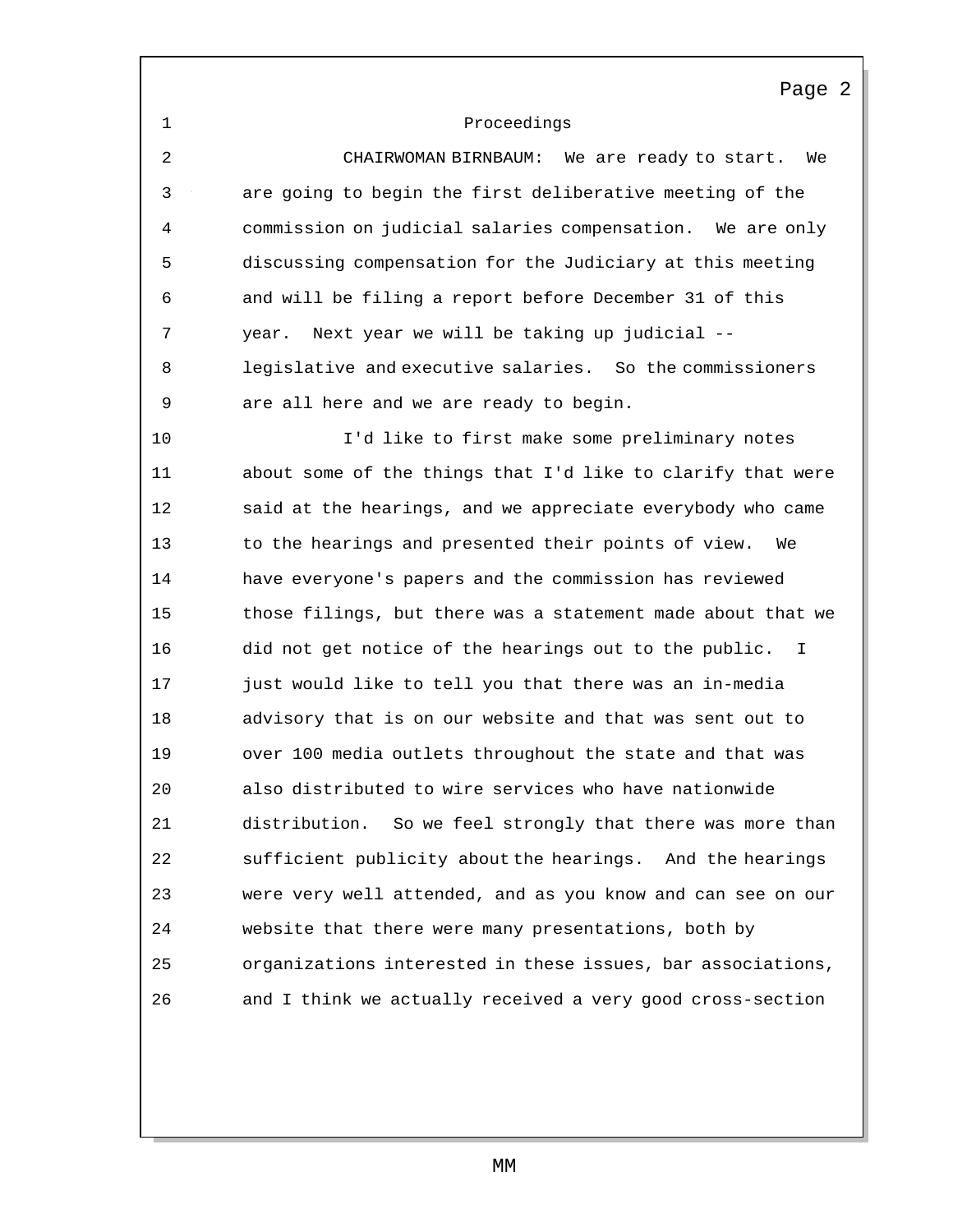Proceedings

CHAIRWOMAN BIRNBAUM: We are ready to start. We are going to begin the first deliberative meeting of the commission on judicial salaries compensation. We are only discussing compensation for the Judiciary at this meeting and will be filing a report before December 31 of this year. Next year we will be taking up judicial -- legislative and executive salaries. So the commissioners are all here and we are ready to begin.

I'd like to first make some preliminary notes about some of the things that I'd like to clarify that were said at the hearings, and we appreciate everybody who came to the hearings and presented their points of view. We have everyone's papers and the commission has reviewed those filings, but there was a statement made about that we did not get notice of the hearings out to the public. I just would like to tell you that there was an in-media advisory that is on our website and that was sent out to over 100 media outlets throughout the state and that was also distributed to wire services who have nationwide distribution. So we feel strongly that there was more than sufficient publicity about the hearings. And the hearings were very well attended, and as you know and can see on our website that there were many presentations, both by organizations interested in these issues, bar associations, and I think we actually received a very good cross-section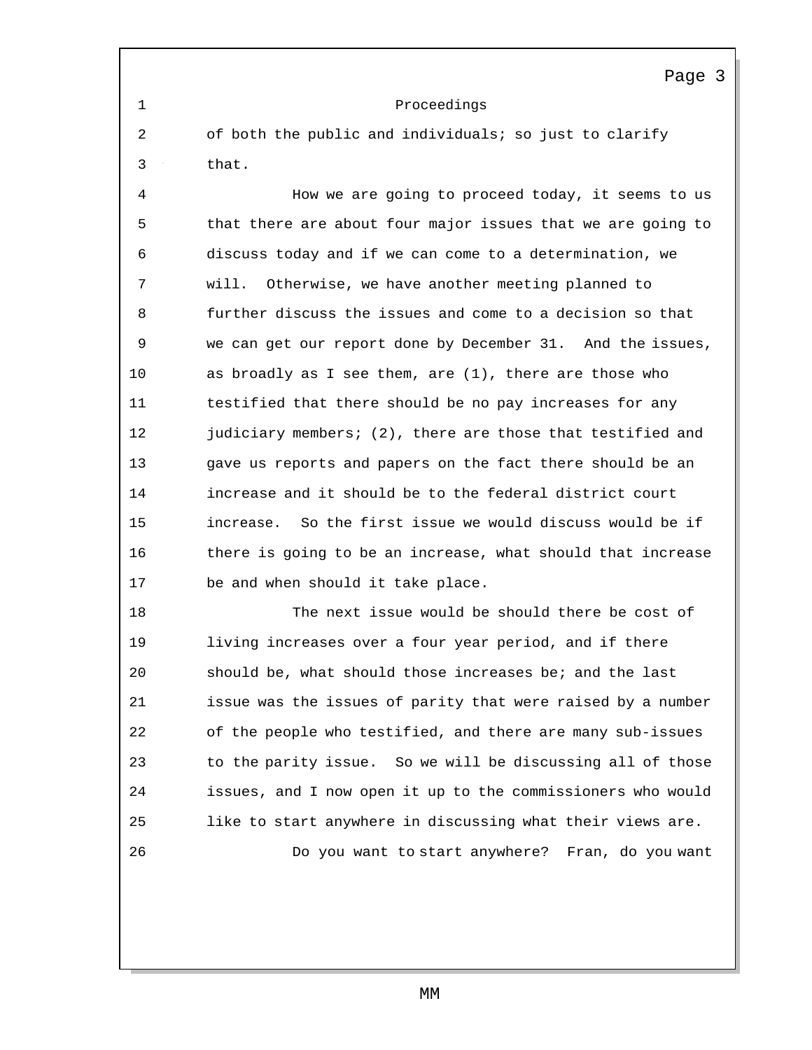Proceedings

of both the public and individuals; so just to clarify that.

How we are going to proceed today, it seems to us that there are about four major issues that we are going to discuss today and if we can come to a determination, we will. Otherwise, we have another meeting planned to further discuss the issues and come to a decision so that we can get our report done by December 31. And the issues, as broadly as I see them, are (1), there are those who testified that there should be no pay increases for any judiciary members; (2), there are those that testified and gave us reports and papers on the fact there should be an increase and it should be to the federal district court increase. So the first issue we would discuss would be if there is going to be an increase, what should that increase be and when should it take place.

The next issue would be should there be cost of living increases over a four year period, and if there should be, what should those increases be; and the last issue was the issues of parity that were raised by a number of the people who testified, and there are many sub-issues to the parity issue. So we will be discussing all of those issues, and I now open it up to the commissioners who would like to start anywhere in discussing what their views are.

Do you want to start anywhere? Fran, do you want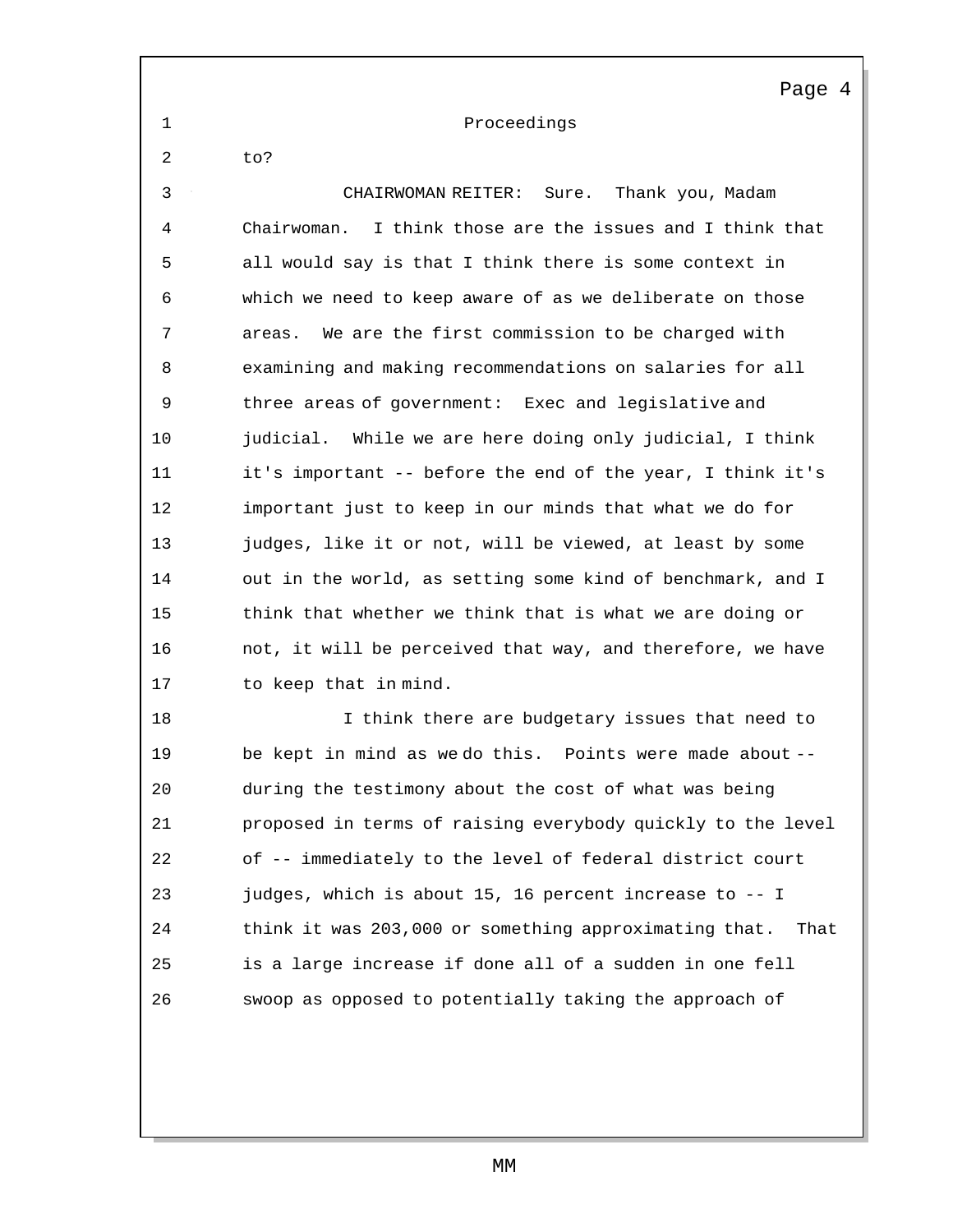Proceedings

to?

CHAIRWOMAN REITER: Sure. Thank you, Madam Chairwoman. I think those are the issues and I think that all would say is that I think there is some context in which we need to keep aware of as we deliberate on those areas. We are the first commission to be charged with examining and making recommendations on salaries for all three areas of government: Exec and legislative and judicial. While we are here doing only judicial, I think it's important -- before the end of the year, I think it's important just to keep in our minds that what we do for judges, like it or not, will be viewed, at least by some out in the world, as setting some kind of benchmark, and I think that whether we think that is what we are doing or not, it will be perceived that way, and therefore, we have to keep that in mind.

I think there are budgetary issues that need to be kept in mind as we do this. Points were made about -- during the testimony about the cost of what was being proposed in terms of raising everybody quickly to the level of -- immediately to the level of federal district court judges, which is about 15, 16 percent increase to -- I think it was 203,000 or something approximating that. That is a large increase if done all of a sudden in one fell swoop as opposed to potentially taking the approach of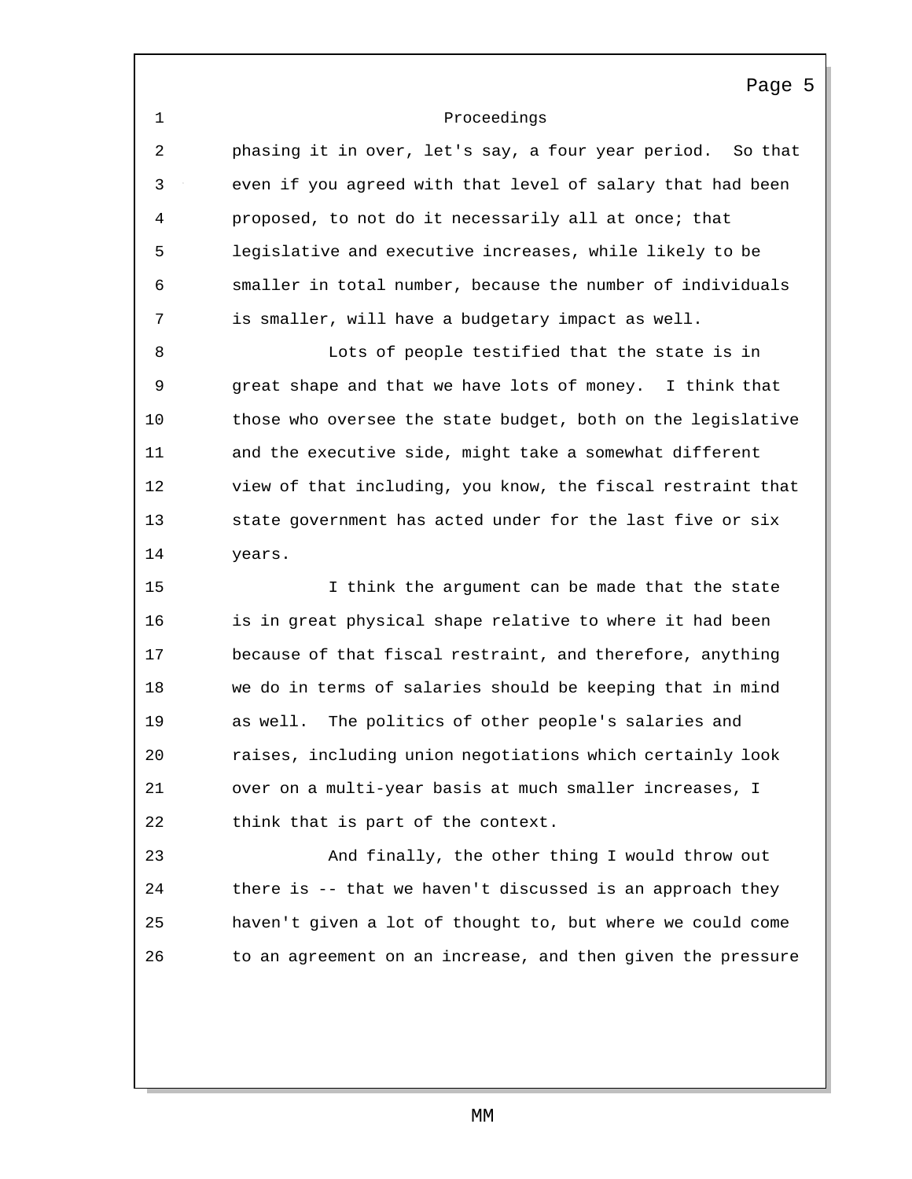phasing it in over, let's say, a four year period. So that even if you agreed with that level of salary that had been proposed, to not do it necessarily all at once; that legislative and executive increases, while likely to be smaller in total number, because the number of individuals is smaller, will have a budgetary impact as well.

Lots of people testified that the state is in great shape and that we have lots of money. I think that those who oversee the state budget, both on the legislative and the executive side, might take a somewhat different view of that including, you know, the fiscal restraint that state government has acted under for the last five or six years.

I think the argument can be made that the state is in great physical shape relative to where it had been because of that fiscal restraint, and therefore, anything we do in terms of salaries should be keeping that in mind as well. The politics of other people's salaries and raises, including union negotiations which certainly look over on a multi-year basis at much smaller increases, I think that is part of the context.

And finally, the other thing I would throw out there is -- that we haven't discussed is an approach they haven't given a lot of thought to, but where we could come to an agreement on an increase, and then given the pressure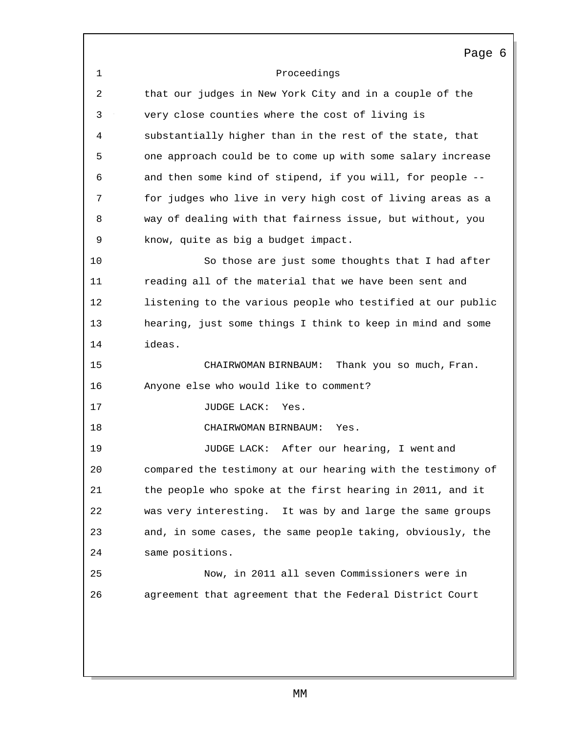Proceedings

that our judges in New York City and in a couple of the very close counties where the cost of living is substantially higher than in the rest of the state, that one approach could be to come up with some salary increase and then some kind of stipend, if you will, for people -- for judges who live in very high cost of living areas as a way of dealing with that fairness issue, but without, you know, quite as big a budget impact.

So those are just some thoughts that I had after reading all of the material that we have been sent and listening to the various people who testified at our public hearing, just some things I think to keep in mind and some ideas.

CHAIRWOMAN BIRNBAUM: Thank you so much, Fran. Anyone else who would like to comment?

JUDGE LACK: Yes.

CHAIRWOMAN BIRNBAUM: Yes.

JUDGE LACK: After our hearing, I went and compared the testimony at our hearing with the testimony of the people who spoke at the first hearing in 2011, and it was very interesting. It was by and large the same groups and, in some cases, the same people taking, obviously, the same positions.

Now, in 2011 all seven Commissioners were in agreement that agreement that the Federal District Court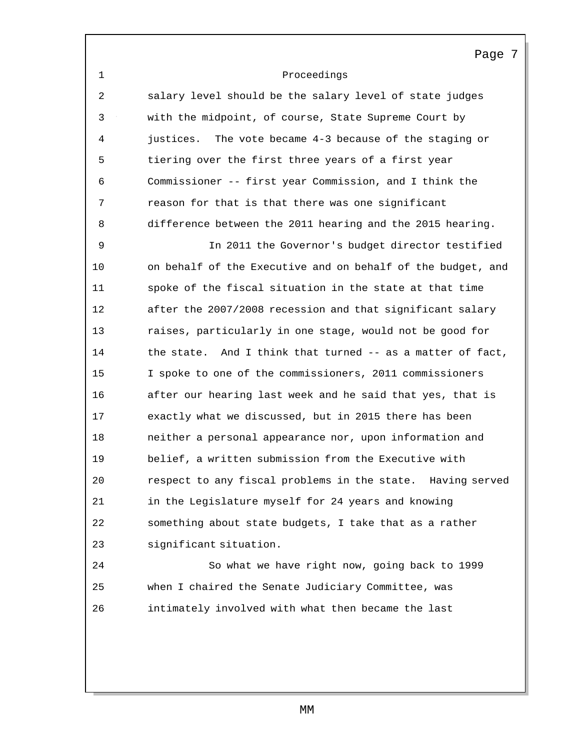Proceedings

salary level should be the salary level of state judges with the midpoint, of course, State Supreme Court by justices. The vote became 4-3 because of the staging or tiering over the first three years of a first year Commissioner -- first year Commission, and I think the reason for that is that there was one significant difference between the 2011 hearing and the 2015 hearing.

In 2011 the Governor's budget director testified on behalf of the Executive and on behalf of the budget, and spoke of the fiscal situation in the state at that time after the 2007/2008 recession and that significant salary raises, particularly in one stage, would not be good for the state. And I think that turned -- as a matter of fact, I spoke to one of the commissioners, 2011 commissioners after our hearing last week and he said that yes, that is exactly what we discussed, but in 2015 there has been neither a personal appearance nor, upon information and belief, a written submission from the Executive with respect to any fiscal problems in the state. Having served in the Legislature myself for 24 years and knowing something about state budgets, I take that as a rather significant situation.

So what we have right now, going back to 1999 when I chaired the Senate Judiciary Committee, was intimately involved with what then became the last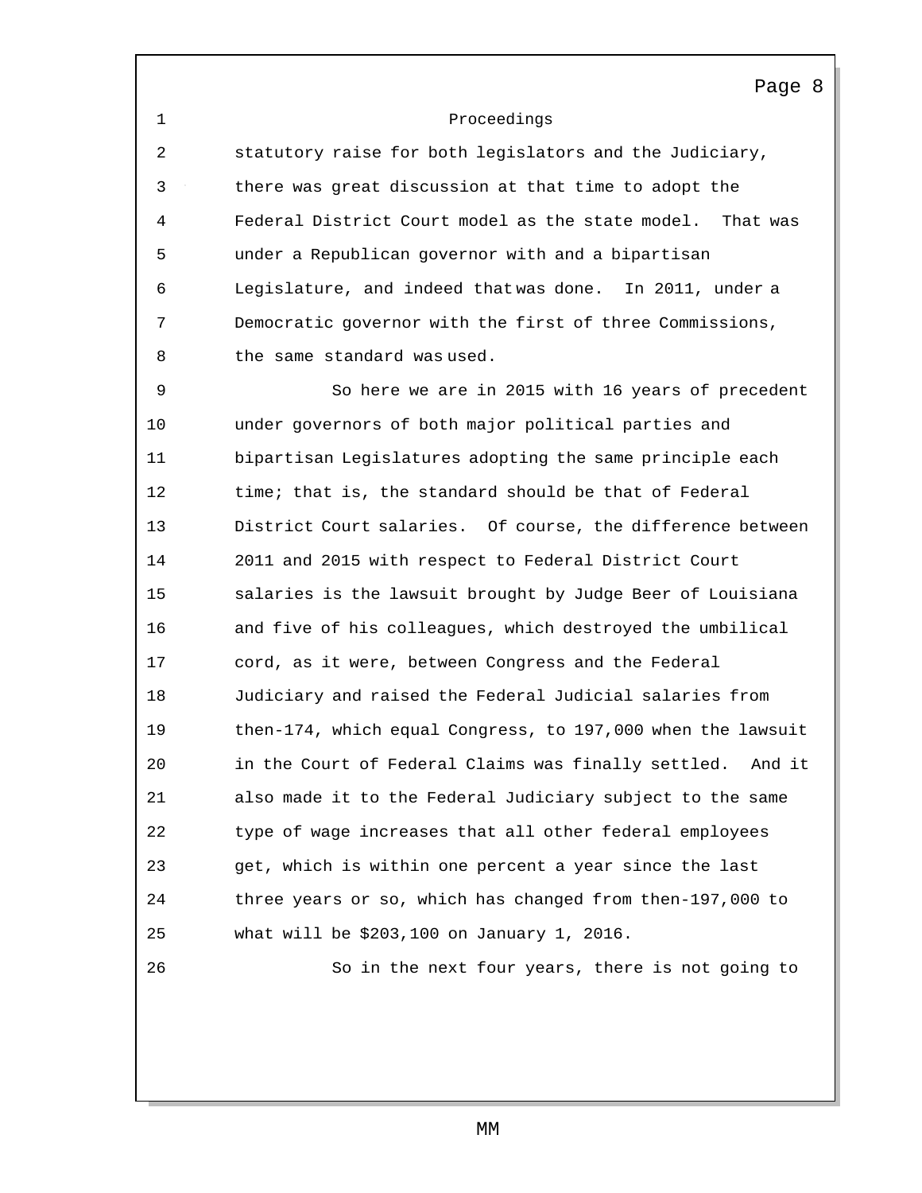Proceedings

statutory raise for both legislators and the Judiciary, there was great discussion at that time to adopt the Federal District Court model as the state model. That was under a Republican governor with and a bipartisan Legislature, and indeed that was done. In 2011, under a Democratic governor with the first of three Commissions, the same standard was used.

So here we are in 2015 with 16 years of precedent under governors of both major political parties and bipartisan Legislatures adopting the same principle each time; that is, the standard should be that of Federal District Court salaries. Of course, the difference between 2011 and 2015 with respect to Federal District Court salaries is the lawsuit brought by Judge Beer of Louisiana and five of his colleagues, which destroyed the umbilical cord, as it were, between Congress and the Federal Judiciary and raised the Federal Judicial salaries from then-174, which equal Congress, to 197,000 when the lawsuit in the Court of Federal Claims was finally settled. And it also made it to the Federal Judiciary subject to the same type of wage increases that all other federal employees get, which is within one percent a year since the last three years or so, which has changed from then-197,000 to what will be $203,100 on January 1, 2016.

So in the next four years, there is not going to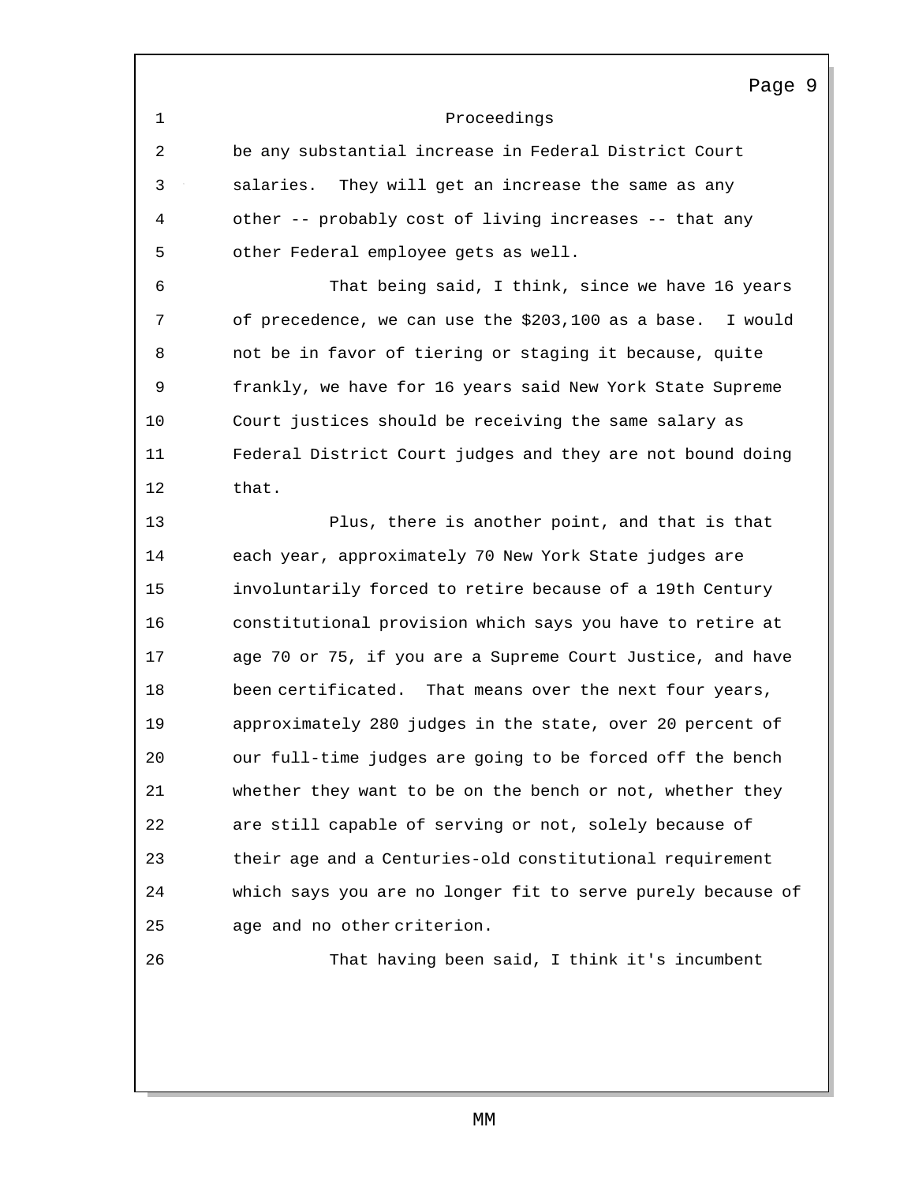Proceedings

be any substantial increase in Federal District Court salaries. They will get an increase the same as any other -- probably cost of living increases -- that any other Federal employee gets as well.

That being said, I think, since we have 16 years of precedence, we can use the $203,100 as a base. I would not be in favor of tiering or staging it because, quite frankly, we have for 16 years said New York State Supreme Court justices should be receiving the same salary as Federal District Court judges and they are not bound doing that.

Plus, there is another point, and that is that each year, approximately 70 New York State judges are involuntarily forced to retire because of a 19th Century constitutional provision which says you have to retire at age 70 or 75, if you are a Supreme Court Justice, and have been certificated. That means over the next four years, approximately 280 judges in the state, over 20 percent of our full-time judges are going to be forced off the bench whether they want to be on the bench or not, whether they are still capable of serving or not, solely because of their age and a Centuries-old constitutional requirement which says you are no longer fit to serve purely because of age and no other criterion.

That having been said, I think it's incumbent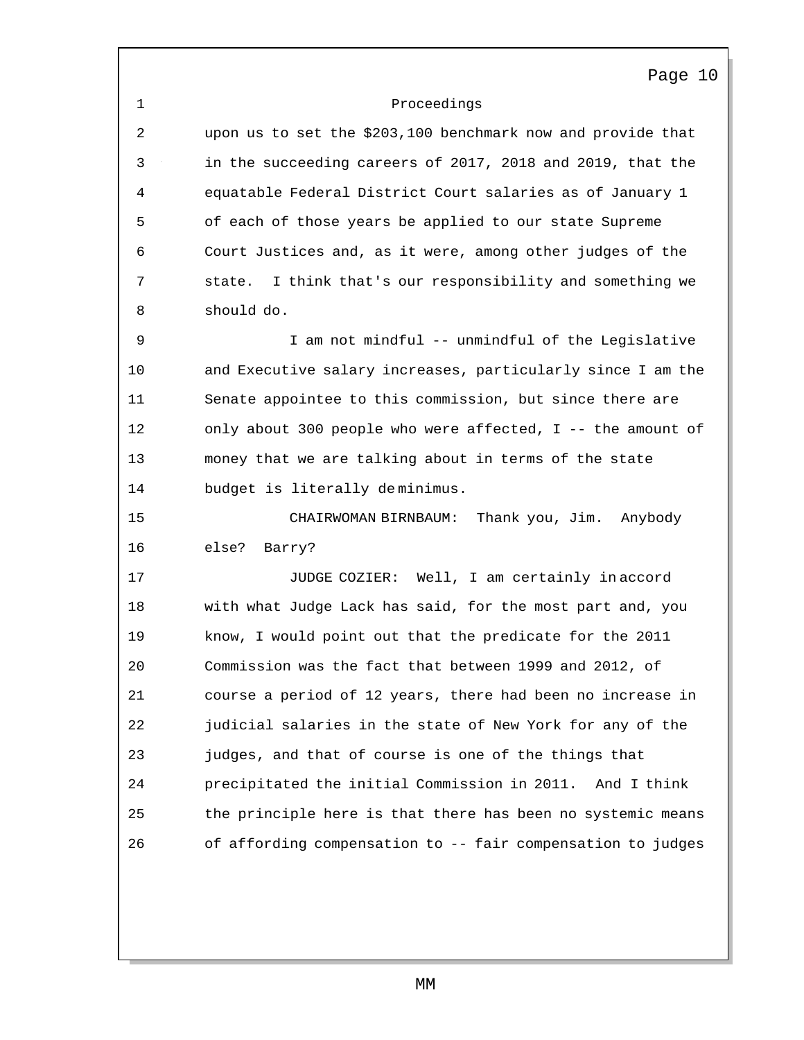Proceedings

upon us to set the $203,100 benchmark now and provide that in the succeeding careers of 2017, 2018 and 2019, that the equatable Federal District Court salaries as of January 1 of each of those years be applied to our state Supreme Court Justices and, as it were, among other judges of the state. I think that's our responsibility and something we should do.

I am not mindful -- unmindful of the Legislative and Executive salary increases, particularly since I am the Senate appointee to this commission, but since there are only about 300 people who were affected, I -- the amount of money that we are talking about in terms of the state budget is literally de minimus.

CHAIRWOMAN BIRNBAUM: Thank you, Jim. Anybody else? Barry?

JUDGE COZIER: Well, I am certainly in accord with what Judge Lack has said, for the most part and, you know, I would point out that the predicate for the 2011 Commission was the fact that between 1999 and 2012, of course a period of 12 years, there had been no increase in judicial salaries in the state of New York for any of the judges, and that of course is one of the things that precipitated the initial Commission in 2011. And I think the principle here is that there has been no systemic means of affording compensation to -- fair compensation to judges

MM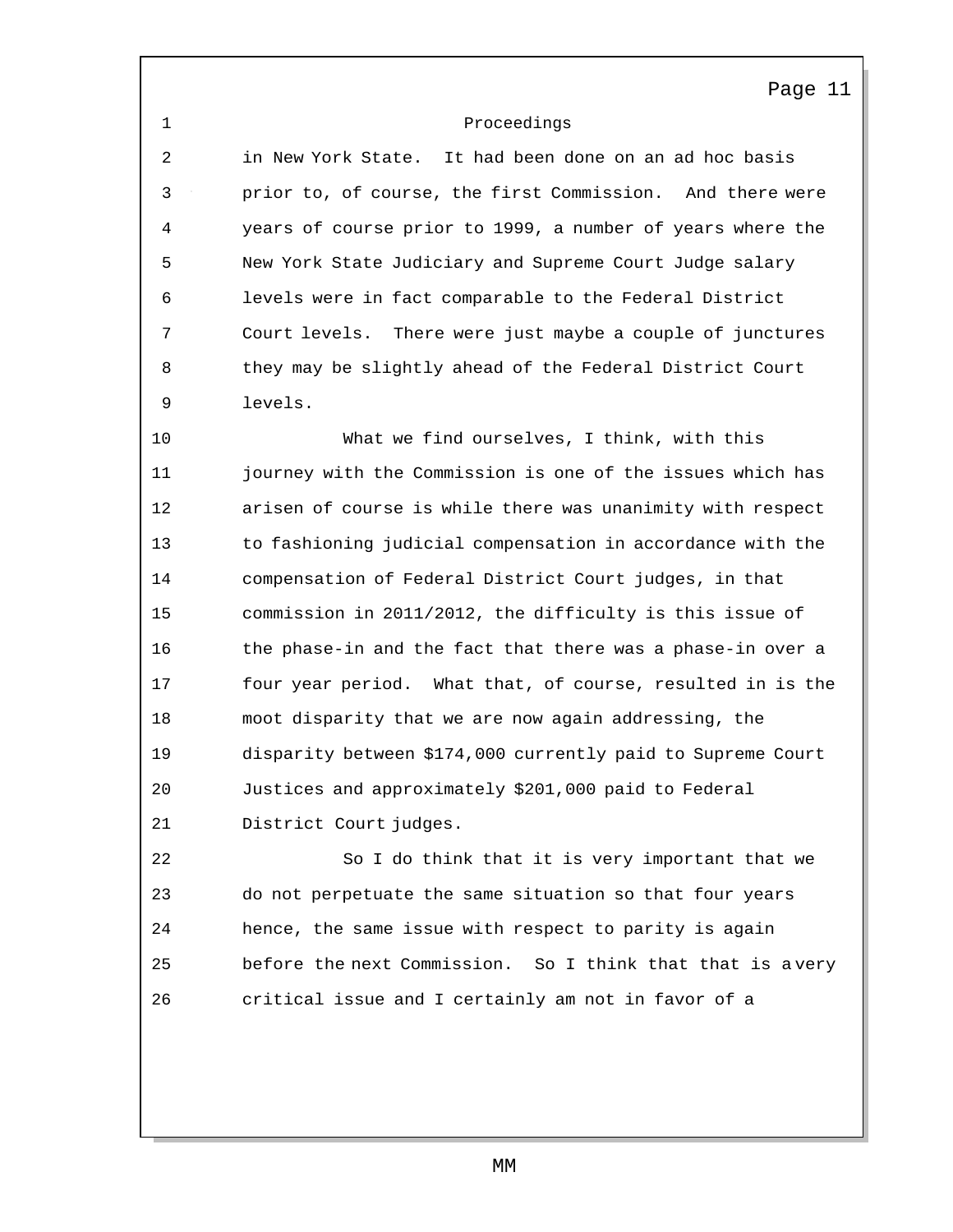Proceedings

in New York State. It had been done on an ad hoc basis prior to, of course, the first Commission. And there were years of course prior to 1999, a number of years where the New York State Judiciary and Supreme Court Judge salary levels were in fact comparable to the Federal District Court levels. There were just maybe a couple of junctures they may be slightly ahead of the Federal District Court levels.

What we find ourselves, I think, with this journey with the Commission is one of the issues which has arisen of course is while there was unanimity with respect to fashioning judicial compensation in accordance with the compensation of Federal District Court judges, in that commission in 2011/2012, the difficulty is this issue of the phase-in and the fact that there was a phase-in over a four year period. What that, of course, resulted in is the moot disparity that we are now again addressing, the disparity between $174,000 currently paid to Supreme Court Justices and approximately $201,000 paid to Federal District Court judges.

So I do think that it is very important that we do not perpetuate the same situation so that four years hence, the same issue with respect to parity is again before the next Commission. So I think that that is a very critical issue and I certainly am not in favor of a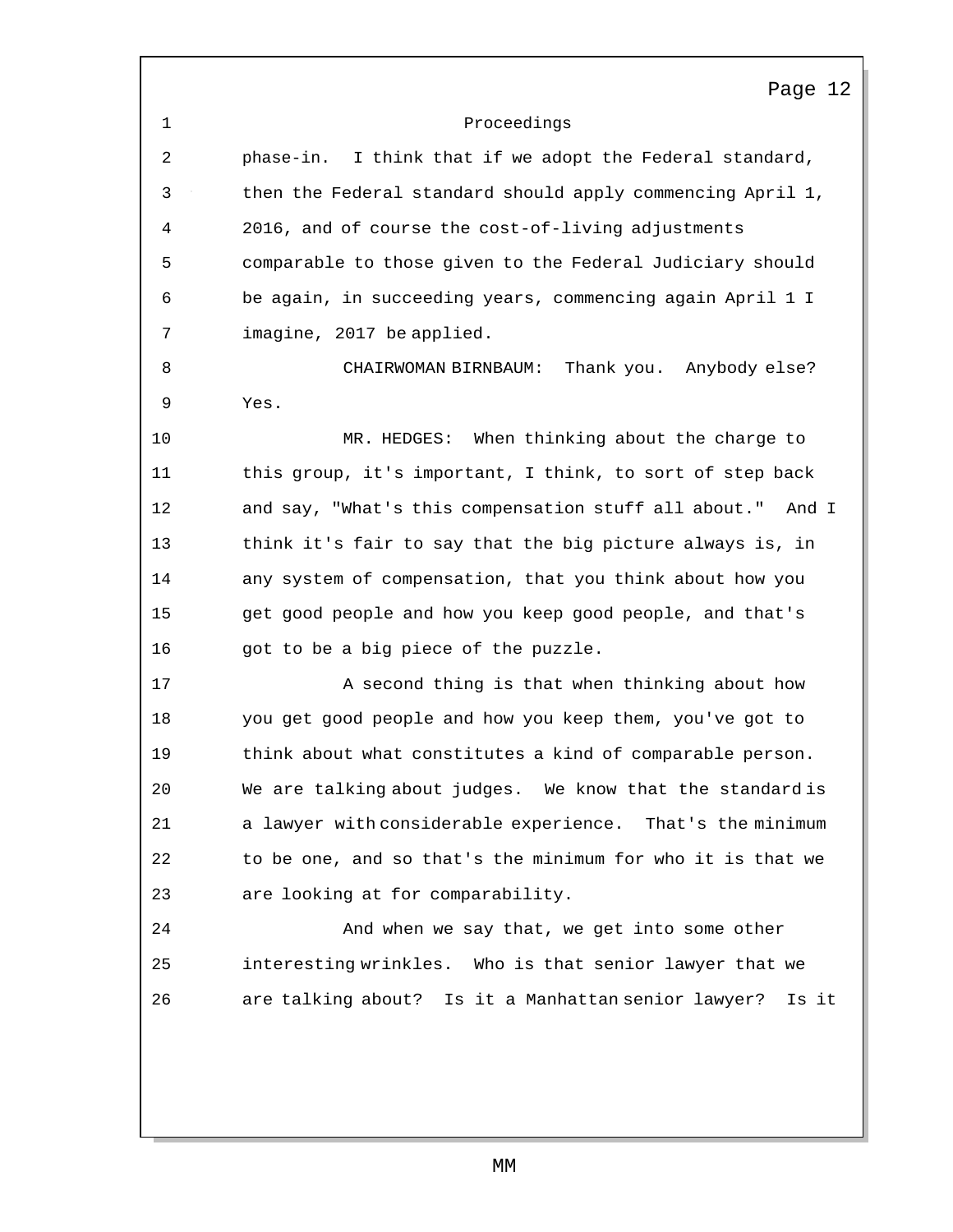Proceedings

phase-in. I think that if we adopt the Federal standard, then the Federal standard should apply commencing April 1, 2016, and of course the cost-of-living adjustments comparable to those given to the Federal Judiciary should be again, in succeeding years, commencing again April 1 I imagine, 2017 be applied.

CHAIRWOMAN BIRNBAUM: Thank you. Anybody else? Yes.

MR. HEDGES: When thinking about the charge to this group, it's important, I think, to sort of step back and say, "What's this compensation stuff all about." And I think it's fair to say that the big picture always is, in any system of compensation, that you think about how you get good people and how you keep good people, and that's got to be a big piece of the puzzle.

A second thing is that when thinking about how you get good people and how you keep them, you've got to think about what constitutes a kind of comparable person. We are talking about judges. We know that the standard is a lawyer with considerable experience. That's the minimum to be one, and so that's the minimum for who it is that we are looking at for comparability.

And when we say that, we get into some other interesting wrinkles. Who is that senior lawyer that we are talking about? Is it a Manhattan senior lawyer? Is it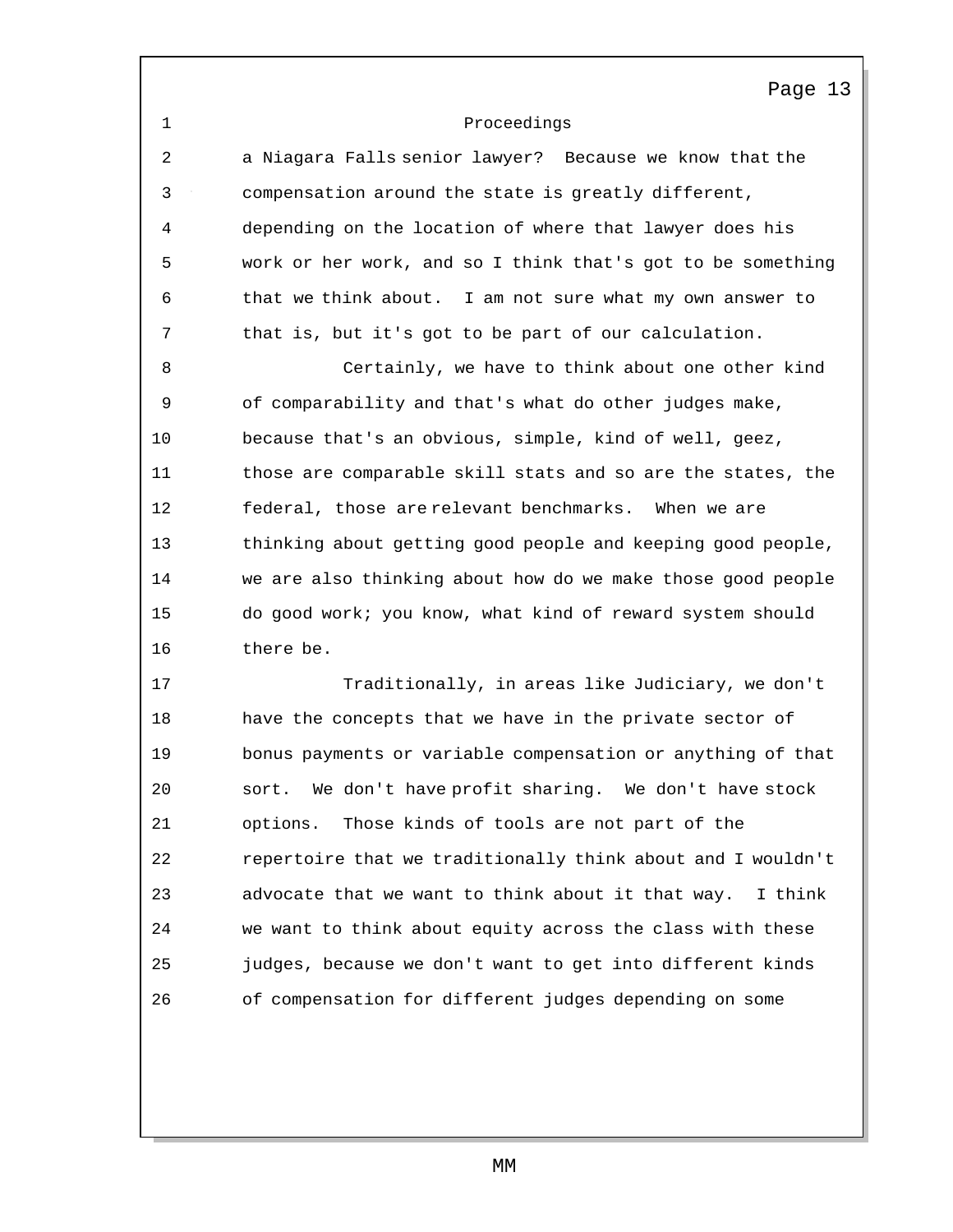Proceedings

a Niagara Falls senior lawyer? Because we know that the compensation around the state is greatly different, depending on the location of where that lawyer does his work or her work, and so I think that's got to be something that we think about. I am not sure what my own answer to that is, but it's got to be part of our calculation.

Certainly, we have to think about one other kind of comparability and that's what do other judges make, because that's an obvious, simple, kind of well, geez, those are comparable skill stats and so are the states, the federal, those are relevant benchmarks. When we are thinking about getting good people and keeping good people, we are also thinking about how do we make those good people do good work; you know, what kind of reward system should there be.

Traditionally, in areas like Judiciary, we don't have the concepts that we have in the private sector of bonus payments or variable compensation or anything of that sort. We don't have profit sharing. We don't have stock options. Those kinds of tools are not part of the repertoire that we traditionally think about and I wouldn't advocate that we want to think about it that way. I think we want to think about equity across the class with these judges, because we don't want to get into different kinds of compensation for different judges depending on some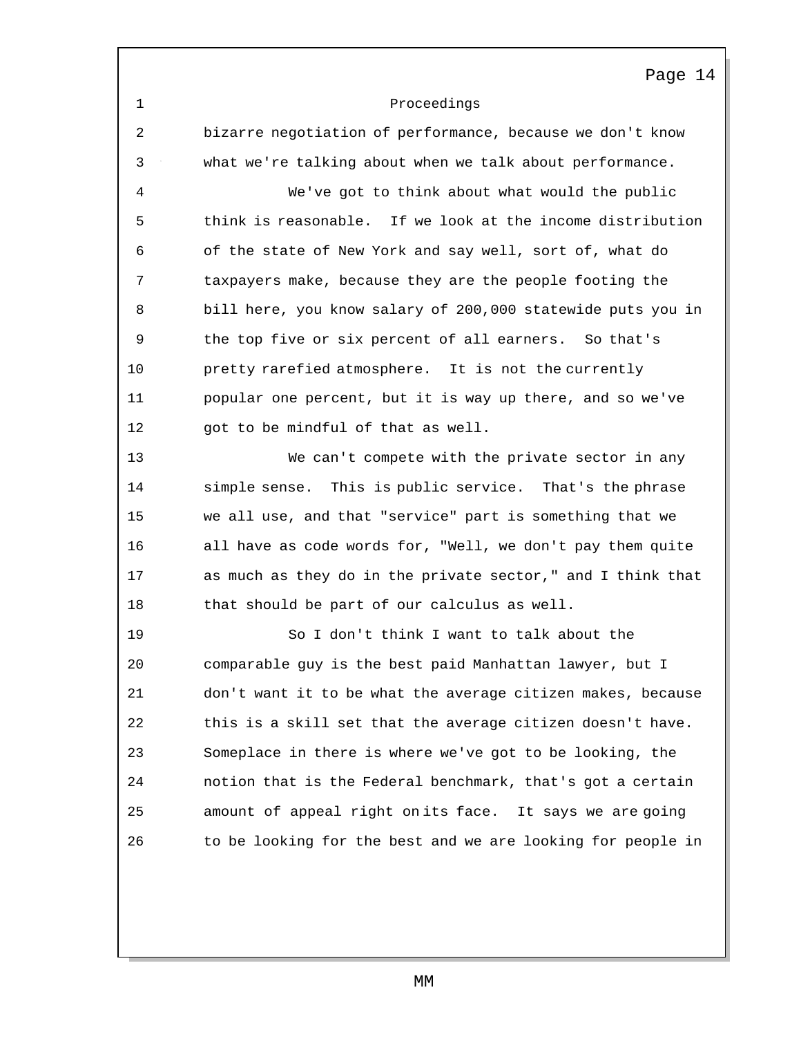bizarre negotiation of performance, because we don't know what we're talking about when we talk about performance.

We've got to think about what would the public think is reasonable. If we look at the income distribution of the state of New York and say well, sort of, what do taxpayers make, because they are the people footing the bill here, you know salary of 200,000 statewide puts you in the top five or six percent of all earners. So that's pretty rarefied atmosphere. It is not the currently popular one percent, but it is way up there, and so we've got to be mindful of that as well.

We can't compete with the private sector in any simple sense. This is public service. That's the phrase we all use, and that "service" part is something that we all have as code words for, "Well, we don't pay them quite as much as they do in the private sector," and I think that that should be part of our calculus as well.

So I don't think I want to talk about the comparable guy is the best paid Manhattan lawyer, but I don't want it to be what the average citizen makes, because this is a skill set that the average citizen doesn't have. Someplace in there is where we've got to be looking, the notion that is the Federal benchmark, that's got a certain amount of appeal right on its face. It says we are going to be looking for the best and we are looking for people in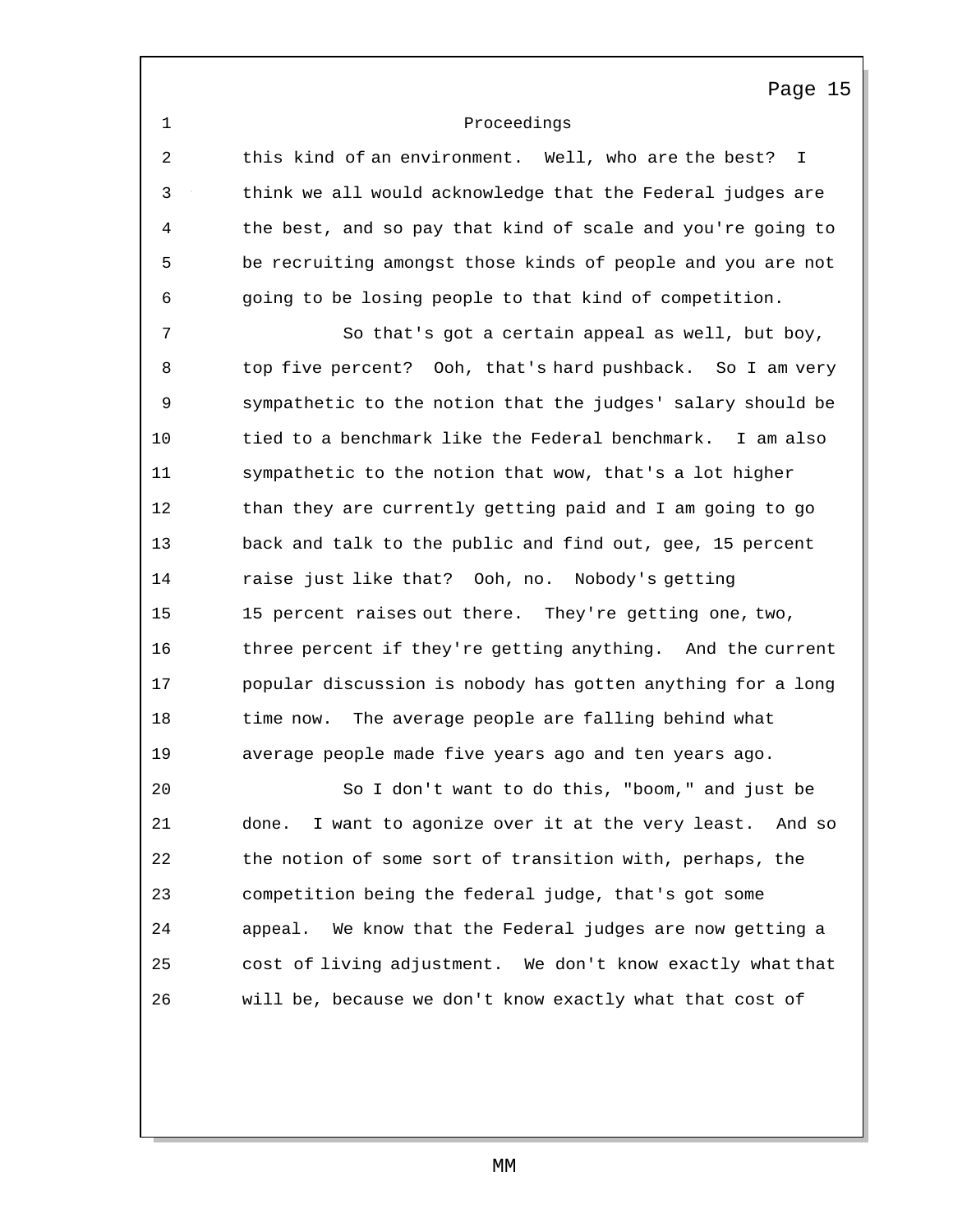Proceedings

this kind of an environment. Well, who are the best? I think we all would acknowledge that the Federal judges are the best, and so pay that kind of scale and you're going to be recruiting amongst those kinds of people and you are not going to be losing people to that kind of competition.

So that's got a certain appeal as well, but boy, top five percent? Ooh, that's hard pushback. So I am very sympathetic to the notion that the judges' salary should be tied to a benchmark like the Federal benchmark. I am also sympathetic to the notion that wow, that's a lot higher than they are currently getting paid and I am going to go back and talk to the public and find out, gee, 15 percent raise just like that? Ooh, no. Nobody's getting 15 percent raises out there. They're getting one, two, three percent if they're getting anything. And the current popular discussion is nobody has gotten anything for a long time now. The average people are falling behind what average people made five years ago and ten years ago.

So I don't want to do this, "boom," and just be done. I want to agonize over it at the very least. And so the notion of some sort of transition with, perhaps, the competition being the federal judge, that's got some appeal. We know that the Federal judges are now getting a cost of living adjustment. We don't know exactly what that will be, because we don't know exactly what that cost of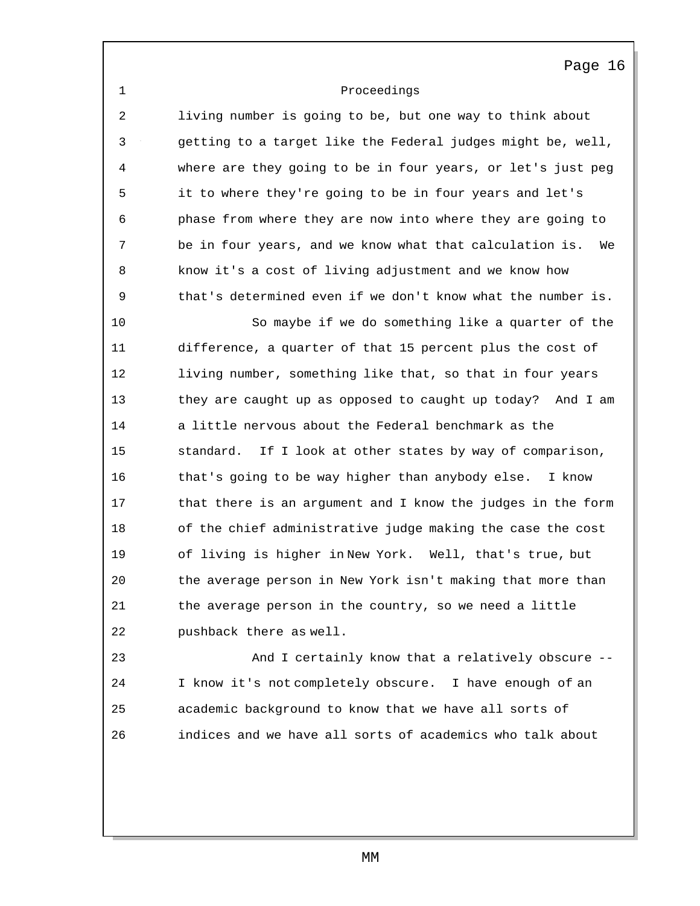Proceedings

living number is going to be, but one way to think about getting to a target like the Federal judges might be, well, where are they going to be in four years, or let's just peg it to where they're going to be in four years and let's phase from where they are now into where they are going to be in four years, and we know what that calculation is. We know it's a cost of living adjustment and we know how that's determined even if we don't know what the number is.

So maybe if we do something like a quarter of the difference, a quarter of that 15 percent plus the cost of living number, something like that, so that in four years they are caught up as opposed to caught up today? And I am a little nervous about the Federal benchmark as the standard. If I look at other states by way of comparison, that's going to be way higher than anybody else. I know that there is an argument and I know the judges in the form of the chief administrative judge making the case the cost of living is higher in New York. Well, that's true, but the average person in New York isn't making that more than the average person in the country, so we need a little pushback there as well.

And I certainly know that a relatively obscure -- I know it's not completely obscure. I have enough of an academic background to know that we have all sorts of indices and we have all sorts of academics who talk about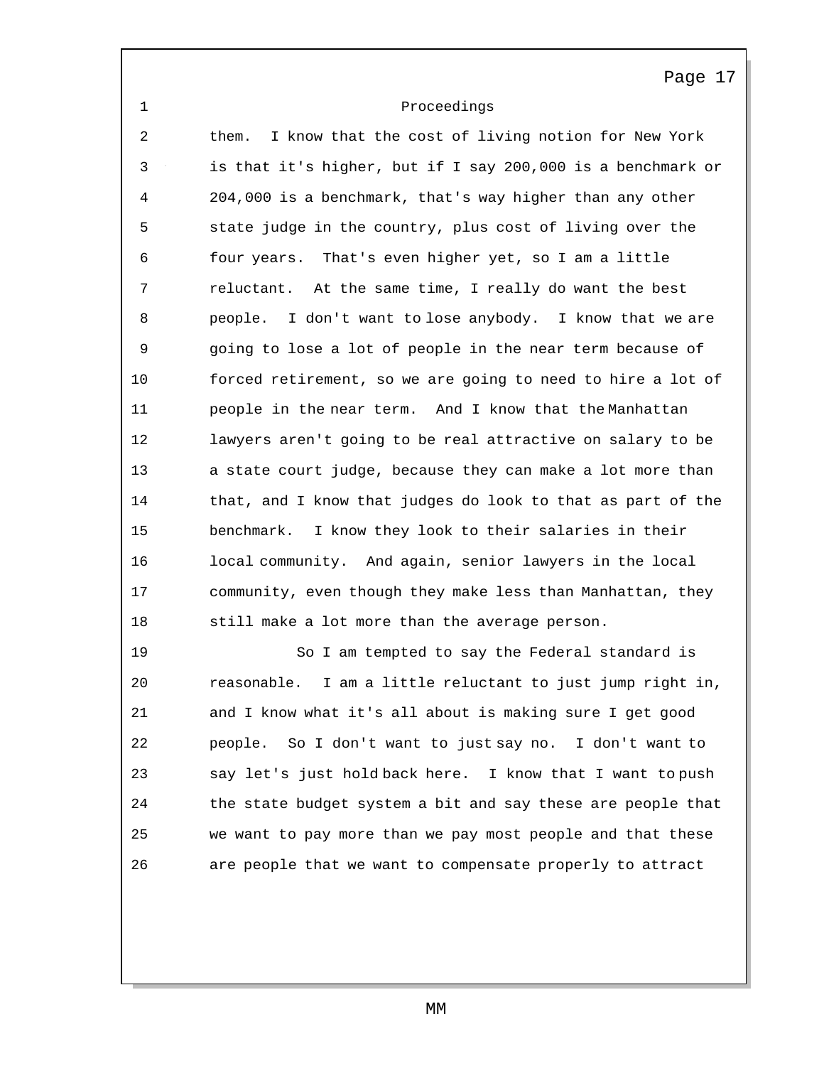them. I know that the cost of living notion for New York is that it's higher, but if I say 200,000 is a benchmark or 204,000 is a benchmark, that's way higher than any other state judge in the country, plus cost of living over the four years. That's even higher yet, so I am a little reluctant. At the same time, I really do want the best people. I don't want to lose anybody. I know that we are going to lose a lot of people in the near term because of forced retirement, so we are going to need to hire a lot of people in the near term. And I know that the Manhattan lawyers aren't going to be real attractive on salary to be a state court judge, because they can make a lot more than that, and I know that judges do look to that as part of the benchmark. I know they look to their salaries in their local community. And again, senior lawyers in the local community, even though they make less than Manhattan, they still make a lot more than the average person.

So I am tempted to say the Federal standard is reasonable. I am a little reluctant to just jump right in, and I know what it's all about is making sure I get good people. So I don't want to just say no. I don't want to say let's just hold back here. I know that I want to push the state budget system a bit and say these are people that we want to pay more than we pay most people and that these are people that we want to compensate properly to attract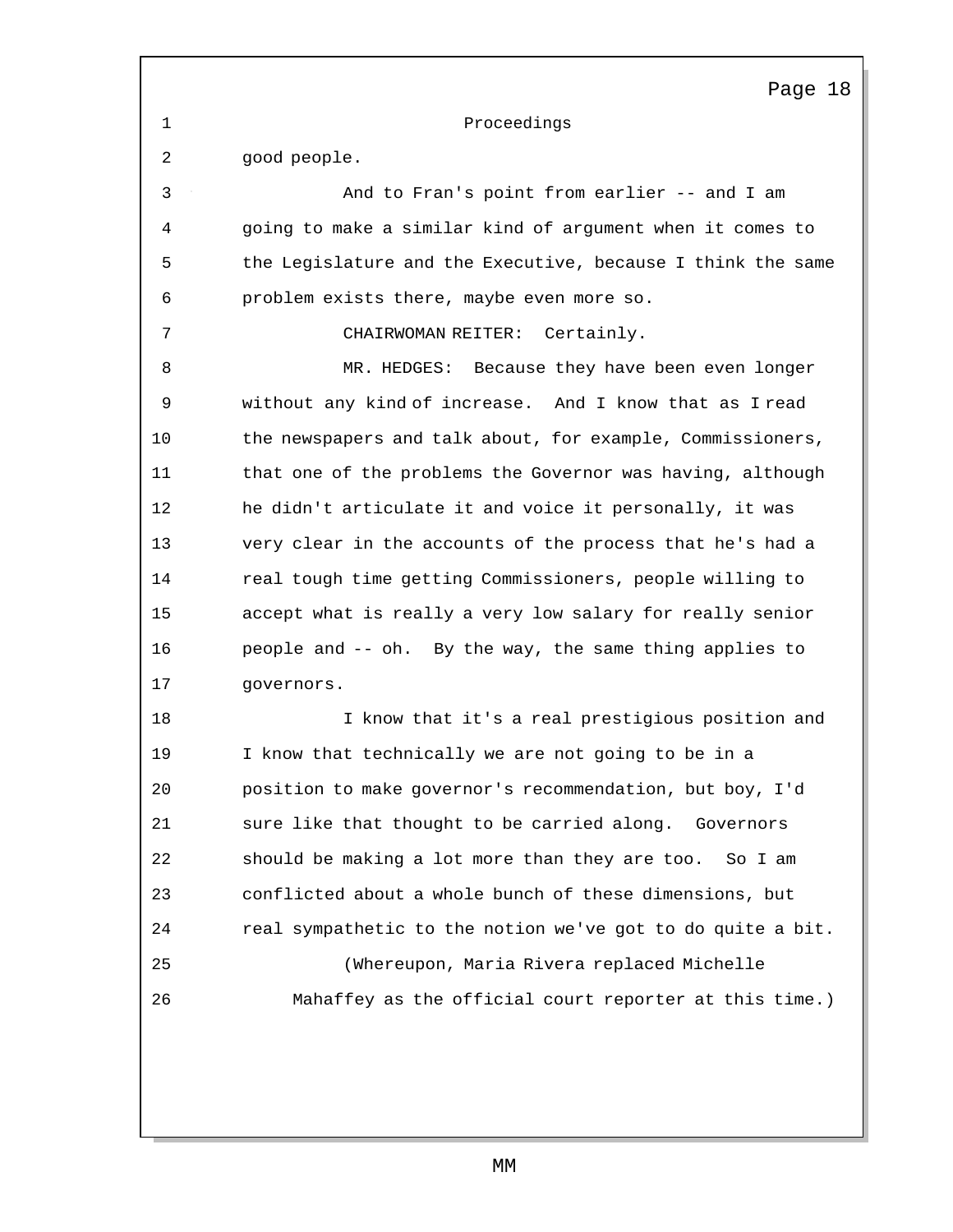Proceedings

good people.

And to Fran's point from earlier -- and I am going to make a similar kind of argument when it comes to the Legislature and the Executive, because I think the same problem exists there, maybe even more so.

CHAIRWOMAN REITER: Certainly.

MR. HEDGES: Because they have been even longer without any kind of increase. And I know that as I read the newspapers and talk about, for example, Commissioners, that one of the problems the Governor was having, although he didn't articulate it and voice it personally, it was very clear in the accounts of the process that he's had a real tough time getting Commissioners, people willing to accept what is really a very low salary for really senior people and -- oh. By the way, the same thing applies to governors.

I know that it's a real prestigious position and I know that technically we are not going to be in a position to make governor's recommendation, but boy, I'd sure like that thought to be carried along. Governors should be making a lot more than they are too. So I am conflicted about a whole bunch of these dimensions, but real sympathetic to the notion we've got to do quite a bit.

(Whereupon, Maria Rivera replaced Michelle Mahaffey as the official court reporter at this time.)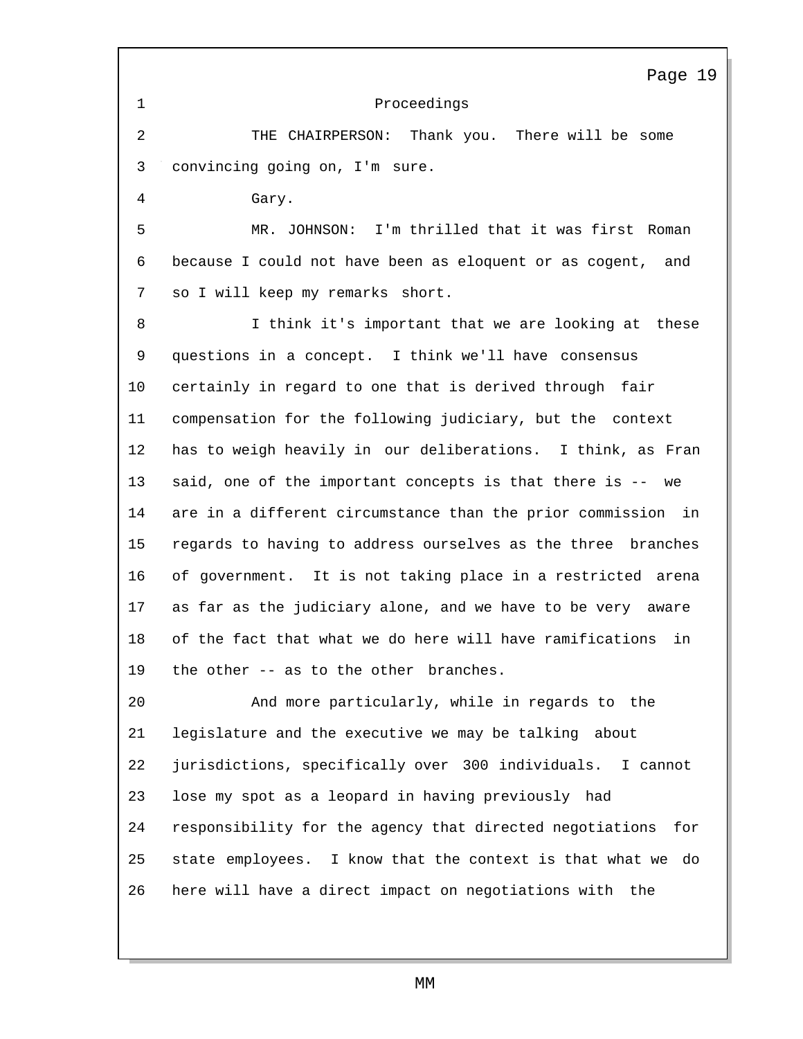Proceedings

THE CHAIRPERSON: Thank you. There will be some convincing going on, I'm sure.

Gary.

MR. JOHNSON: I'm thrilled that it was first Roman because I could not have been as eloquent or as cogent, and so I will keep my remarks short.

I think it's important that we are looking at these questions in a concept. I think we'll have consensus certainly in regard to one that is derived through fair compensation for the following judiciary, but the context has to weigh heavily in our deliberations. I think, as Fran said, one of the important concepts is that there is -- we are in a different circumstance than the prior commission in regards to having to address ourselves as the three branches of government. It is not taking place in a restricted arena as far as the judiciary alone, and we have to be very aware of the fact that what we do here will have ramifications in the other -- as to the other branches.

And more particularly, while in regards to the legislature and the executive we may be talking about jurisdictions, specifically over 300 individuals. I cannot lose my spot as a leopard in having previously had responsibility for the agency that directed negotiations for state employees. I know that the context is that what we do here will have a direct impact on negotiations with the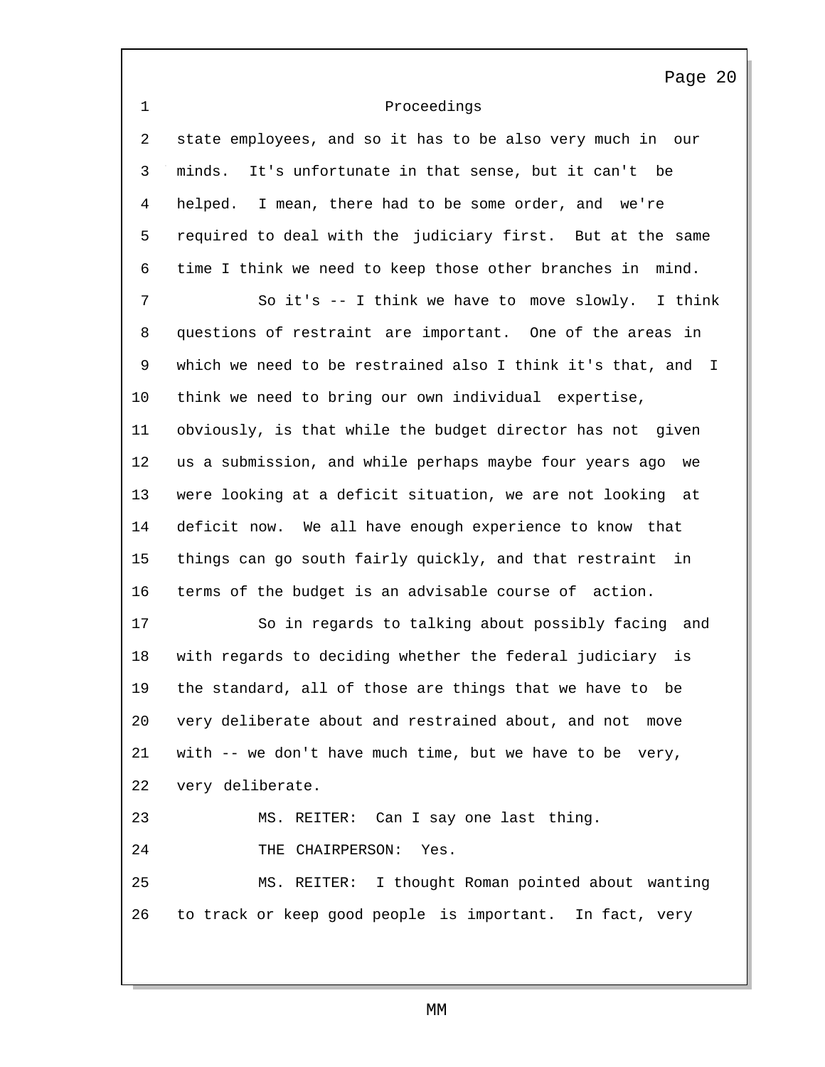Proceedings

state employees, and so it has to be also very much in our minds. It's unfortunate in that sense, but it can't be helped. I mean, there had to be some order, and we're required to deal with the judiciary first. But at the same time I think we need to keep those other branches in mind.

So it's -- I think we have to move slowly. I think questions of restraint are important. One of the areas in which we need to be restrained also I think it's that, and I think we need to bring our own individual expertise, obviously, is that while the budget director has not given us a submission, and while perhaps maybe four years ago we were looking at a deficit situation, we are not looking at deficit now. We all have enough experience to know that things can go south fairly quickly, and that restraint in terms of the budget is an advisable course of action.

So in regards to talking about possibly facing and with regards to deciding whether the federal judiciary is the standard, all of those are things that we have to be very deliberate about and restrained about, and not move with -- we don't have much time, but we have to be very, very deliberate.

MS. REITER: Can I say one last thing.

THE CHAIRPERSON: Yes.

MS. REITER: I thought Roman pointed about wanting to track or keep good people is important. In fact, very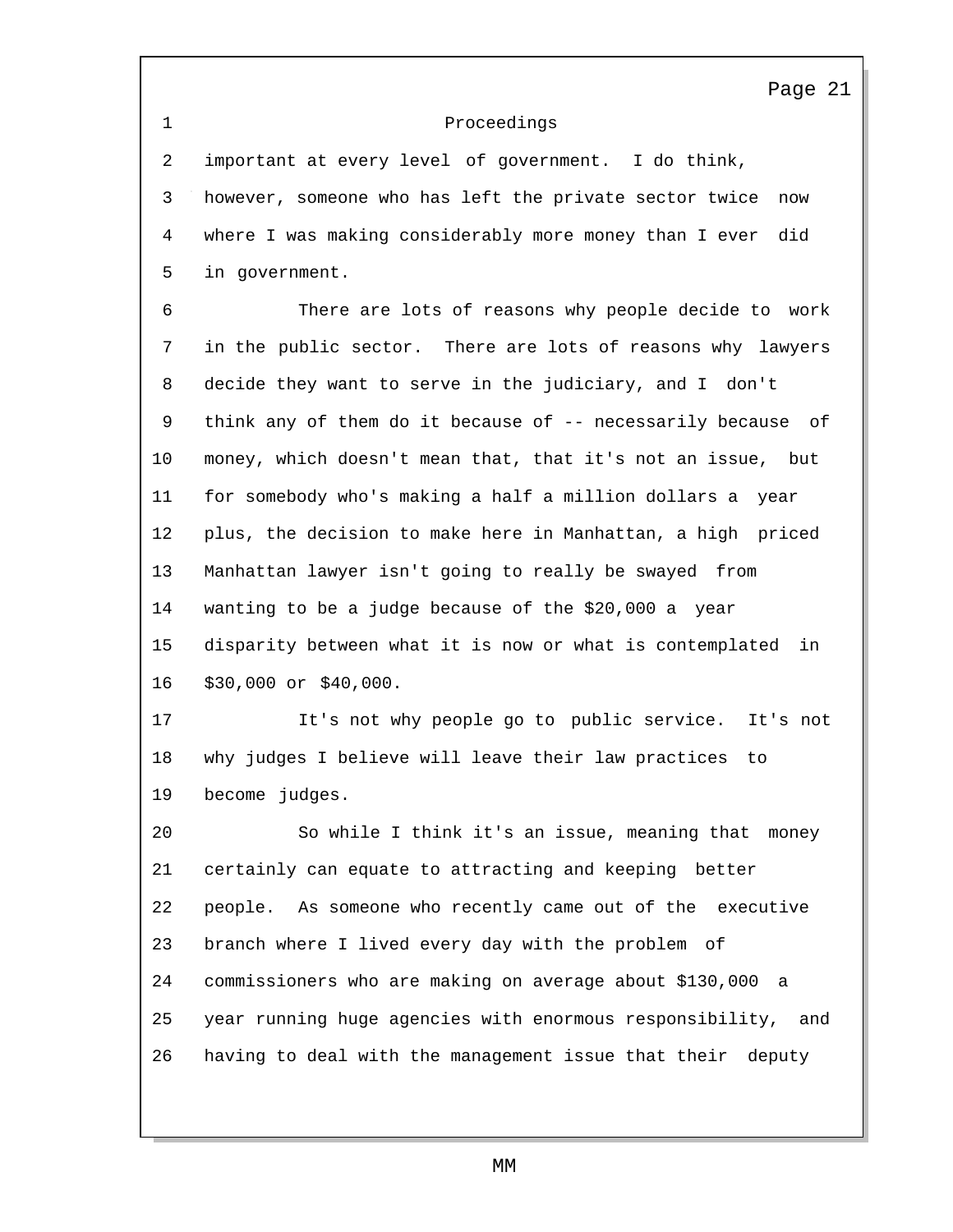Proceedings

important at every level of government. I do think, however, someone who has left the private sector twice now where I was making considerably more money than I ever did in government.

There are lots of reasons why people decide to work in the public sector. There are lots of reasons why lawyers decide they want to serve in the judiciary, and I don't think any of them do it because of -- necessarily because of money, which doesn't mean that, that it's not an issue, but for somebody who's making a half a million dollars a year plus, the decision to make here in Manhattan, a high priced Manhattan lawyer isn't going to really be swayed from wanting to be a judge because of the $20,000 a year disparity between what it is now or what is contemplated in $30,000 or $40,000.

It's not why people go to public service. It's not why judges I believe will leave their law practices to become judges.

So while I think it's an issue, meaning that money certainly can equate to attracting and keeping better people. As someone who recently came out of the executive branch where I lived every day with the problem of commissioners who are making on average about $130,000 a year running huge agencies with enormous responsibility, and having to deal with the management issue that their deputy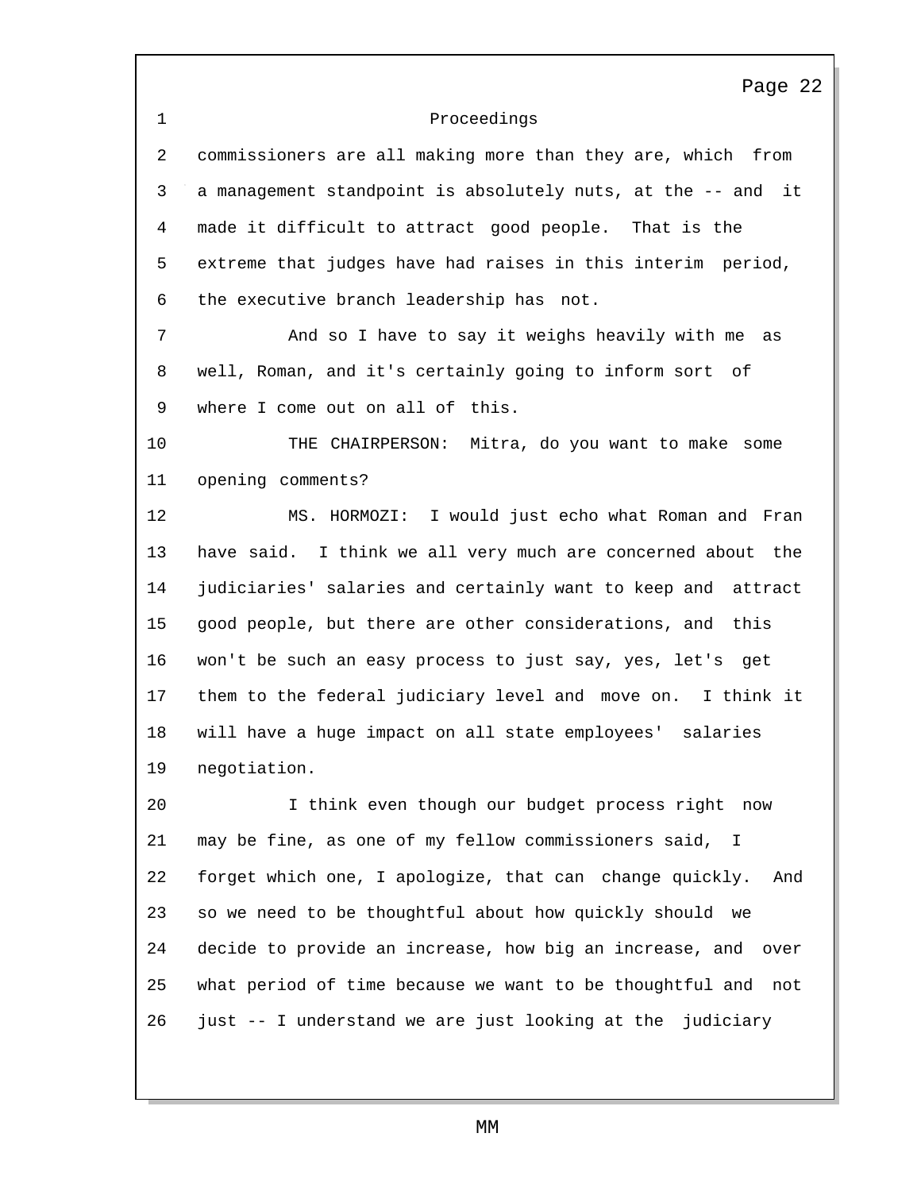Proceedings

commissioners are all making more than they are, which from a management standpoint is absolutely nuts, at the -- and it made it difficult to attract good people. That is the extreme that judges have had raises in this interim period, the executive branch leadership has not.

And so I have to say it weighs heavily with me as well, Roman, and it's certainly going to inform sort of where I come out on all of this.

THE CHAIRPERSON: Mitra, do you want to make some opening comments?

MS. HORMOZI: I would just echo what Roman and Fran have said. I think we all very much are concerned about the judiciaries' salaries and certainly want to keep and attract good people, but there are other considerations, and this won't be such an easy process to just say, yes, let's get them to the federal judiciary level and move on. I think it will have a huge impact on all state employees' salaries negotiation.

I think even though our budget process right now may be fine, as one of my fellow commissioners said, I forget which one, I apologize, that can change quickly. And so we need to be thoughtful about how quickly should we decide to provide an increase, how big an increase, and over what period of time because we want to be thoughtful and not just -- I understand we are just looking at the judiciary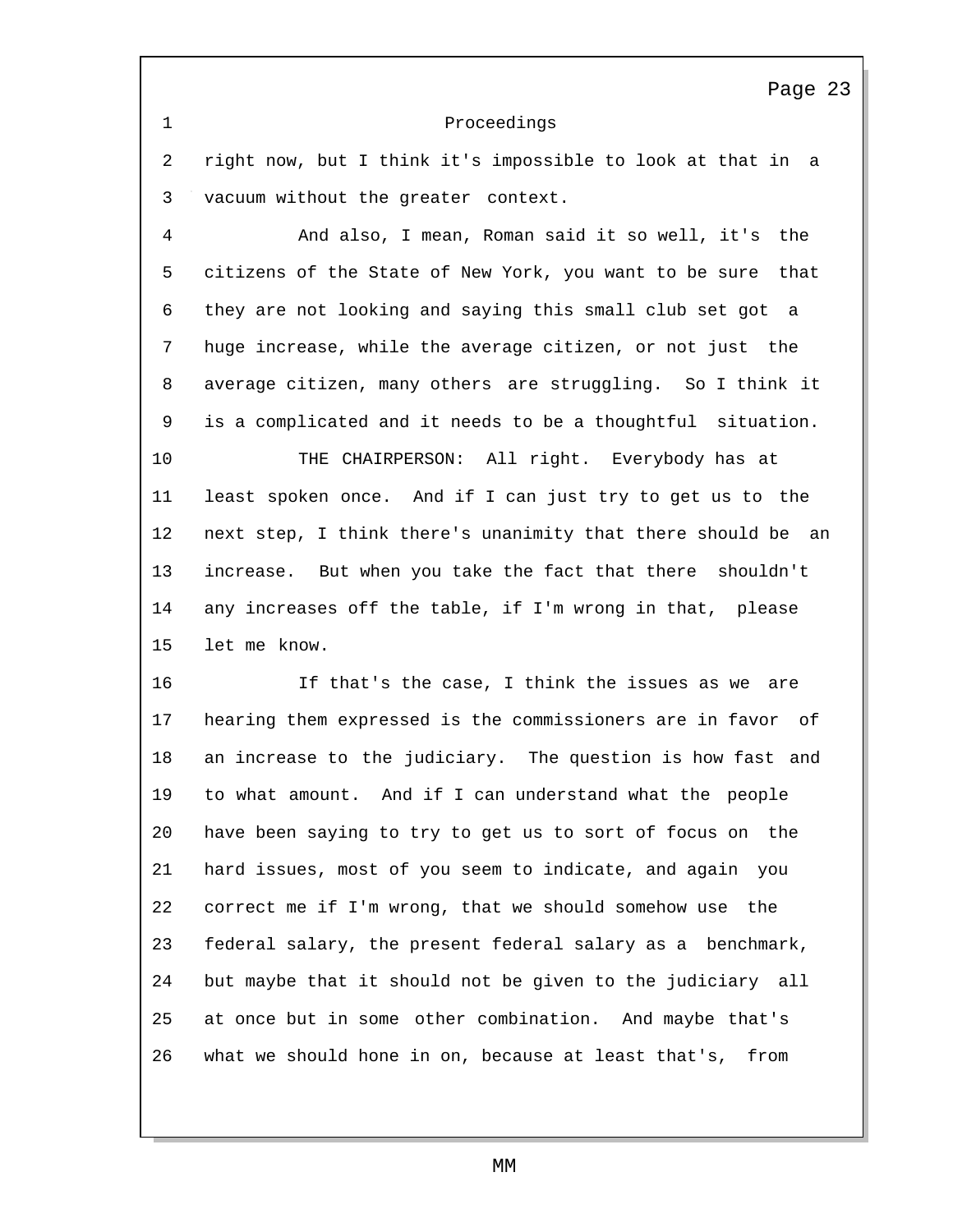Proceedings

right now, but I think it's impossible to look at that in a vacuum without the greater context.

And also, I mean, Roman said it so well, it's the citizens of the State of New York, you want to be sure that they are not looking and saying this small club set got a huge increase, while the average citizen, or not just the average citizen, many others are struggling. So I think it is a complicated and it needs to be a thoughtful situation.

THE CHAIRPERSON: All right. Everybody has at least spoken once. And if I can just try to get us to the next step, I think there's unanimity that there should be an increase. But when you take the fact that there shouldn't any increases off the table, if I'm wrong in that, please let me know.

If that's the case, I think the issues as we are hearing them expressed is the commissioners are in favor of an increase to the judiciary. The question is how fast and to what amount. And if I can understand what the people have been saying to try to get us to sort of focus on the hard issues, most of you seem to indicate, and again you correct me if I'm wrong, that we should somehow use the federal salary, the present federal salary as a benchmark, but maybe that it should not be given to the judiciary all at once but in some other combination. And maybe that's what we should hone in on, because at least that's, from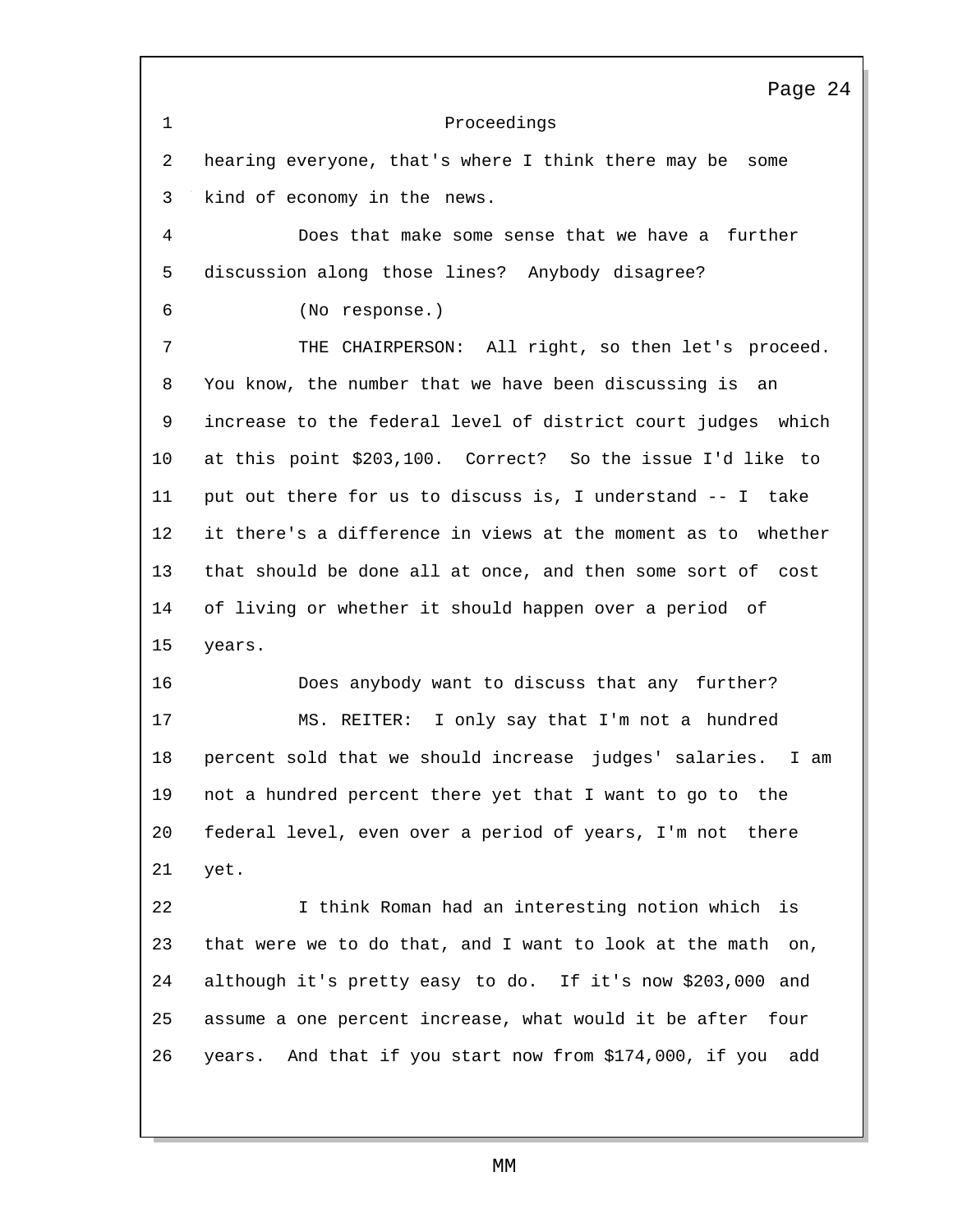Proceedings

hearing everyone, that's where I think there may be some kind of economy in the news.

Does that make some sense that we have a further discussion along those lines? Anybody disagree?

(No response.)

THE CHAIRPERSON: All right, so then let's proceed. You know, the number that we have been discussing is an increase to the federal level of district court judges which at this point $203,100. Correct? So the issue I'd like to put out there for us to discuss is, I understand -- I take it there's a difference in views at the moment as to whether that should be done all at once, and then some sort of cost of living or whether it should happen over a period of years.

Does anybody want to discuss that any further?

MS. REITER: I only say that I'm not a hundred percent sold that we should increase judges' salaries. I am not a hundred percent there yet that I want to go to the federal level, even over a period of years, I'm not there yet.

I think Roman had an interesting notion which is that were we to do that, and I want to look at the math on, although it's pretty easy to do. If it's now $203,000 and assume a one percent increase, what would it be after four years. And that if you start now from $174,000, if you add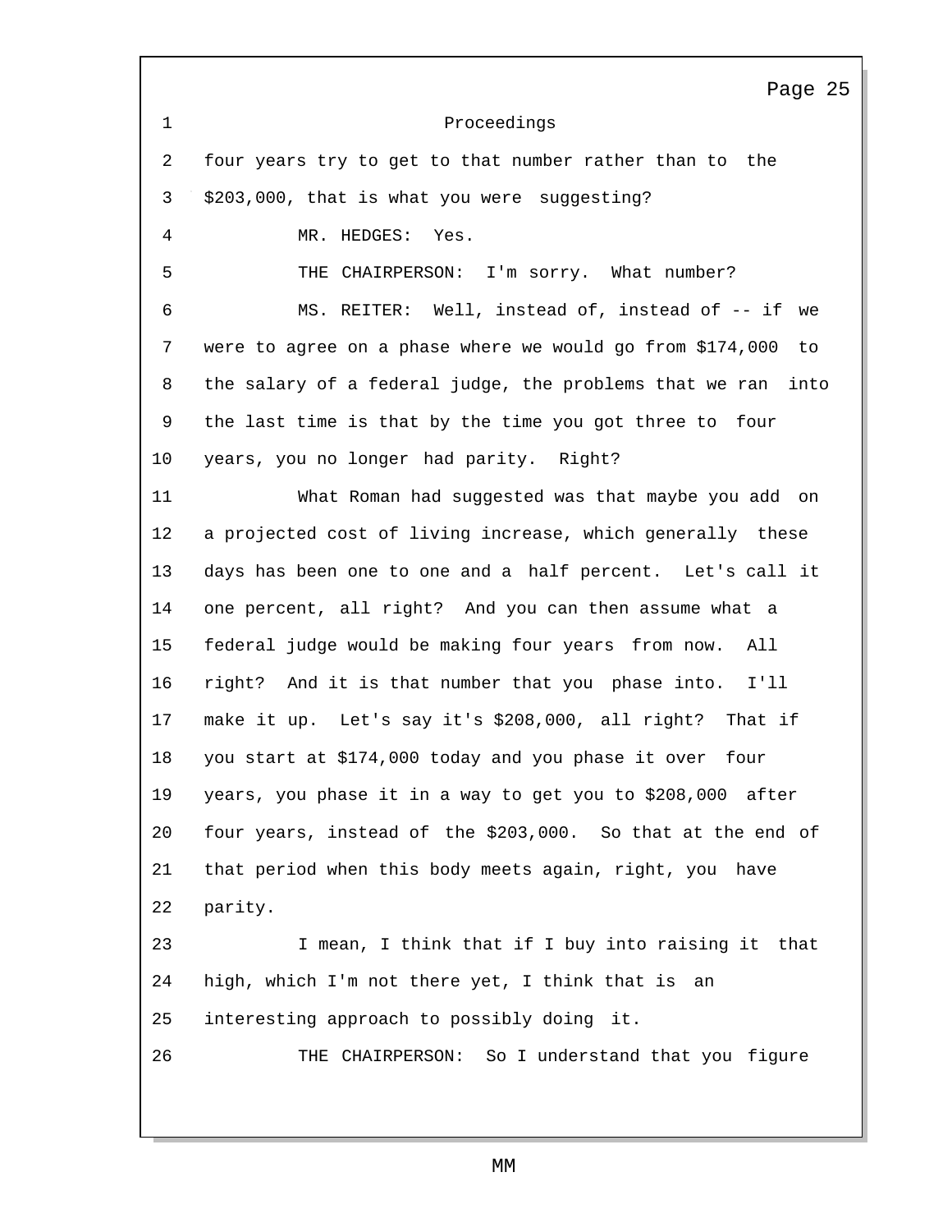Proceedings

four years try to get to that number rather than to the $203,000, that is what you were suggesting?

MR. HEDGES: Yes.

THE CHAIRPERSON: I'm sorry. What number?

MS. REITER: Well, instead of, instead of -- if we were to agree on a phase where we would go from $174,000 to the salary of a federal judge, the problems that we ran into the last time is that by the time you got three to four years, you no longer had parity. Right?

What Roman had suggested was that maybe you add on a projected cost of living increase, which generally these days has been one to one and a half percent. Let's call it one percent, all right? And you can then assume what a federal judge would be making four years from now. All right? And it is that number that you phase into. I'll make it up. Let's say it's $208,000, all right? That if you start at $174,000 today and you phase it over four years, you phase it in a way to get you to $208,000 after four years, instead of the $203,000. So that at the end of that period when this body meets again, right, you have parity.

I mean, I think that if I buy into raising it that high, which I'm not there yet, I think that is an interesting approach to possibly doing it.

THE CHAIRPERSON: So I understand that you figure

MM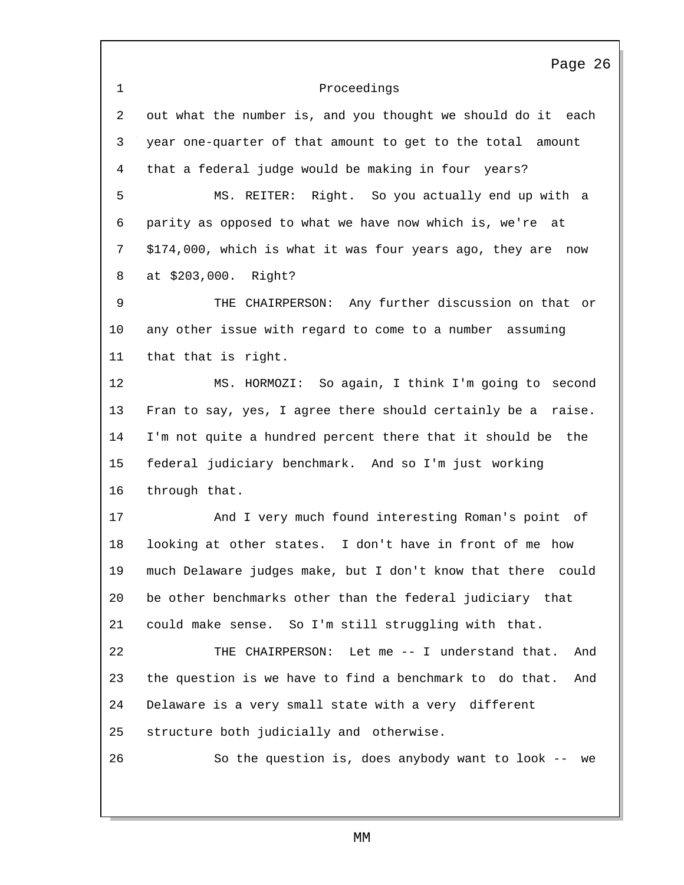Proceedings

out what the number is, and you thought we should do it each year one-quarter of that amount to get to the total amount that a federal judge would be making in four years?

MS. REITER: Right. So you actually end up with a parity as opposed to what we have now which is, we're at $174,000, which is what it was four years ago, they are now at $203,000. Right?

THE CHAIRPERSON: Any further discussion on that or any other issue with regard to come to a number assuming that that is right.

MS. HORMOZI: So again, I think I'm going to second Fran to say, yes, I agree there should certainly be a raise. I'm not quite a hundred percent there that it should be the federal judiciary benchmark. And so I'm just working through that.

And I very much found interesting Roman's point of looking at other states. I don't have in front of me how much Delaware judges make, but I don't know that there could be other benchmarks other than the federal judiciary that could make sense. So I'm still struggling with that.

THE CHAIRPERSON: Let me -- I understand that. And the question is we have to find a benchmark to do that. And Delaware is a very small state with a very different structure both judicially and otherwise.

So the question is, does anybody want to look -- we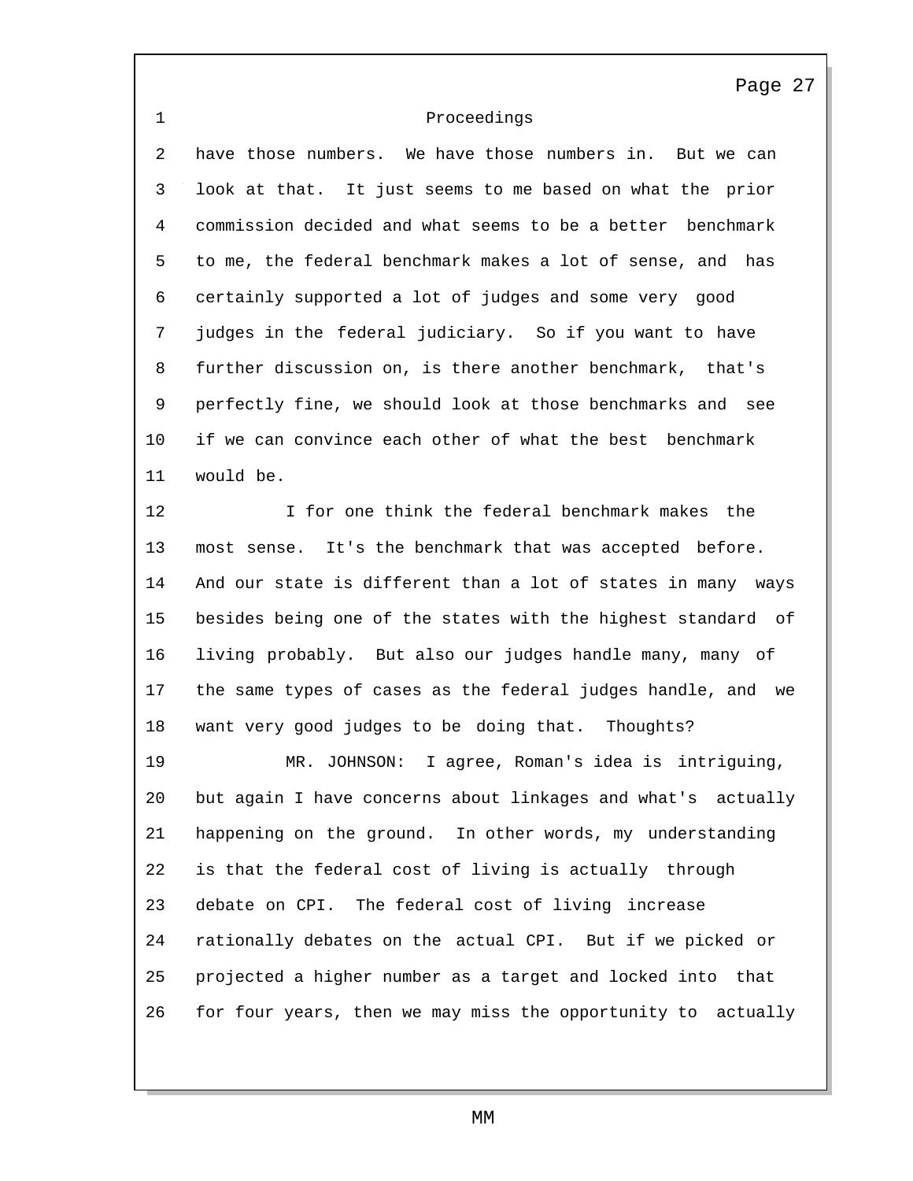Proceedings

have those numbers. We have those numbers in. But we can look at that. It just seems to me based on what the prior commission decided and what seems to be a better benchmark to me, the federal benchmark makes a lot of sense, and has certainly supported a lot of judges and some very good judges in the federal judiciary. So if you want to have further discussion on, is there another benchmark, that's perfectly fine, we should look at those benchmarks and see if we can convince each other of what the best benchmark would be.

I for one think the federal benchmark makes the most sense. It's the benchmark that was accepted before. And our state is different than a lot of states in many ways besides being one of the states with the highest standard of living probably. But also our judges handle many, many of the same types of cases as the federal judges handle, and we want very good judges to be doing that. Thoughts?

MR. JOHNSON: I agree, Roman's idea is intriguing, but again I have concerns about linkages and what's actually happening on the ground. In other words, my understanding is that the federal cost of living is actually through debate on CPI. The federal cost of living increase rationally debates on the actual CPI. But if we picked or projected a higher number as a target and locked into that for four years, then we may miss the opportunity to actually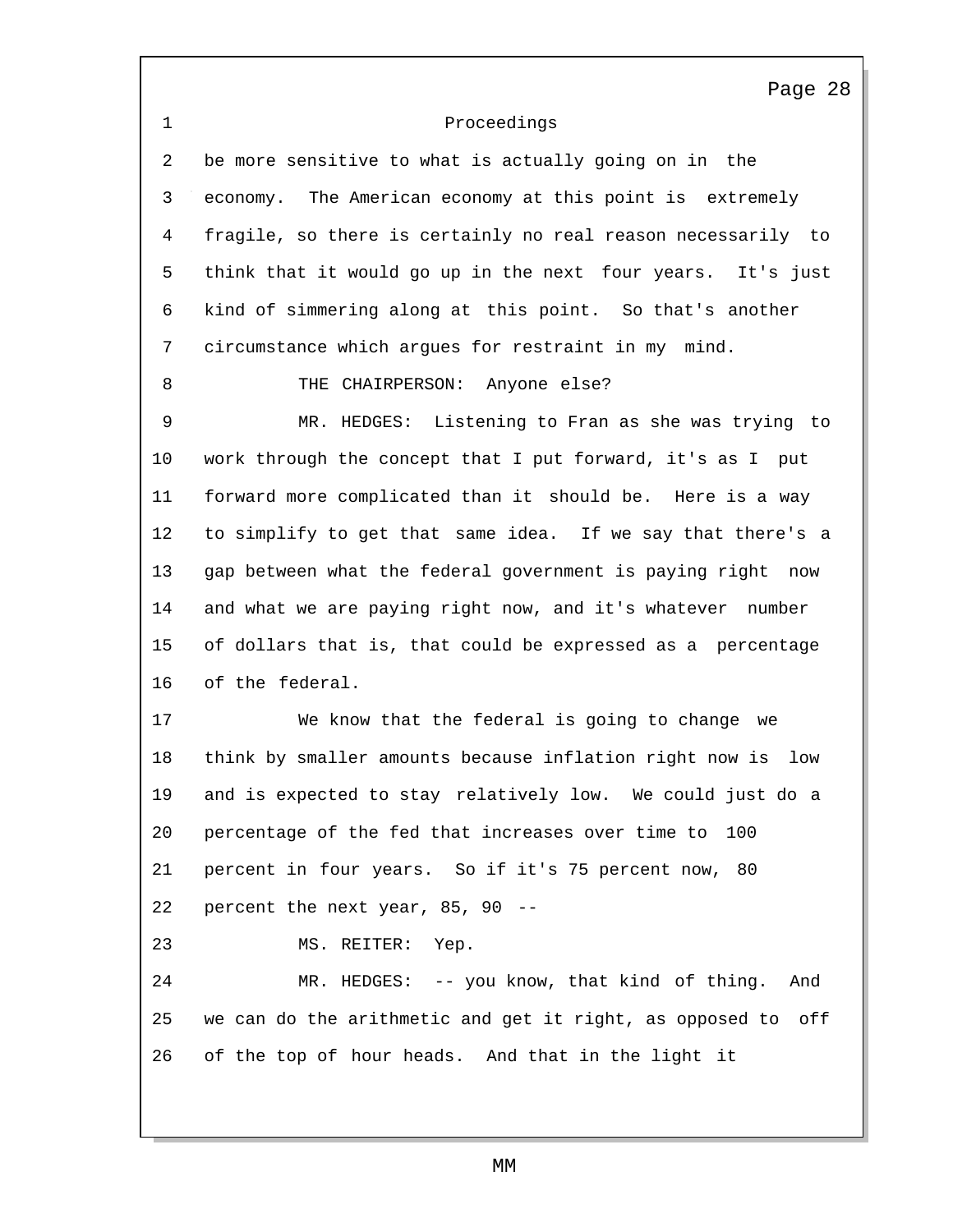Proceedings

be more sensitive to what is actually going on in the economy. The American economy at this point is extremely fragile, so there is certainly no real reason necessarily to think that it would go up in the next four years. It's just kind of simmering along at this point. So that's another circumstance which argues for restraint in my mind.

THE CHAIRPERSON: Anyone else?

MR. HEDGES: Listening to Fran as she was trying to work through the concept that I put forward, it's as I put forward more complicated than it should be. Here is a way to simplify to get that same idea. If we say that there's a gap between what the federal government is paying right now and what we are paying right now, and it's whatever number of dollars that is, that could be expressed as a percentage of the federal.

We know that the federal is going to change we think by smaller amounts because inflation right now is low and is expected to stay relatively low. We could just do a percentage of the fed that increases over time to 100 percent in four years. So if it's 75 percent now, 80 percent the next year, 85, 90 --

MS. REITER: Yep.

MR. HEDGES: -- you know, that kind of thing. And we can do the arithmetic and get it right, as opposed to off of the top of hour heads. And that in the light it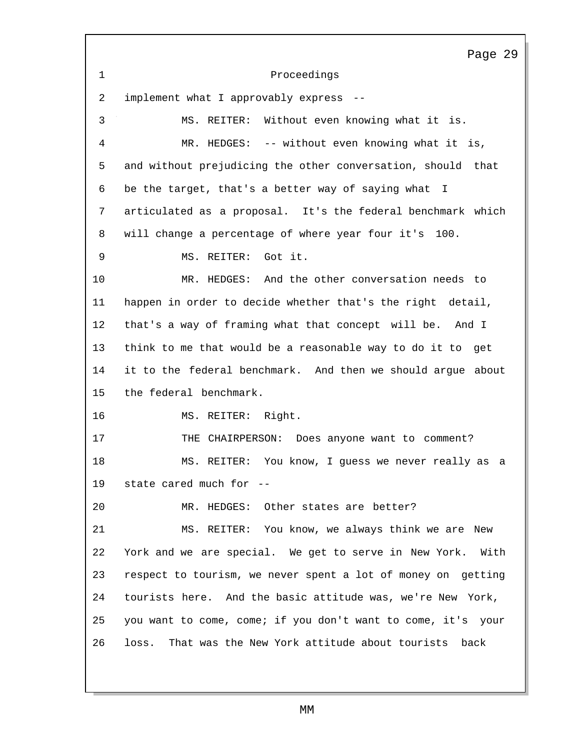Proceedings

implement what I approvably express --

MS. REITER: Without even knowing what it is.

MR. HEDGES: -- without even knowing what it is, and without prejudicing the other conversation, should that be the target, that's a better way of saying what I articulated as a proposal. It's the federal benchmark which will change a percentage of where year four it's 100.

MS. REITER: Got it.

MR. HEDGES: And the other conversation needs to happen in order to decide whether that's the right detail, that's a way of framing what that concept will be. And I think to me that would be a reasonable way to do it to get it to the federal benchmark. And then we should argue about the federal benchmark.

MS. REITER: Right.

THE CHAIRPERSON: Does anyone want to comment?

MS. REITER: You know, I guess we never really as a state cared much for --

MR. HEDGES: Other states are better?

MS. REITER: You know, we always think we are New York and we are special. We get to serve in New York. With respect to tourism, we never spent a lot of money on getting tourists here. And the basic attitude was, we're New York, you want to come, come; if you don't want to come, it's your loss. That was the New York attitude about tourists back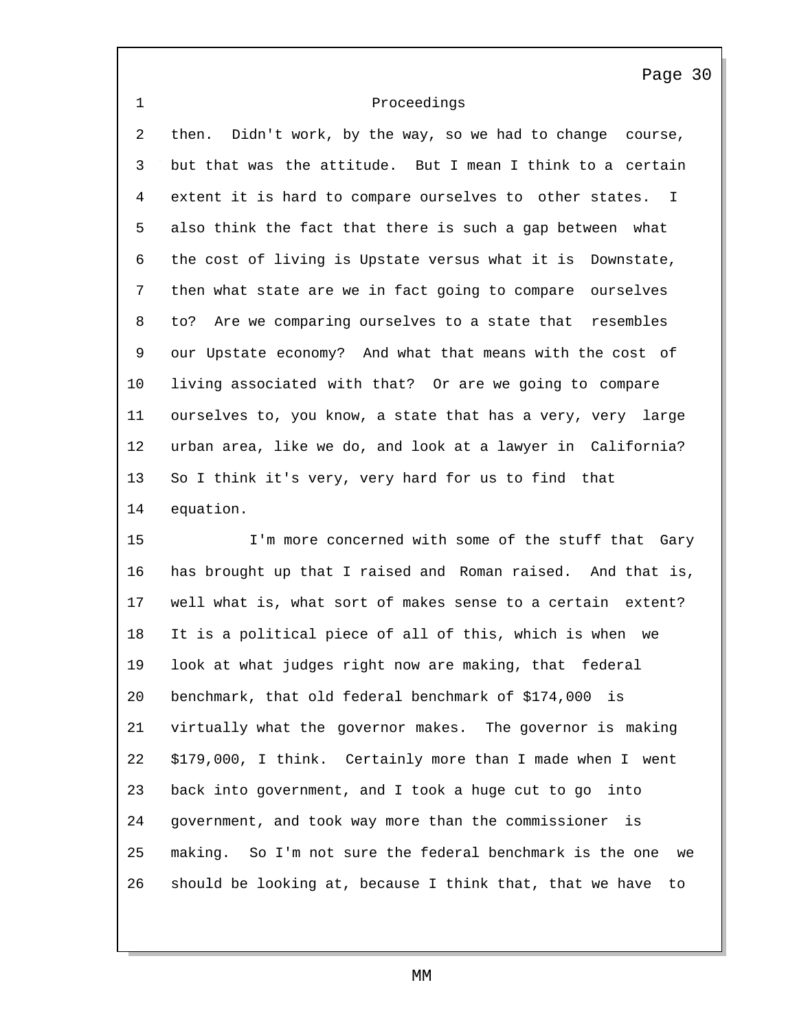Proceedings

then. Didn't work, by the way, so we had to change course, but that was the attitude. But I mean I think to a certain extent it is hard to compare ourselves to other states. I also think the fact that there is such a gap between what the cost of living is Upstate versus what it is Downstate, then what state are we in fact going to compare ourselves to? Are we comparing ourselves to a state that resembles our Upstate economy? And what that means with the cost of living associated with that? Or are we going to compare ourselves to, you know, a state that has a very, very large urban area, like we do, and look at a lawyer in California? So I think it's very, very hard for us to find that equation.

I'm more concerned with some of the stuff that Gary has brought up that I raised and Roman raised. And that is, well what is, what sort of makes sense to a certain extent? It is a political piece of all of this, which is when we look at what judges right now are making, that federal benchmark, that old federal benchmark of $174,000 is virtually what the governor makes. The governor is making $179,000, I think. Certainly more than I made when I went back into government, and I took a huge cut to go into government, and took way more than the commissioner is making. So I'm not sure the federal benchmark is the one we should be looking at, because I think that, that we have to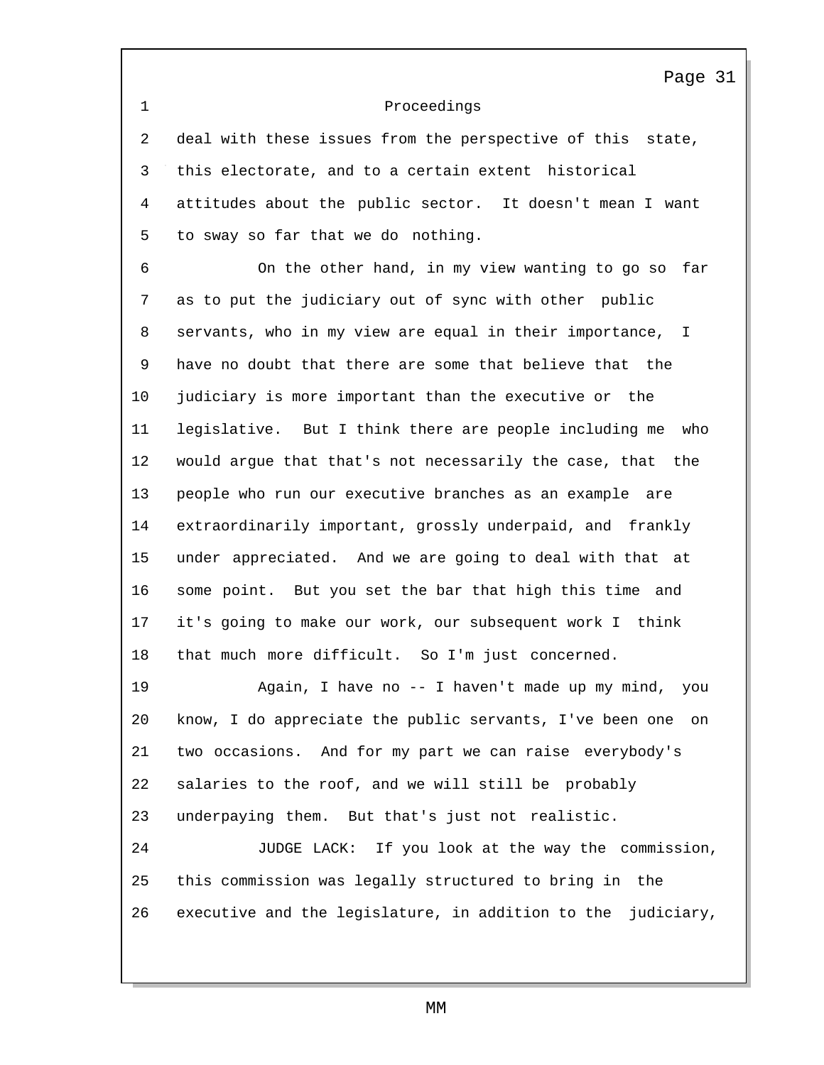Proceedings

deal with these issues from the perspective of this state, this electorate, and to a certain extent historical attitudes about the public sector. It doesn't mean I want to sway so far that we do nothing.

On the other hand, in my view wanting to go so far as to put the judiciary out of sync with other public servants, who in my view are equal in their importance, I have no doubt that there are some that believe that the judiciary is more important than the executive or the legislative. But I think there are people including me who would argue that that's not necessarily the case, that the people who run our executive branches as an example are extraordinarily important, grossly underpaid, and frankly under appreciated. And we are going to deal with that at some point. But you set the bar that high this time and it's going to make our work, our subsequent work I think that much more difficult. So I'm just concerned.

Again, I have no -- I haven't made up my mind, you know, I do appreciate the public servants, I've been one on two occasions. And for my part we can raise everybody's salaries to the roof, and we will still be probably underpaying them. But that's just not realistic.

JUDGE LACK: If you look at the way the commission, this commission was legally structured to bring in the executive and the legislature, in addition to the judiciary,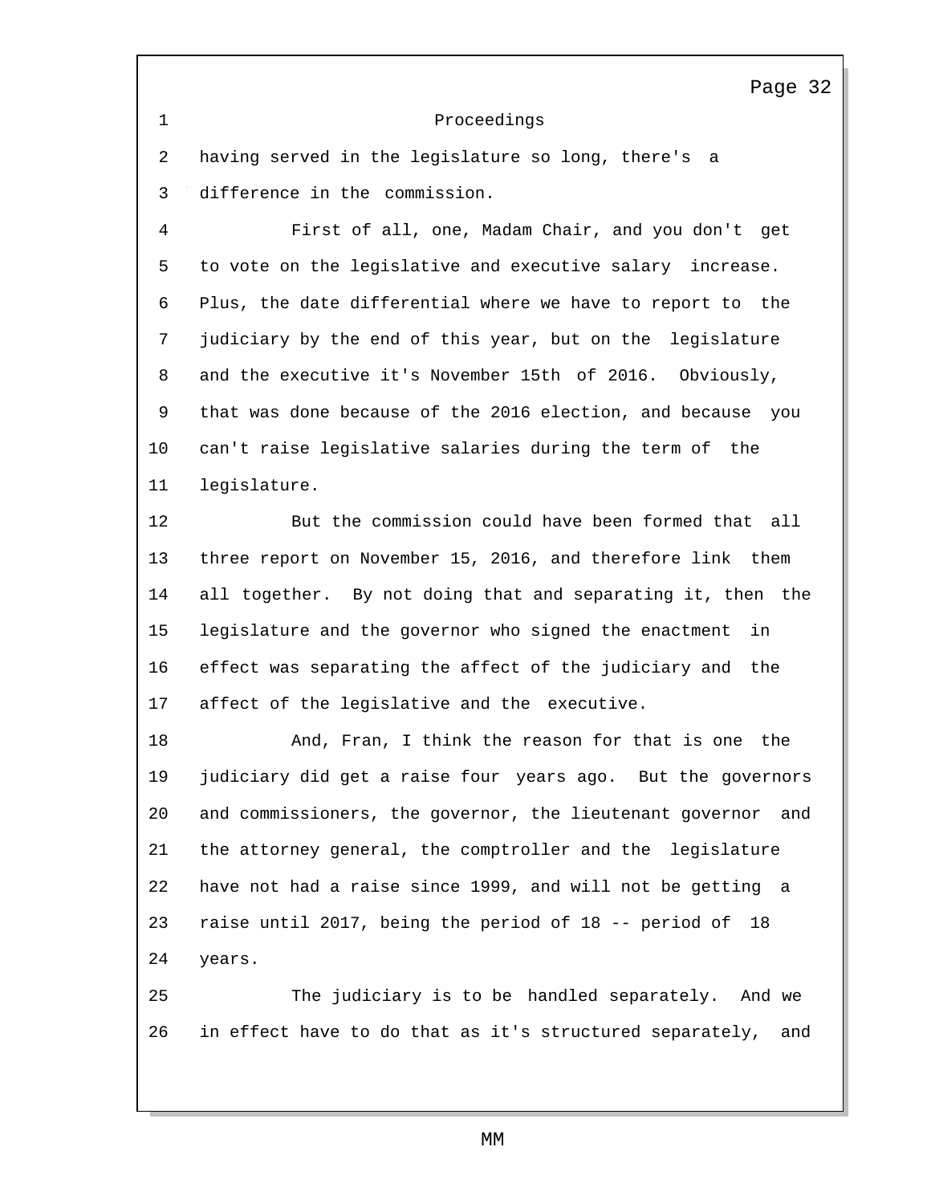Proceedings

having served in the legislature so long, there's a difference in the commission.

First of all, one, Madam Chair, and you don't get to vote on the legislative and executive salary increase. Plus, the date differential where we have to report to the judiciary by the end of this year, but on the legislature and the executive it's November 15th of 2016. Obviously, that was done because of the 2016 election, and because you can't raise legislative salaries during the term of the legislature.

But the commission could have been formed that all three report on November 15, 2016, and therefore link them all together. By not doing that and separating it, then the legislature and the governor who signed the enactment in effect was separating the affect of the judiciary and the affect of the legislative and the executive.

And, Fran, I think the reason for that is one the judiciary did get a raise four years ago. But the governors and commissioners, the governor, the lieutenant governor and the attorney general, the comptroller and the legislature have not had a raise since 1999, and will not be getting a raise until 2017, being the period of 18 -- period of 18 years.

The judiciary is to be handled separately. And we in effect have to do that as it's structured separately, and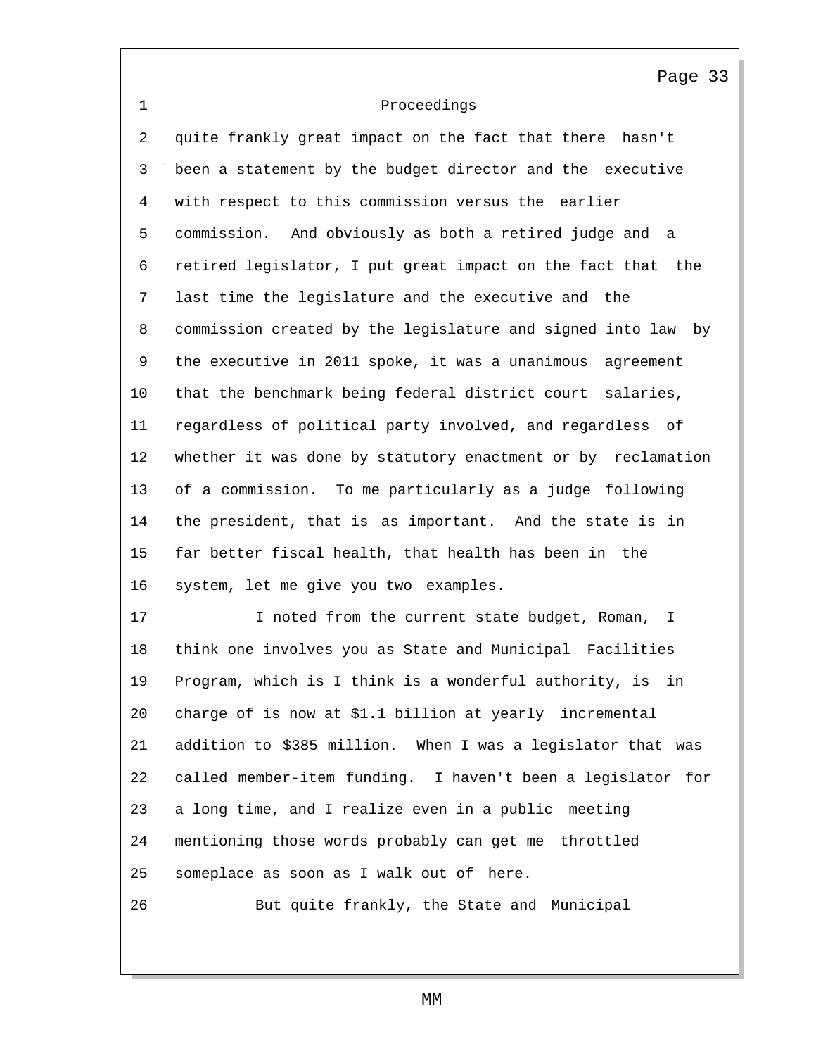Proceedings

quite frankly great impact on the fact that there hasn't been a statement by the budget director and the executive with respect to this commission versus the earlier commission. And obviously as both a retired judge and a retired legislator, I put great impact on the fact that the last time the legislature and the executive and the commission created by the legislature and signed into law by the executive in 2011 spoke, it was a unanimous agreement that the benchmark being federal district court salaries, regardless of political party involved, and regardless of whether it was done by statutory enactment or by reclamation of a commission. To me particularly as a judge following the president, that is as important. And the state is in far better fiscal health, that health has been in the system, let me give you two examples.

I noted from the current state budget, Roman, I think one involves you as State and Municipal Facilities Program, which is I think is a wonderful authority, is in charge of is now at $1.1 billion at yearly incremental addition to $385 million. When I was a legislator that was called member-item funding. I haven't been a legislator for a long time, and I realize even in a public meeting mentioning those words probably can get me throttled someplace as soon as I walk out of here.

But quite frankly, the State and Municipal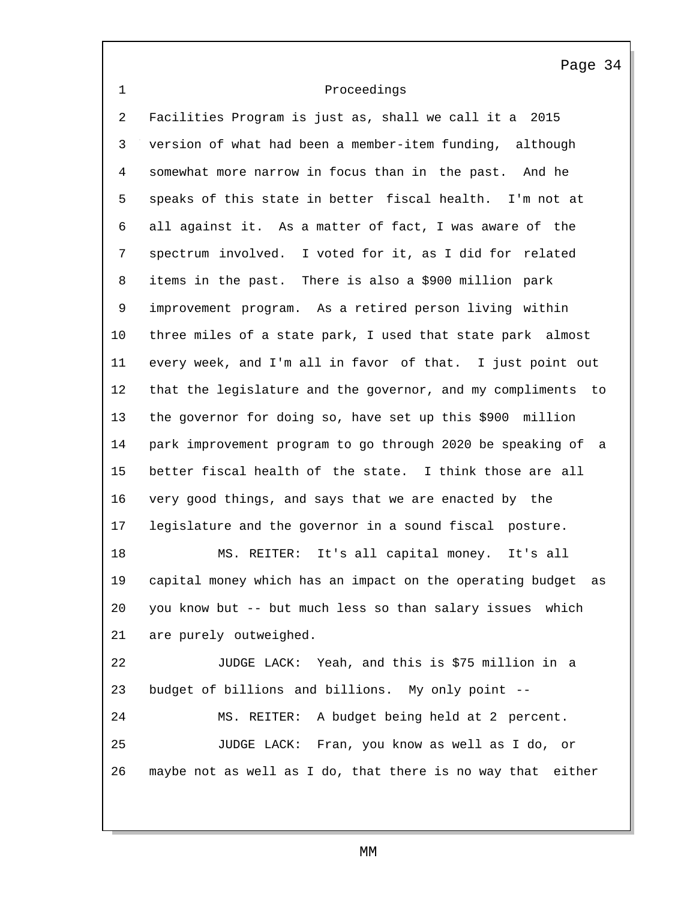Proceedings

Facilities Program is just as, shall we call it a 2015 version of what had been a member-item funding, although somewhat more narrow in focus than in the past. And he speaks of this state in better fiscal health. I'm not at all against it. As a matter of fact, I was aware of the spectrum involved. I voted for it, as I did for related items in the past. There is also a $900 million park improvement program. As a retired person living within three miles of a state park, I used that state park almost every week, and I'm all in favor of that. I just point out that the legislature and the governor, and my compliments to the governor for doing so, have set up this $900 million park improvement program to go through 2020 be speaking of a better fiscal health of the state. I think those are all very good things, and says that we are enacted by the legislature and the governor in a sound fiscal posture.

MS. REITER: It's all capital money. It's all capital money which has an impact on the operating budget as you know but -- but much less so than salary issues which are purely outweighed.

JUDGE LACK: Yeah, and this is $75 million in a budget of billions and billions. My only point --

MS. REITER: A budget being held at 2 percent.

JUDGE LACK: Fran, you know as well as I do, or maybe not as well as I do, that there is no way that either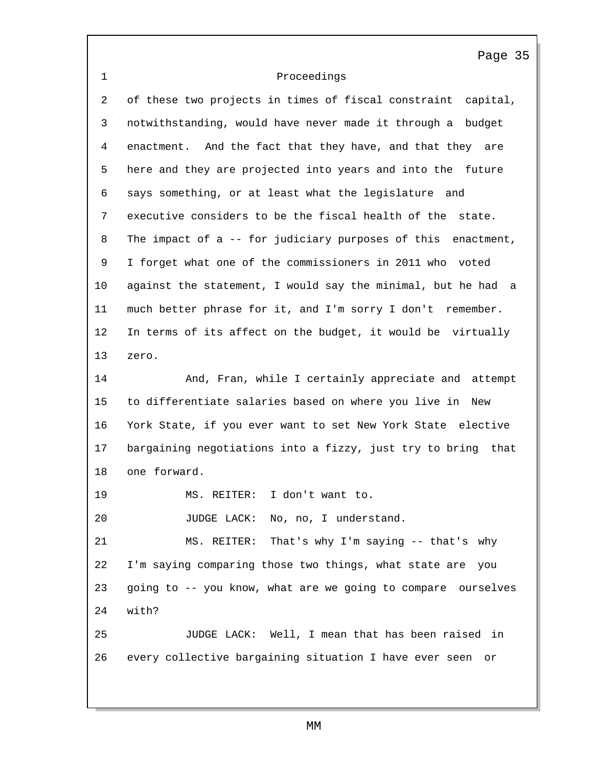Proceedings

of these two projects in times of fiscal constraint capital, notwithstanding, would have never made it through a budget enactment. And the fact that they have, and that they are here and they are projected into years and into the future says something, or at least what the legislature and executive considers to be the fiscal health of the state. The impact of a -- for judiciary purposes of this enactment, I forget what one of the commissioners in 2011 who voted against the statement, I would say the minimal, but he had a much better phrase for it, and I'm sorry I don't remember. In terms of its affect on the budget, it would be virtually zero.

And, Fran, while I certainly appreciate and attempt to differentiate salaries based on where you live in New York State, if you ever want to set New York State elective bargaining negotiations into a fizzy, just try to bring that one forward.

MS. REITER: I don't want to.

JUDGE LACK: No, no, I understand.

MS. REITER: That's why I'm saying -- that's why I'm saying comparing those two things, what state are you going to -- you know, what are we going to compare ourselves with?

JUDGE LACK: Well, I mean that has been raised in every collective bargaining situation I have ever seen or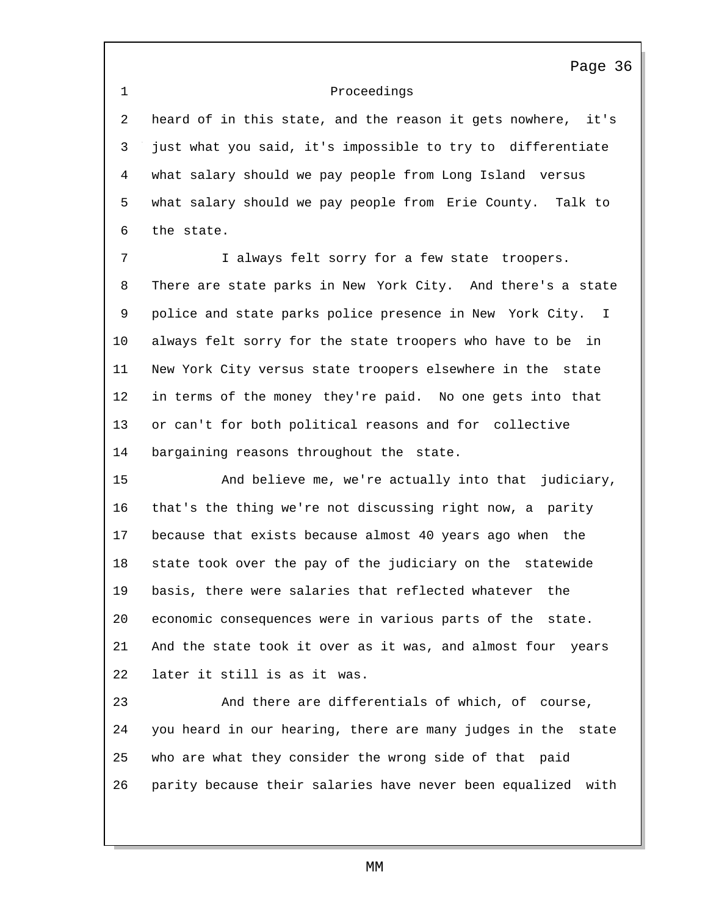Proceedings

heard of in this state, and the reason it gets nowhere, it's just what you said, it's impossible to try to differentiate what salary should we pay people from Long Island versus what salary should we pay people from Erie County. Talk to the state.

I always felt sorry for a few state troopers. There are state parks in New York City. And there's a state police and state parks police presence in New York City. I always felt sorry for the state troopers who have to be in New York City versus state troopers elsewhere in the state in terms of the money they're paid. No one gets into that or can't for both political reasons and for collective bargaining reasons throughout the state.

And believe me, we're actually into that judiciary, that's the thing we're not discussing right now, a parity because that exists because almost 40 years ago when the state took over the pay of the judiciary on the statewide basis, there were salaries that reflected whatever the economic consequences were in various parts of the state. And the state took it over as it was, and almost four years later it still is as it was.

And there are differentials of which, of course, you heard in our hearing, there are many judges in the state who are what they consider the wrong side of that paid parity because their salaries have never been equalized with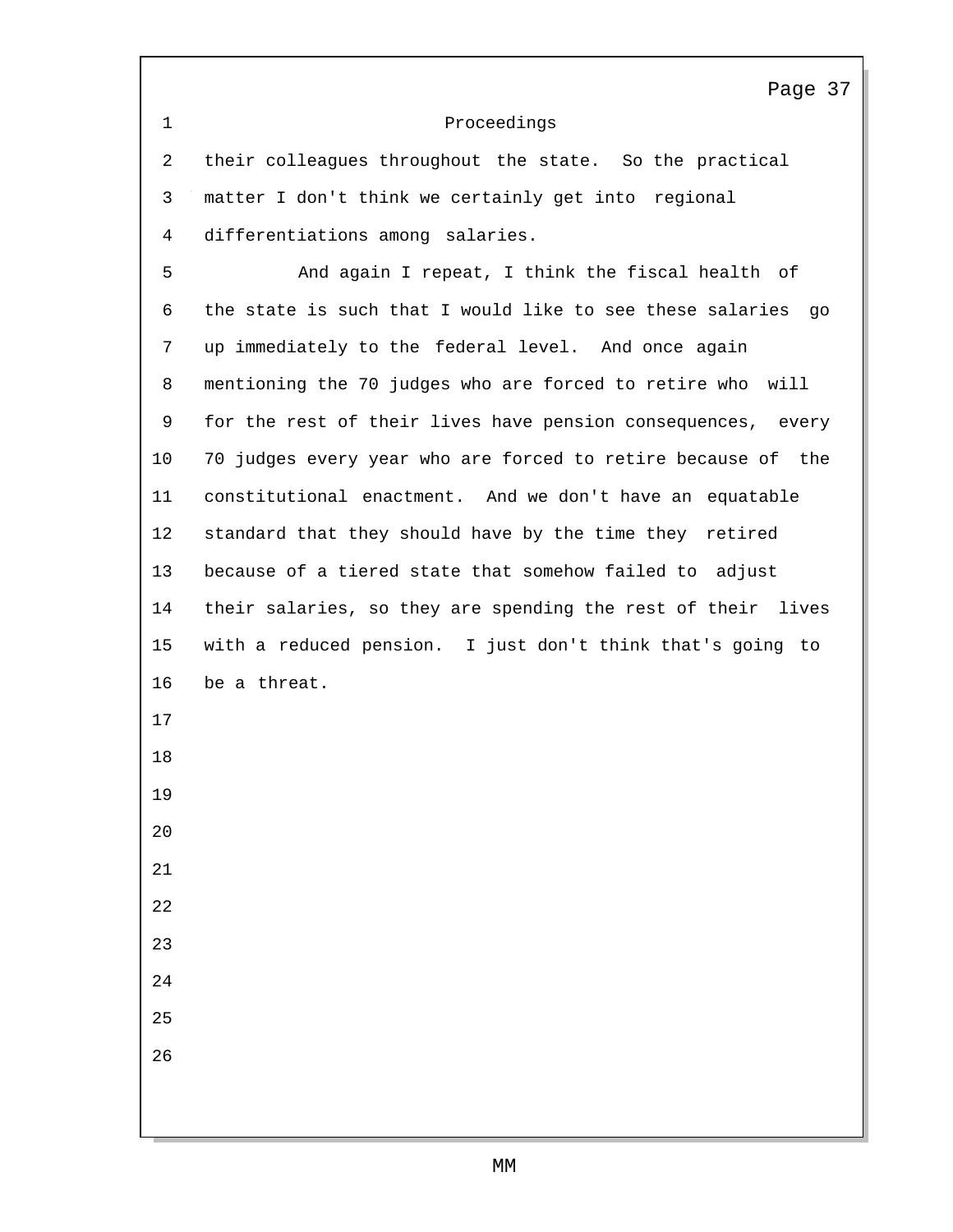Proceedings

their colleagues throughout the state. So the practical matter I don't think we certainly get into regional differentiations among salaries.

And again I repeat, I think the fiscal health of the state is such that I would like to see these salaries go up immediately to the federal level. And once again mentioning the 70 judges who are forced to retire who will for the rest of their lives have pension consequences, every 70 judges every year who are forced to retire because of the constitutional enactment. And we don't have an equatable standard that they should have by the time they retired because of a tiered state that somehow failed to adjust their salaries, so they are spending the rest of their lives with a reduced pension. I just don't think that's going to be a threat.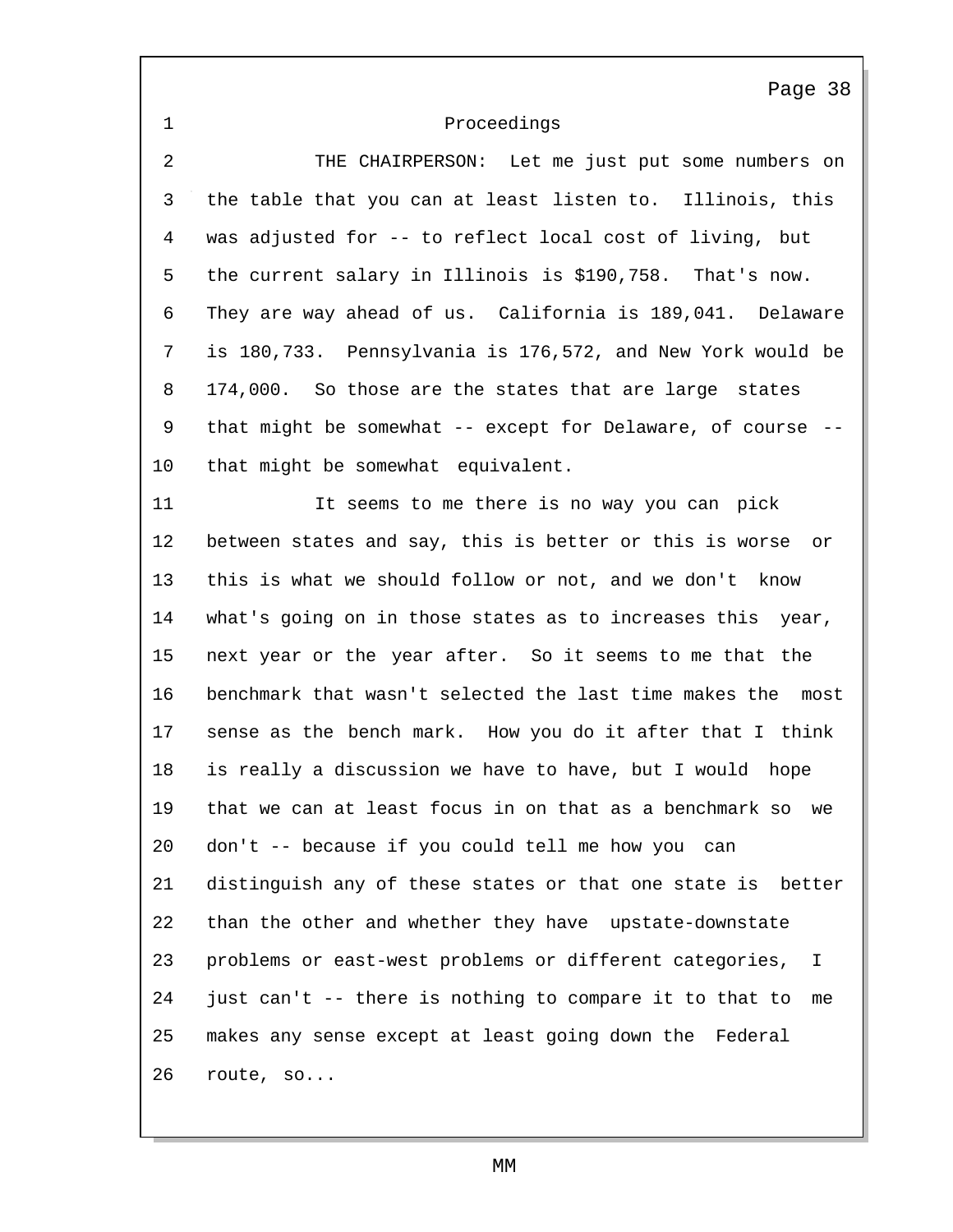Proceedings

THE CHAIRPERSON: Let me just put some numbers on the table that you can at least listen to. Illinois, this was adjusted for -- to reflect local cost of living, but the current salary in Illinois is $190,758. That's now. They are way ahead of us. California is 189,041. Delaware is 180,733. Pennsylvania is 176,572, and New York would be 174,000. So those are the states that are large states that might be somewhat -- except for Delaware, of course -- that might be somewhat equivalent.

It seems to me there is no way you can pick between states and say, this is better or this is worse or this is what we should follow or not, and we don't know what's going on in those states as to increases this year, next year or the year after. So it seems to me that the benchmark that wasn't selected the last time makes the most sense as the bench mark. How you do it after that I think is really a discussion we have to have, but I would hope that we can at least focus in on that as a benchmark so we don't -- because if you could tell me how you can distinguish any of these states or that one state is better than the other and whether they have upstate-downstate problems or east-west problems or different categories, I just can't -- there is nothing to compare it to that to me makes any sense except at least going down the Federal route, so...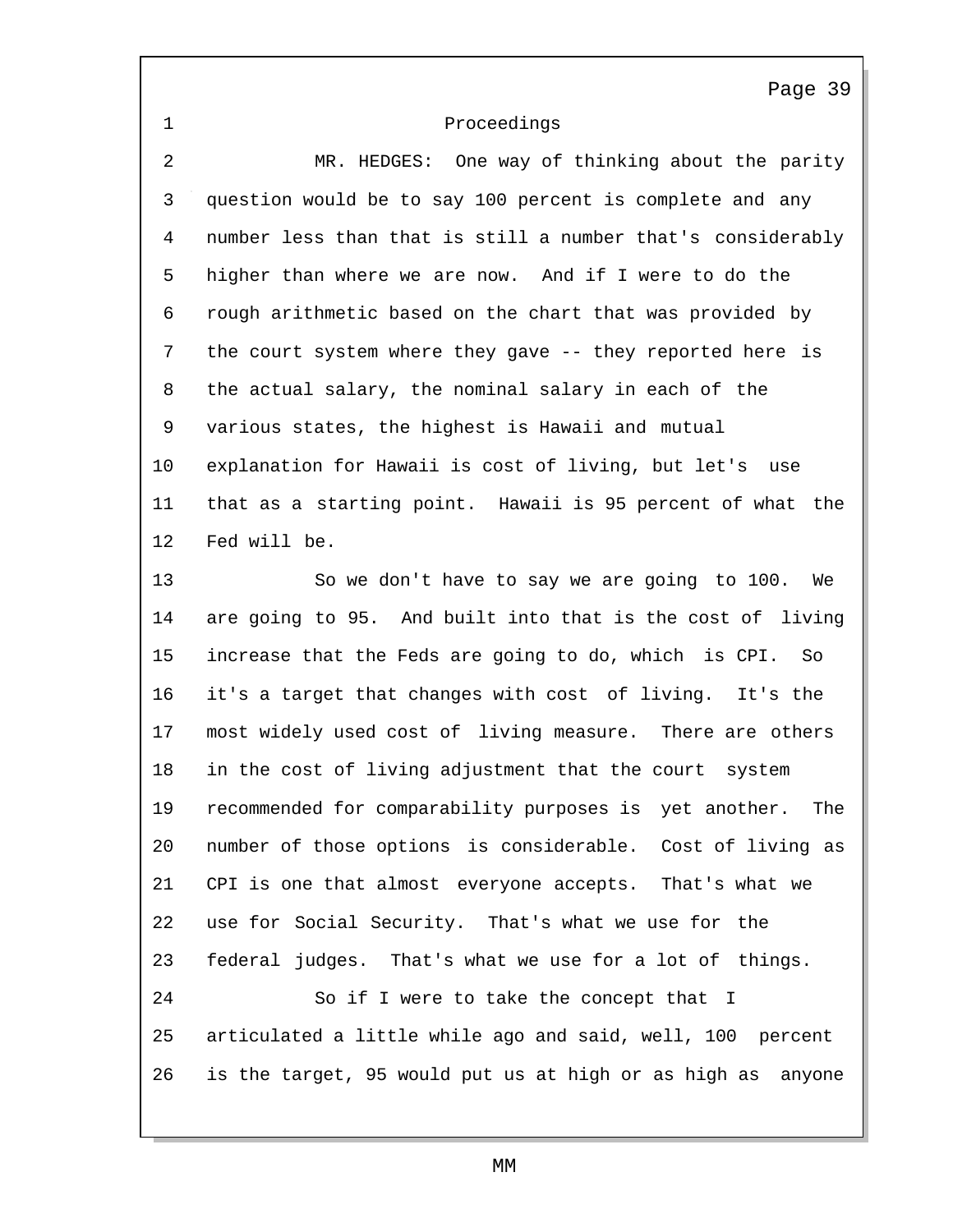Proceedings

MR. HEDGES: One way of thinking about the parity question would be to say 100 percent is complete and any number less than that is still a number that's considerably higher than where we are now. And if I were to do the rough arithmetic based on the chart that was provided by the court system where they gave -- they reported here is the actual salary, the nominal salary in each of the various states, the highest is Hawaii and mutual explanation for Hawaii is cost of living, but let's use that as a starting point. Hawaii is 95 percent of what the Fed will be.

So we don't have to say we are going to 100. We are going to 95. And built into that is the cost of living increase that the Feds are going to do, which is CPI. So it's a target that changes with cost of living. It's the most widely used cost of living measure. There are others in the cost of living adjustment that the court system recommended for comparability purposes is yet another. The number of those options is considerable. Cost of living as CPI is one that almost everyone accepts. That's what we use for Social Security. That's what we use for the federal judges. That's what we use for a lot of things.

So if I were to take the concept that I articulated a little while ago and said, well, 100 percent is the target, 95 would put us at high or as high as anyone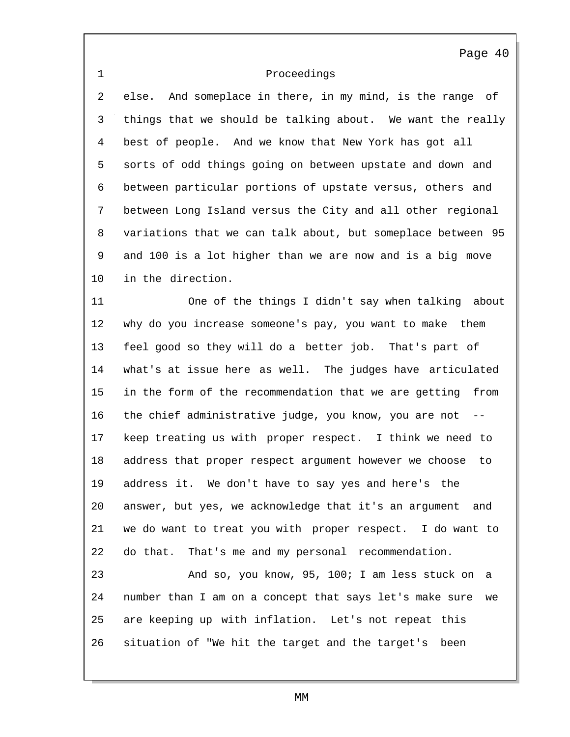Proceedings

else. And someplace in there, in my mind, is the range of things that we should be talking about. We want the really best of people. And we know that New York has got all sorts of odd things going on between upstate and down and between particular portions of upstate versus, others and between Long Island versus the City and all other regional variations that we can talk about, but someplace between 95 and 100 is a lot higher than we are now and is a big move in the direction.

One of the things I didn't say when talking about why do you increase someone's pay, you want to make them feel good so they will do a better job. That's part of what's at issue here as well. The judges have articulated in the form of the recommendation that we are getting from the chief administrative judge, you know, you are not -- keep treating us with proper respect. I think we need to address that proper respect argument however we choose to address it. We don't have to say yes and here's the answer, but yes, we acknowledge that it's an argument and we do want to treat you with proper respect. I do want to do that. That's me and my personal recommendation.

And so, you know, 95, 100; I am less stuck on a number than I am on a concept that says let's make sure we are keeping up with inflation. Let's not repeat this situation of "We hit the target and the target's been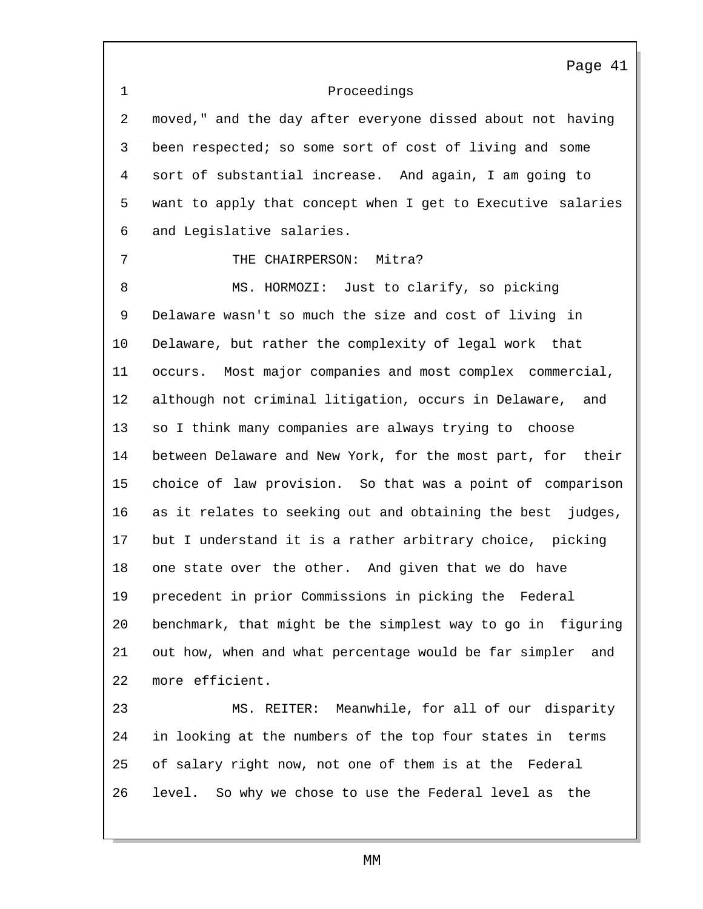Proceedings

moved," and the day after everyone dissed about not having been respected; so some sort of cost of living and some sort of substantial increase. And again, I am going to want to apply that concept when I get to Executive salaries and Legislative salaries.

THE CHAIRPERSON: Mitra?

MS. HORMOZI: Just to clarify, so picking Delaware wasn't so much the size and cost of living in Delaware, but rather the complexity of legal work that occurs. Most major companies and most complex commercial, although not criminal litigation, occurs in Delaware, and so I think many companies are always trying to choose between Delaware and New York, for the most part, for their choice of law provision. So that was a point of comparison as it relates to seeking out and obtaining the best judges, but I understand it is a rather arbitrary choice, picking one state over the other. And given that we do have precedent in prior Commissions in picking the Federal benchmark, that might be the simplest way to go in figuring out how, when and what percentage would be far simpler and more efficient.

MS. REITER: Meanwhile, for all of our disparity in looking at the numbers of the top four states in terms of salary right now, not one of them is at the Federal level. So why we chose to use the Federal level as the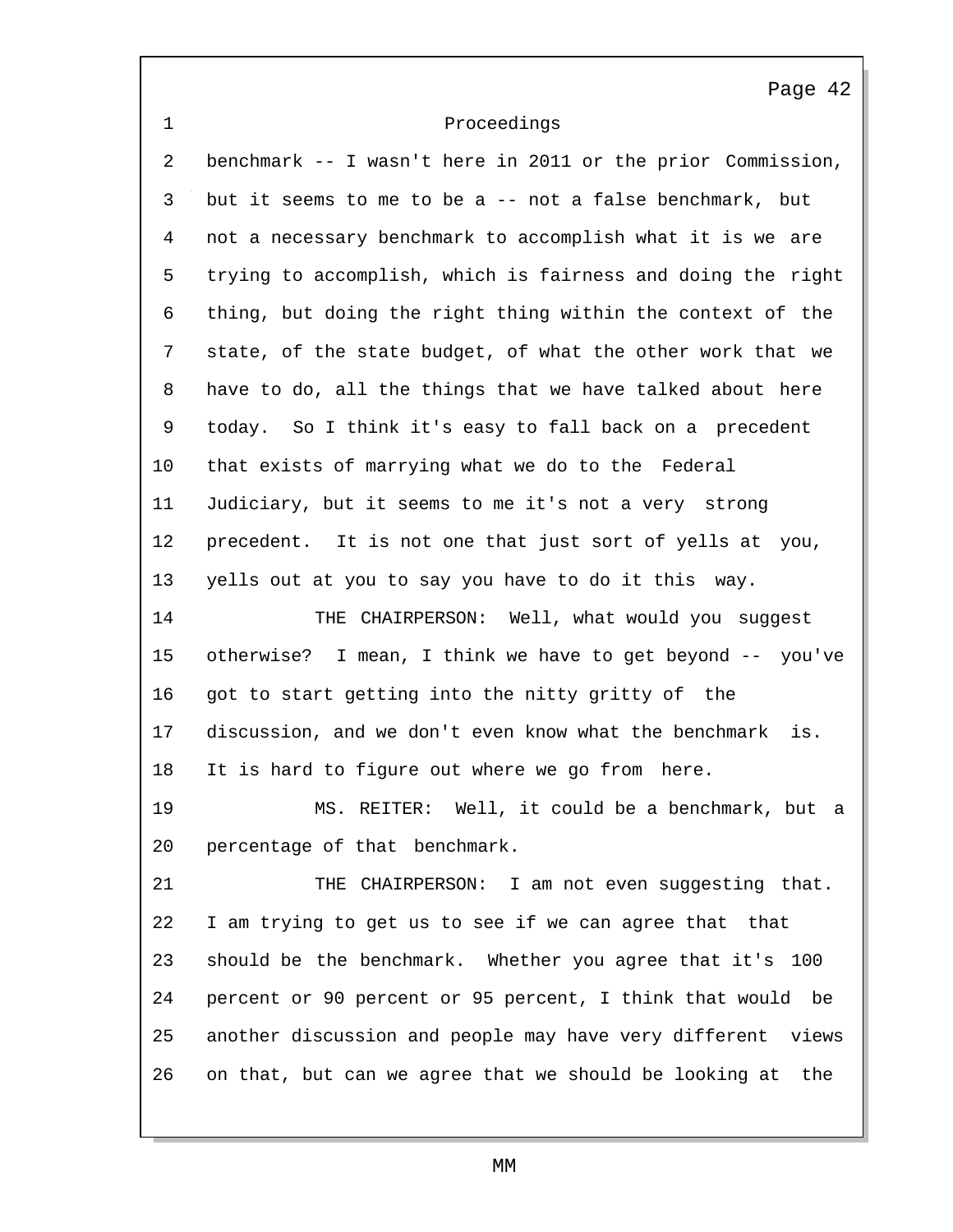Proceedings

benchmark -- I wasn't here in 2011 or the prior Commission, but it seems to me to be a -- not a false benchmark, but not a necessary benchmark to accomplish what it is we are trying to accomplish, which is fairness and doing the right thing, but doing the right thing within the context of the state, of the state budget, of what the other work that we have to do, all the things that we have talked about here today. So I think it's easy to fall back on a precedent that exists of marrying what we do to the Federal Judiciary, but it seems to me it's not a very strong precedent. It is not one that just sort of yells at you, yells out at you to say you have to do it this way.

THE CHAIRPERSON: Well, what would you suggest otherwise? I mean, I think we have to get beyond -- you've got to start getting into the nitty gritty of the discussion, and we don't even know what the benchmark is. It is hard to figure out where we go from here.

MS. REITER: Well, it could be a benchmark, but a percentage of that benchmark.

THE CHAIRPERSON: I am not even suggesting that. I am trying to get us to see if we can agree that that should be the benchmark. Whether you agree that it's 100 percent or 90 percent or 95 percent, I think that would be another discussion and people may have very different views on that, but can we agree that we should be looking at the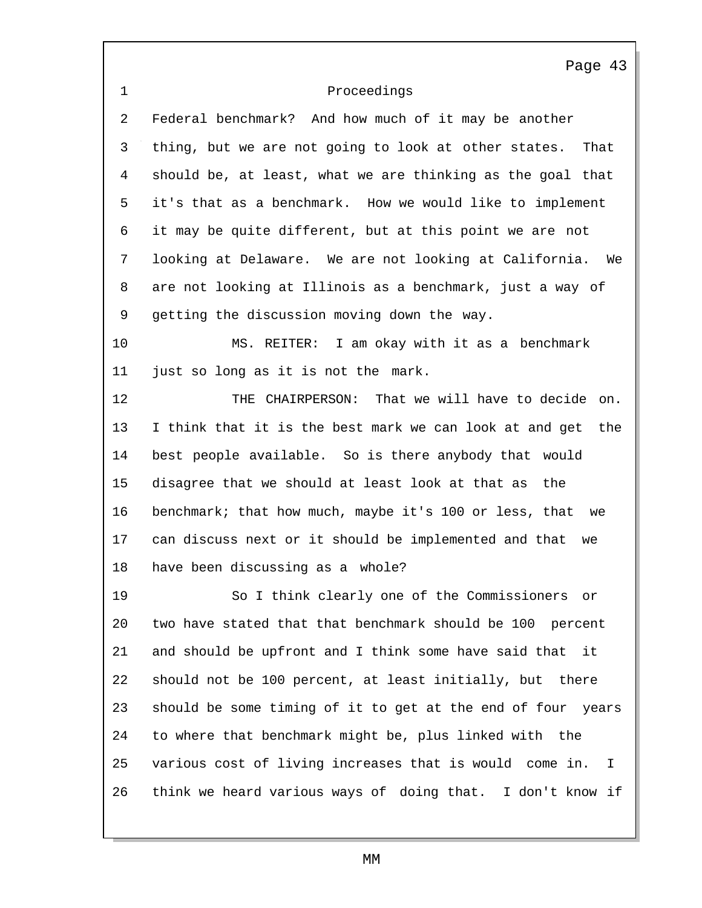Proceedings

Federal benchmark? And how much of it may be another thing, but we are not going to look at other states. That should be, at least, what we are thinking as the goal that it's that as a benchmark. How we would like to implement it may be quite different, but at this point we are not looking at Delaware. We are not looking at California. We are not looking at Illinois as a benchmark, just a way of getting the discussion moving down the way.

MS. REITER: I am okay with it as a benchmark just so long as it is not the mark.

THE CHAIRPERSON: That we will have to decide on. I think that it is the best mark we can look at and get the best people available. So is there anybody that would disagree that we should at least look at that as the benchmark; that how much, maybe it's 100 or less, that we can discuss next or it should be implemented and that we have been discussing as a whole?

So I think clearly one of the Commissioners or two have stated that that benchmark should be 100 percent and should be upfront and I think some have said that it should not be 100 percent, at least initially, but there should be some timing of it to get at the end of four years to where that benchmark might be, plus linked with the various cost of living increases that is would come in. I think we heard various ways of doing that. I don't know if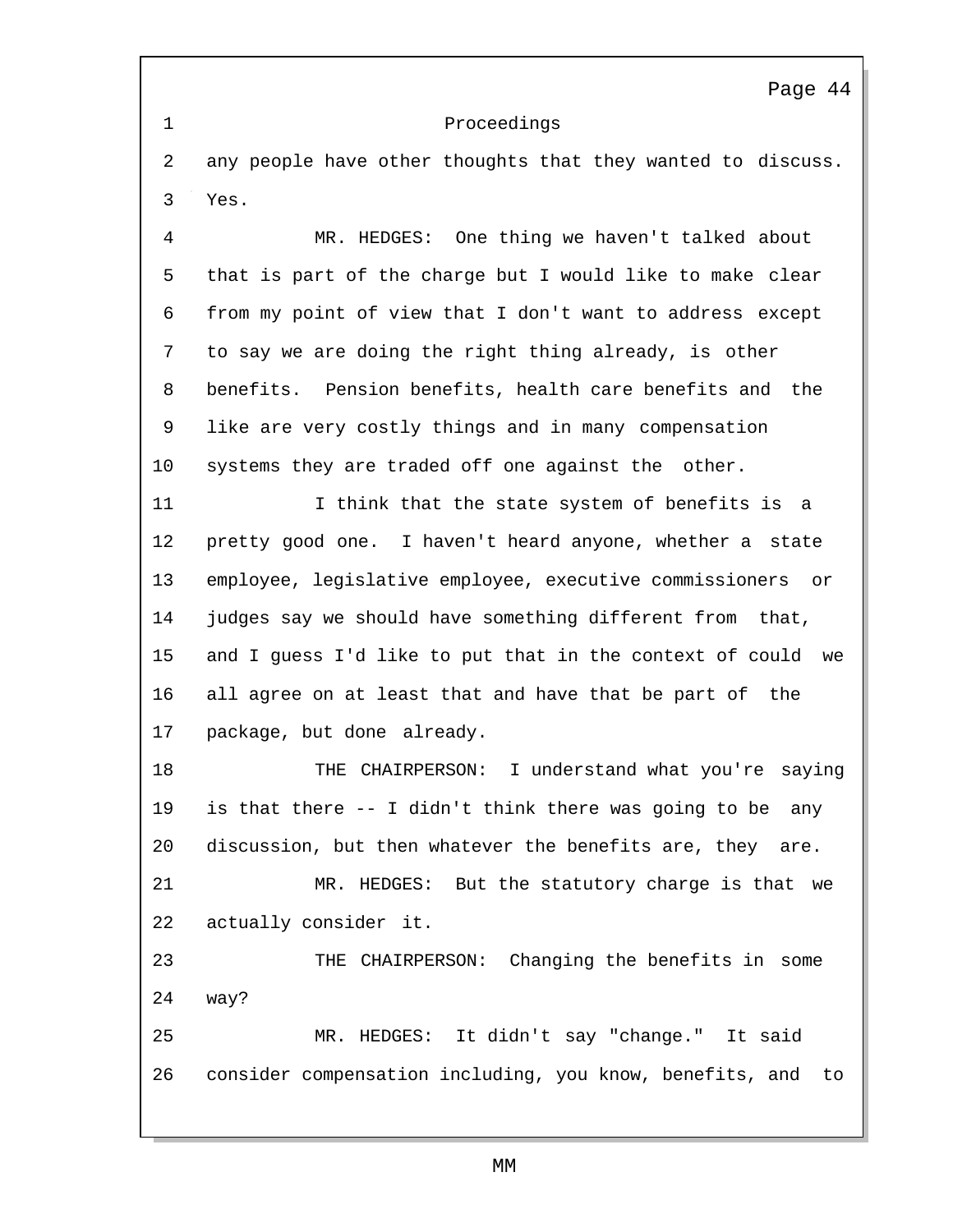Proceedings

any people have other thoughts that they wanted to discuss. Yes.

MR. HEDGES: One thing we haven't talked about that is part of the charge but I would like to make clear from my point of view that I don't want to address except to say we are doing the right thing already, is other benefits. Pension benefits, health care benefits and the like are very costly things and in many compensation systems they are traded off one against the other.

I think that the state system of benefits is a pretty good one. I haven't heard anyone, whether a state employee, legislative employee, executive commissioners or judges say we should have something different from that, and I guess I'd like to put that in the context of could we all agree on at least that and have that be part of the package, but done already.

THE CHAIRPERSON: I understand what you're saying is that there -- I didn't think there was going to be any discussion, but then whatever the benefits are, they are.

MR. HEDGES: But the statutory charge is that we actually consider it.

THE CHAIRPERSON: Changing the benefits in some way?

MR. HEDGES: It didn't say "change." It said consider compensation including, you know, benefits, and to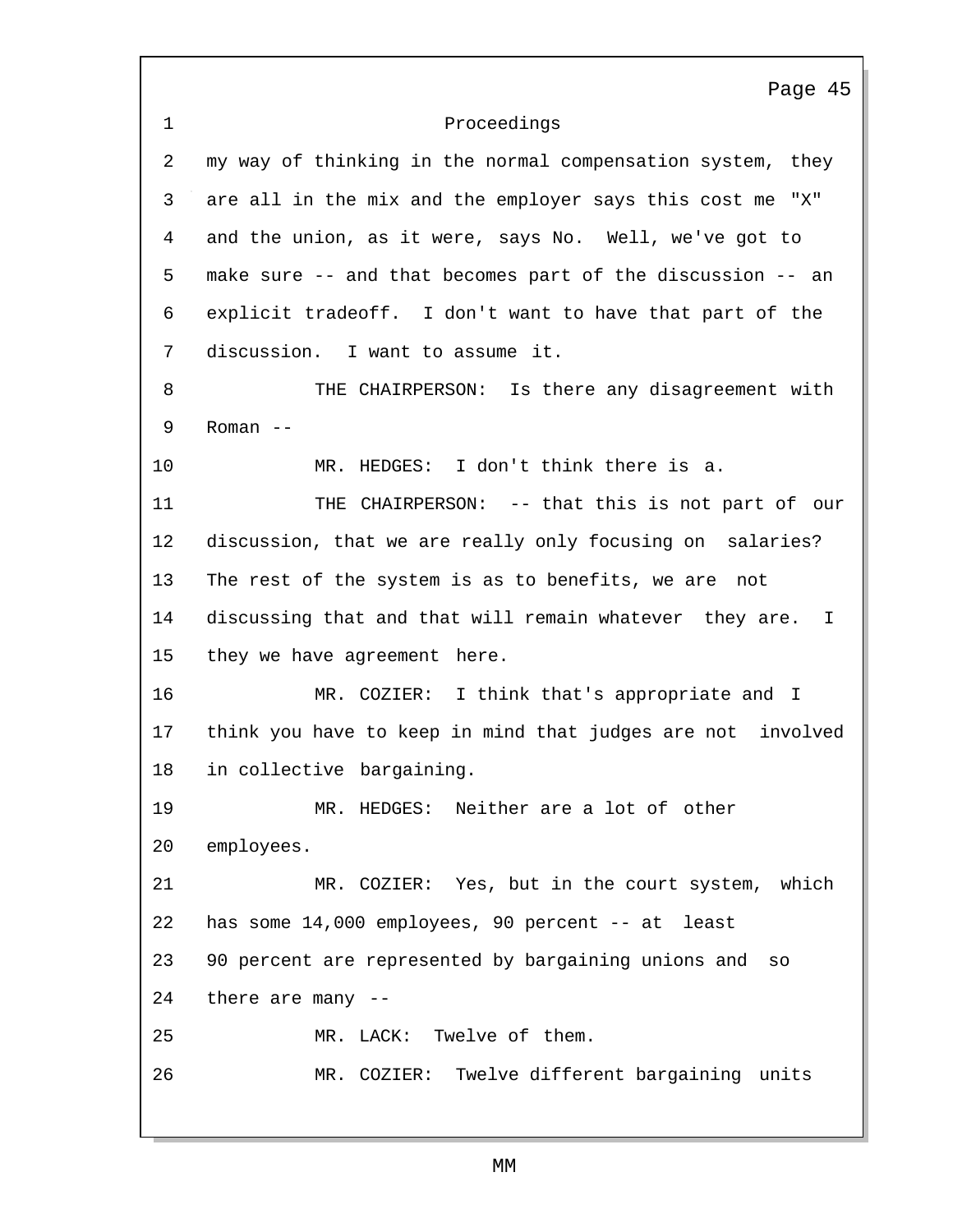Proceedings

my way of thinking in the normal compensation system, they are all in the mix and the employer says this cost me "X" and the union, as it were, says No. Well, we've got to make sure -- and that becomes part of the discussion -- an explicit tradeoff. I don't want to have that part of the discussion. I want to assume it.

THE CHAIRPERSON: Is there any disagreement with Roman --

MR. HEDGES: I don't think there is a.

THE CHAIRPERSON: -- that this is not part of our discussion, that we are really only focusing on salaries? The rest of the system is as to benefits, we are not discussing that and that will remain whatever they are. I they we have agreement here.

MR. COZIER: I think that's appropriate and I think you have to keep in mind that judges are not involved in collective bargaining.

MR. HEDGES: Neither are a lot of other employees.

MR. COZIER: Yes, but in the court system, which has some 14,000 employees, 90 percent -- at least 90 percent are represented by bargaining unions and so there are many --

MR. LACK: Twelve of them.

MR. COZIER: Twelve different bargaining units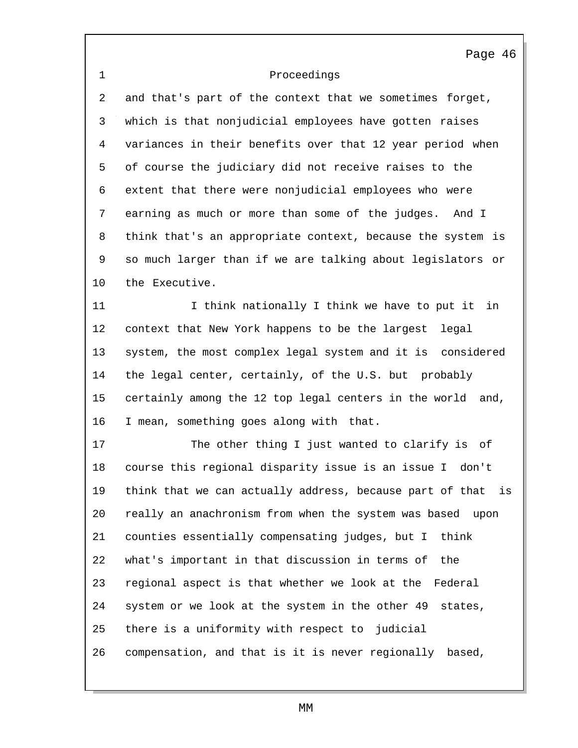Proceedings

and that's part of the context that we sometimes forget, which is that nonjudicial employees have gotten raises variances in their benefits over that 12 year period when of course the judiciary did not receive raises to the extent that there were nonjudicial employees who were earning as much or more than some of the judges. And I think that's an appropriate context, because the system is so much larger than if we are talking about legislators or the Executive.

I think nationally I think we have to put it in context that New York happens to be the largest legal system, the most complex legal system and it is considered the legal center, certainly, of the U.S. but probably certainly among the 12 top legal centers in the world and, I mean, something goes along with that.

The other thing I just wanted to clarify is of course this regional disparity issue is an issue I don't think that we can actually address, because part of that is really an anachronism from when the system was based upon counties essentially compensating judges, but I think what's important in that discussion in terms of the regional aspect is that whether we look at the Federal system or we look at the system in the other 49 states, there is a uniformity with respect to judicial compensation, and that is it is never regionally based,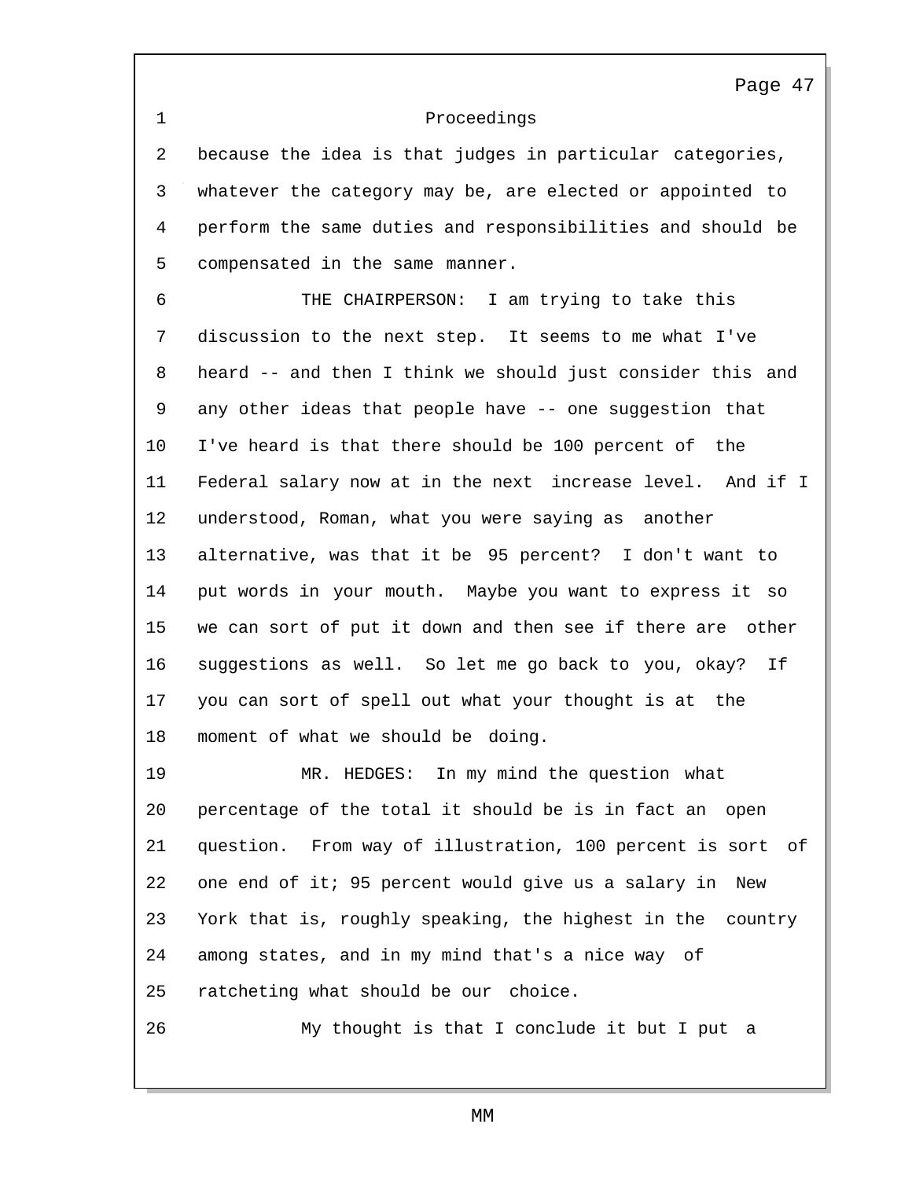Proceedings

because the idea is that judges in particular categories, whatever the category may be, are elected or appointed to perform the same duties and responsibilities and should be compensated in the same manner.

THE CHAIRPERSON: I am trying to take this discussion to the next step. It seems to me what I've heard -- and then I think we should just consider this and any other ideas that people have -- one suggestion that I've heard is that there should be 100 percent of the Federal salary now at in the next increase level. And if I understood, Roman, what you were saying as another alternative, was that it be 95 percent? I don't want to put words in your mouth. Maybe you want to express it so we can sort of put it down and then see if there are other suggestions as well. So let me go back to you, okay? If you can sort of spell out what your thought is at the moment of what we should be doing.

MR. HEDGES: In my mind the question what percentage of the total it should be is in fact an open question. From way of illustration, 100 percent is sort of one end of it; 95 percent would give us a salary in New York that is, roughly speaking, the highest in the country among states, and in my mind that's a nice way of ratcheting what should be our choice.

My thought is that I conclude it but I put a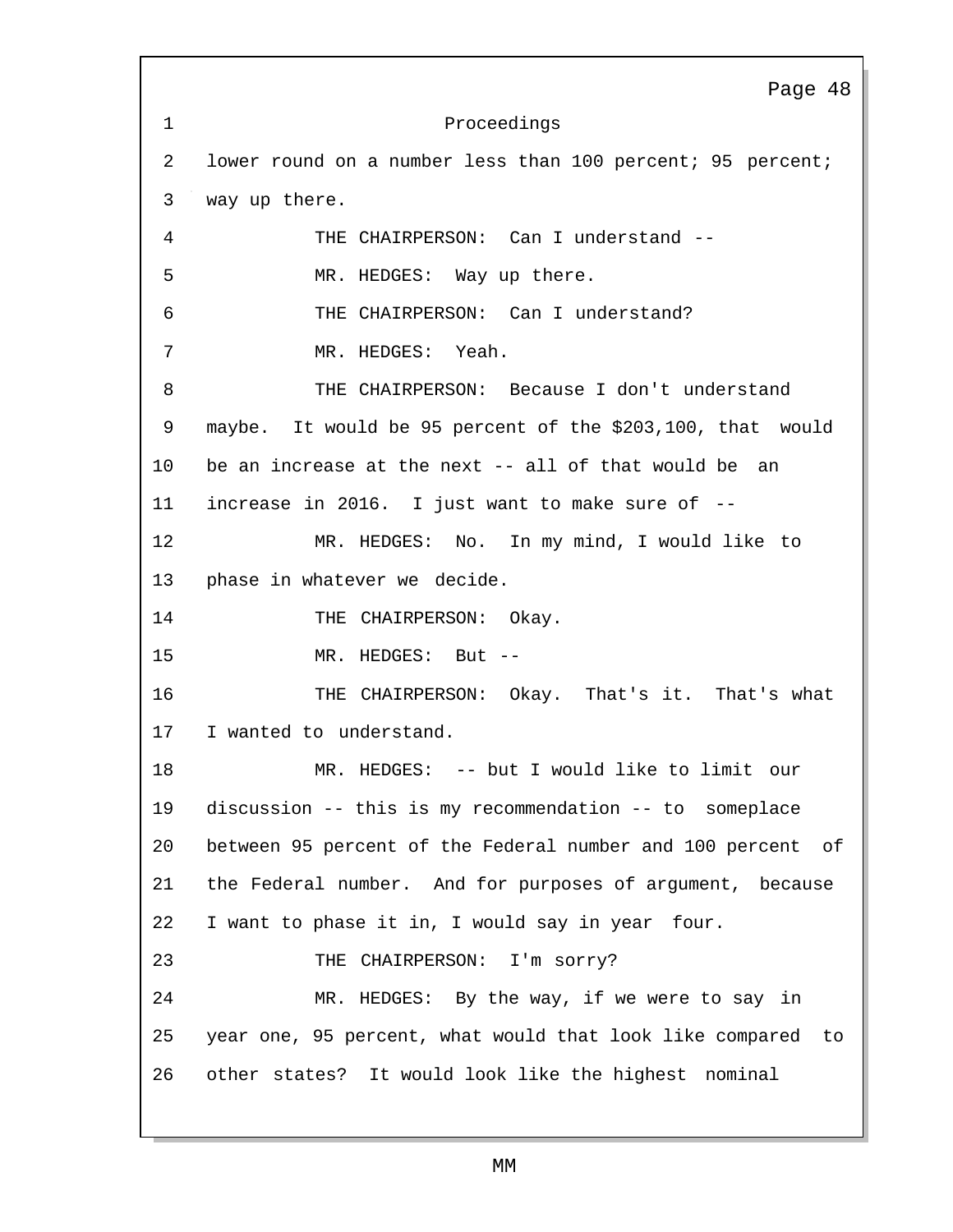Proceedings

lower round on a number less than 100 percent; 95 percent; way up there.

THE CHAIRPERSON: Can I understand --

MR. HEDGES: Way up there.

THE CHAIRPERSON: Can I understand?

MR. HEDGES: Yeah.

THE CHAIRPERSON: Because I don't understand maybe. It would be 95 percent of the $203,100, that would be an increase at the next -- all of that would be an increase in 2016. I just want to make sure of --

MR. HEDGES: No. In my mind, I would like to phase in whatever we decide.

THE CHAIRPERSON: Okay.

MR. HEDGES: But --

THE CHAIRPERSON: Okay. That's it. That's what I wanted to understand.

MR. HEDGES: -- but I would like to limit our discussion -- this is my recommendation -- to someplace between 95 percent of the Federal number and 100 percent of the Federal number. And for purposes of argument, because I want to phase it in, I would say in year four.

THE CHAIRPERSON: I'm sorry?

MR. HEDGES: By the way, if we were to say in year one, 95 percent, what would that look like compared to other states? It would look like the highest nominal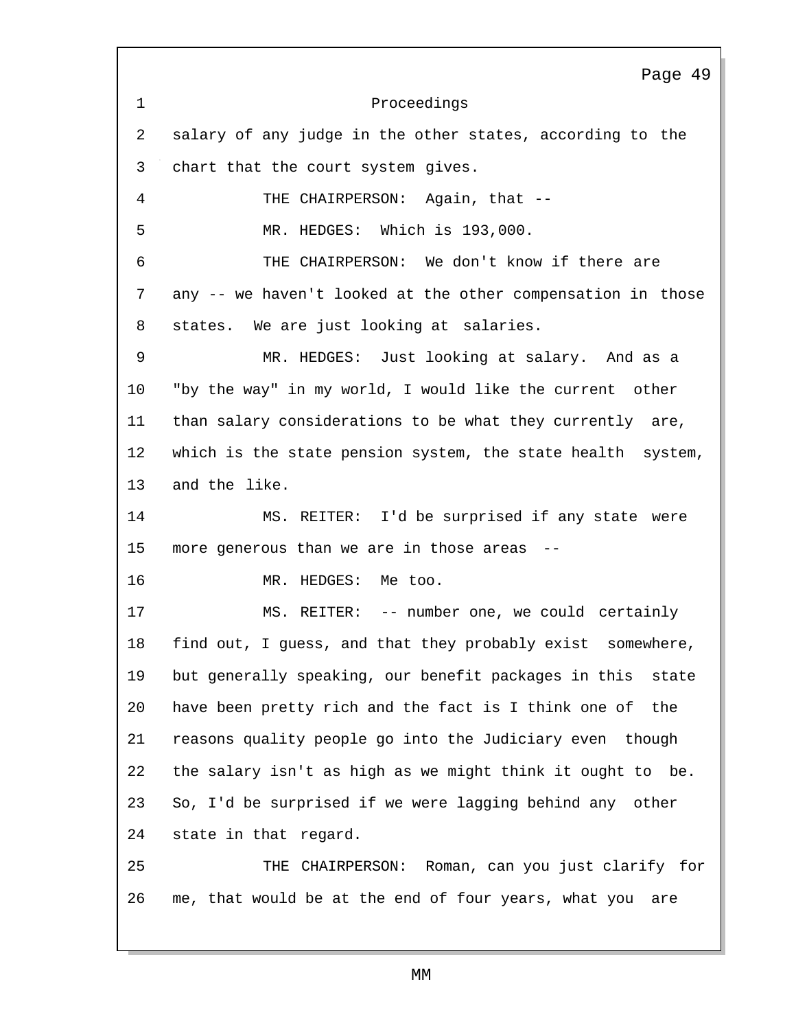Proceedings

salary of any judge in the other states, according to the chart that the court system gives.

THE CHAIRPERSON: Again, that --

MR. HEDGES: Which is 193,000.

THE CHAIRPERSON: We don't know if there are any -- we haven't looked at the other compensation in those states. We are just looking at salaries.

MR. HEDGES: Just looking at salary. And as a "by the way" in my world, I would like the current other than salary considerations to be what they currently are, which is the state pension system, the state health system, and the like.

MS. REITER: I'd be surprised if any state were more generous than we are in those areas --

MR. HEDGES: Me too.

MS. REITER: -- number one, we could certainly find out, I guess, and that they probably exist somewhere, but generally speaking, our benefit packages in this state have been pretty rich and the fact is I think one of the reasons quality people go into the Judiciary even though the salary isn't as high as we might think it ought to be. So, I'd be surprised if we were lagging behind any other state in that regard.

THE CHAIRPERSON: Roman, can you just clarify for me, that would be at the end of four years, what you are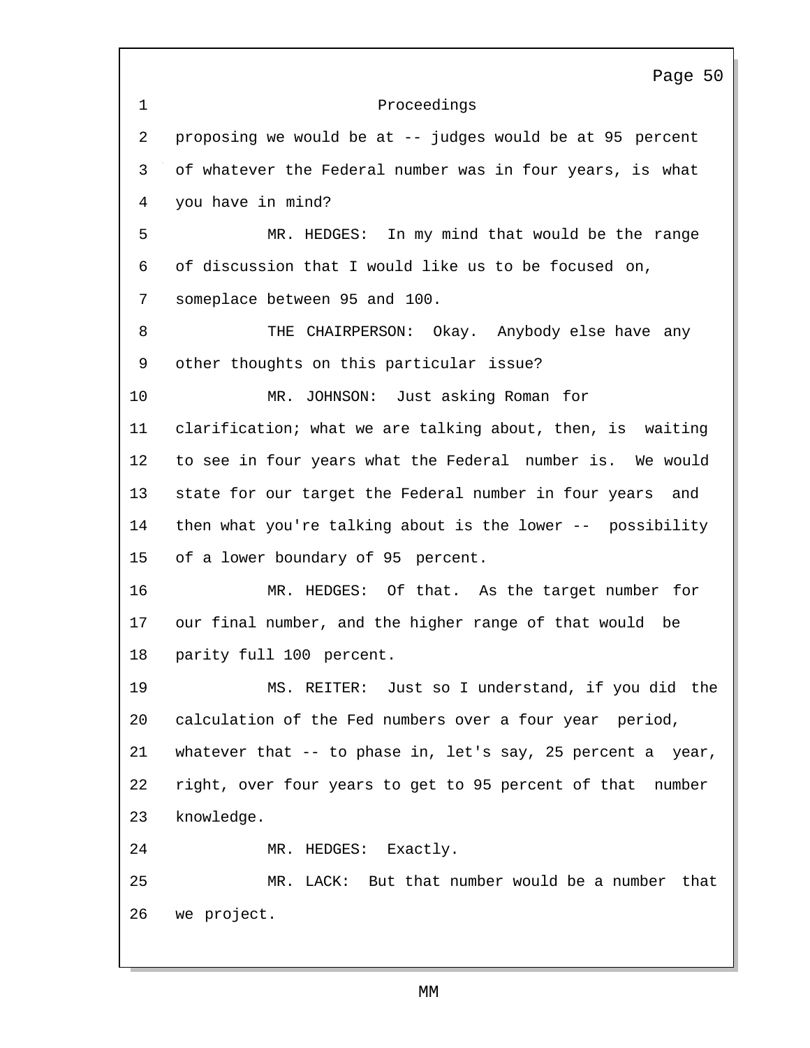proposing we would be at -- judges would be at 95 percent of whatever the Federal number was in four years, is what you have in mind?

MR. HEDGES: In my mind that would be the range of discussion that I would like us to be focused on, someplace between 95 and 100.

THE CHAIRPERSON: Okay. Anybody else have any other thoughts on this particular issue?

MR. JOHNSON: Just asking Roman for clarification; what we are talking about, then, is waiting to see in four years what the Federal number is. We would state for our target the Federal number in four years and then what you're talking about is the lower -- possibility of a lower boundary of 95 percent.

MR. HEDGES: Of that. As the target number for our final number, and the higher range of that would be parity full 100 percent.

MS. REITER: Just so I understand, if you did the calculation of the Fed numbers over a four year period, whatever that -- to phase in, let's say, 25 percent a year, right, over four years to get to 95 percent of that number knowledge.

MR. HEDGES: Exactly.

MR. LACK: But that number would be a number that we project.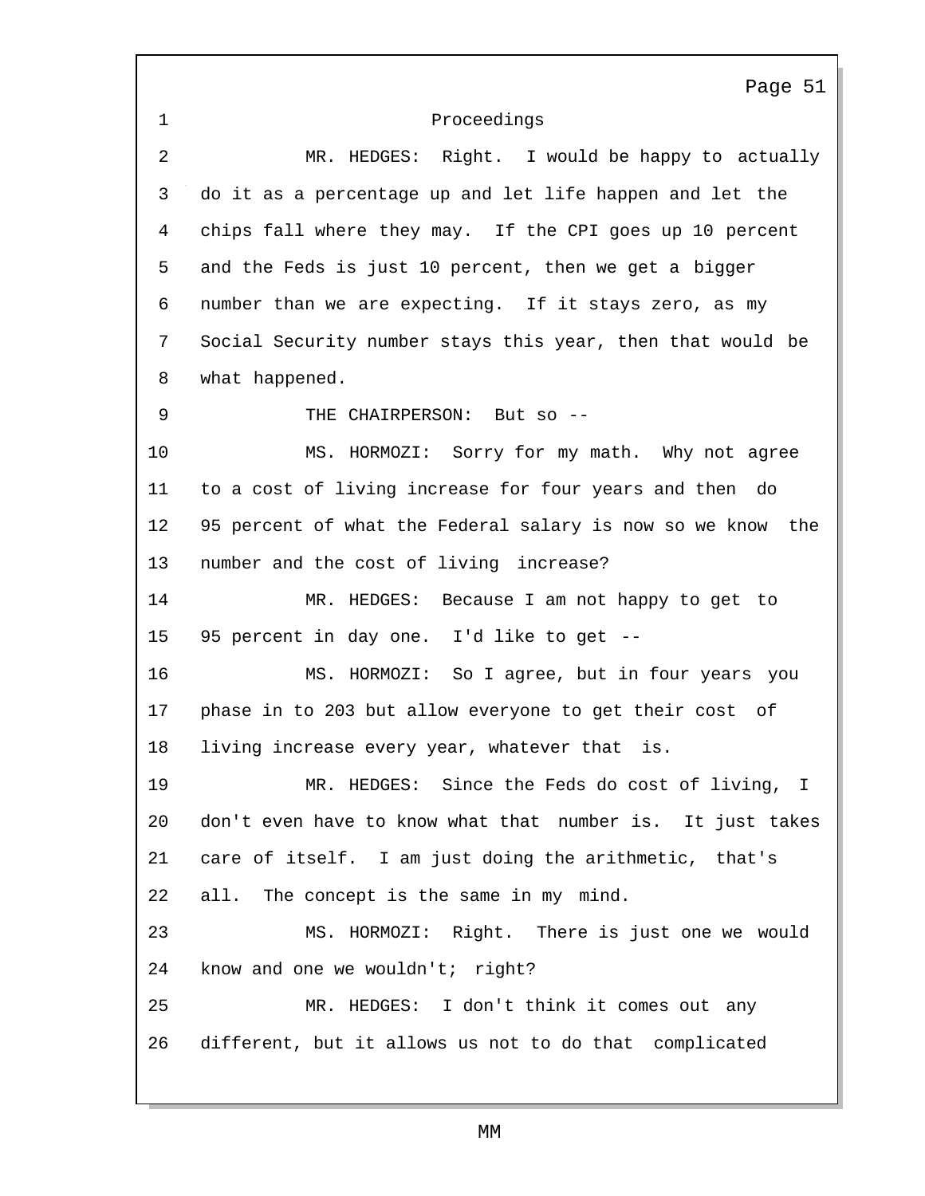Proceedings

MR. HEDGES: Right. I would be happy to actually do it as a percentage up and let life happen and let the chips fall where they may. If the CPI goes up 10 percent and the Feds is just 10 percent, then we get a bigger number than we are expecting. If it stays zero, as my Social Security number stays this year, then that would be what happened.

THE CHAIRPERSON: But so --

MS. HORMOZI: Sorry for my math. Why not agree to a cost of living increase for four years and then do 95 percent of what the Federal salary is now so we know the number and the cost of living increase?

MR. HEDGES: Because I am not happy to get to 95 percent in day one. I'd like to get --

MS. HORMOZI: So I agree, but in four years you phase in to 203 but allow everyone to get their cost of living increase every year, whatever that is.

MR. HEDGES: Since the Feds do cost of living, I don't even have to know what that number is. It just takes care of itself. I am just doing the arithmetic, that's all. The concept is the same in my mind.

MS. HORMOZI: Right. There is just one we would know and one we wouldn't; right?

MR. HEDGES: I don't think it comes out any different, but it allows us not to do that complicated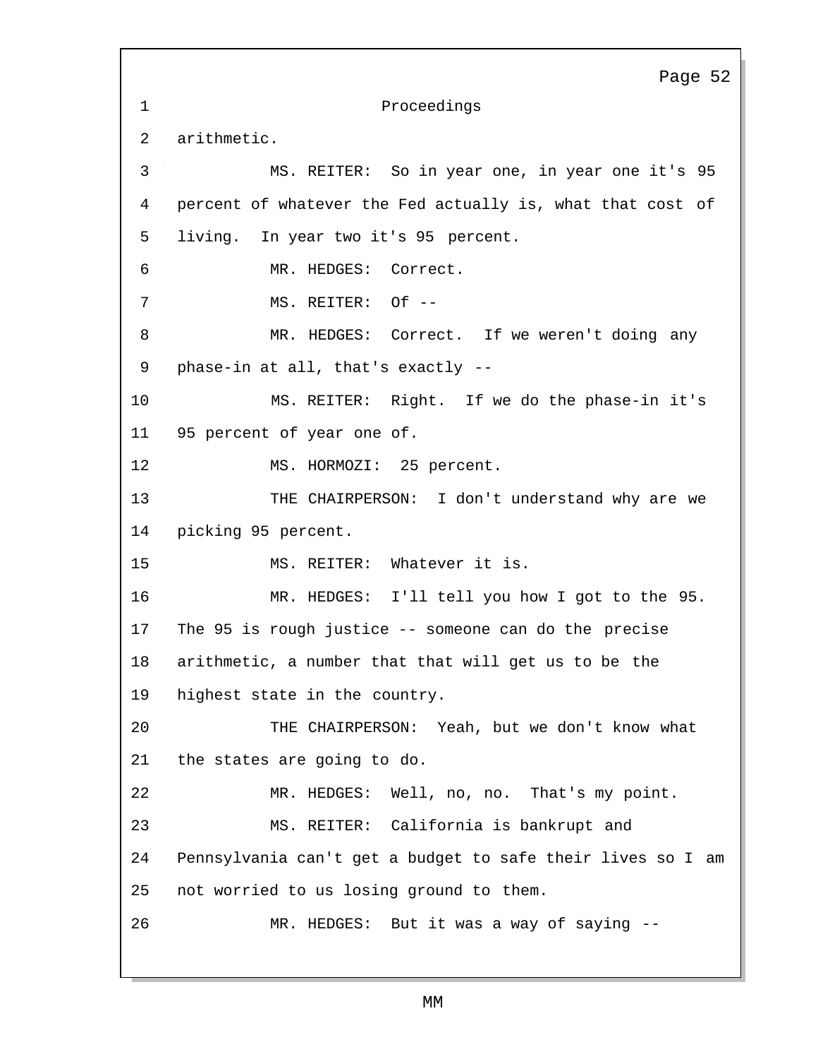Proceedings

arithmetic.

MS. REITER: So in year one, in year one it's 95 percent of whatever the Fed actually is, what that cost of living. In year two it's 95 percent.

MR. HEDGES: Correct.

MS. REITER: Of --

MR. HEDGES: Correct. If we weren't doing any phase-in at all, that's exactly --

MS. REITER: Right. If we do the phase-in it's 95 percent of year one of.

MS. HORMOZI: 25 percent.

THE CHAIRPERSON: I don't understand why are we picking 95 percent.

MS. REITER: Whatever it is.

MR. HEDGES: I'll tell you how I got to the 95. The 95 is rough justice -- someone can do the precise arithmetic, a number that that will get us to be the highest state in the country.

THE CHAIRPERSON: Yeah, but we don't know what the states are going to do.

MR. HEDGES: Well, no, no. That's my point.

MS. REITER: California is bankrupt and Pennsylvania can't get a budget to safe their lives so I am not worried to us losing ground to them.

MR. HEDGES: But it was a way of saying --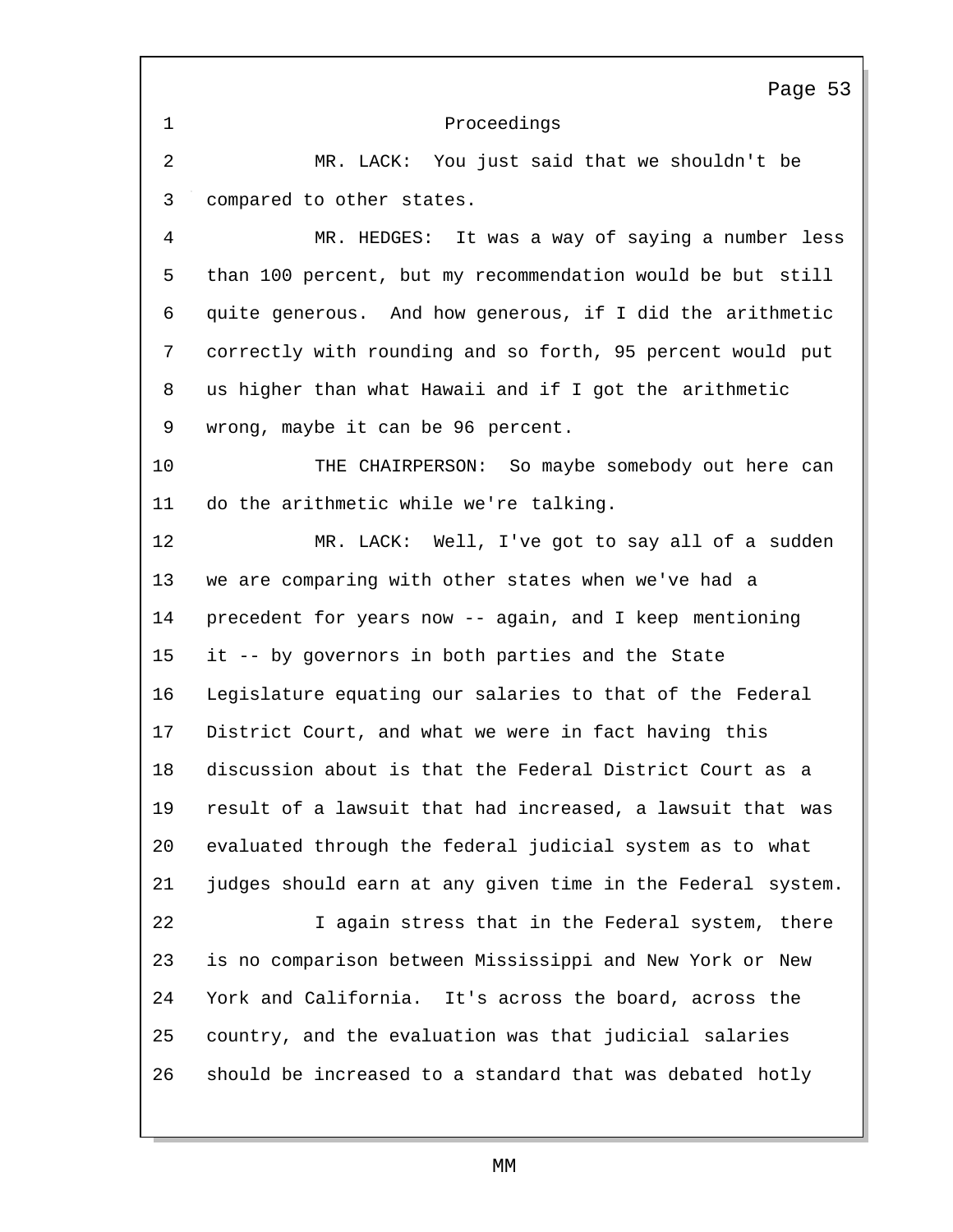Proceedings

MR. LACK: You just said that we shouldn't be compared to other states.

MR. HEDGES: It was a way of saying a number less than 100 percent, but my recommendation would be but still quite generous. And how generous, if I did the arithmetic correctly with rounding and so forth, 95 percent would put us higher than what Hawaii and if I got the arithmetic wrong, maybe it can be 96 percent.

THE CHAIRPERSON: So maybe somebody out here can do the arithmetic while we're talking.

MR. LACK: Well, I've got to say all of a sudden we are comparing with other states when we've had a precedent for years now -- again, and I keep mentioning it -- by governors in both parties and the State Legislature equating our salaries to that of the Federal District Court, and what we were in fact having this discussion about is that the Federal District Court as a result of a lawsuit that had increased, a lawsuit that was evaluated through the federal judicial system as to what judges should earn at any given time in the Federal system.

I again stress that in the Federal system, there is no comparison between Mississippi and New York or New York and California. It's across the board, across the country, and the evaluation was that judicial salaries should be increased to a standard that was debated hotly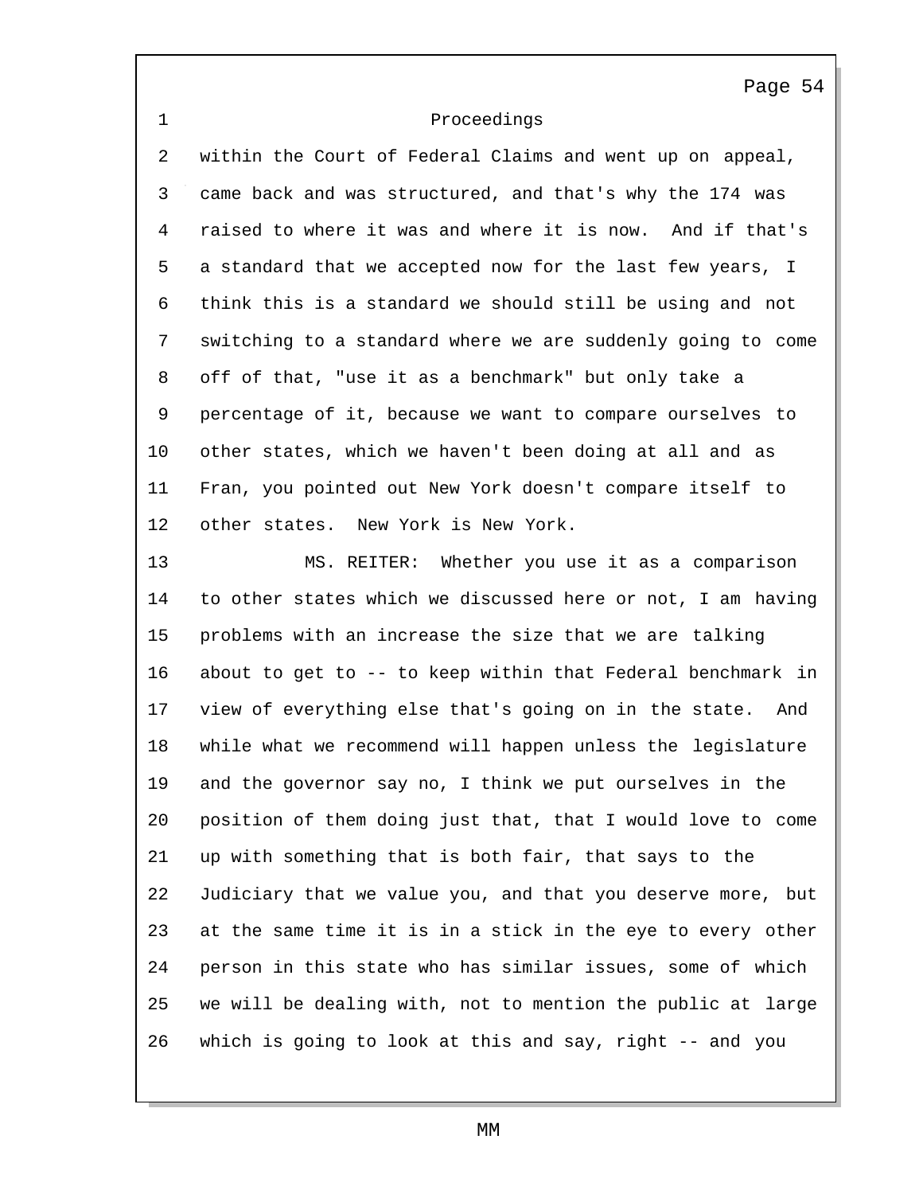Proceedings

within the Court of Federal Claims and went up on appeal, came back and was structured, and that's why the 174 was raised to where it was and where it is now. And if that's a standard that we accepted now for the last few years, I think this is a standard we should still be using and not switching to a standard where we are suddenly going to come off of that, "use it as a benchmark" but only take a percentage of it, because we want to compare ourselves to other states, which we haven't been doing at all and as Fran, you pointed out New York doesn't compare itself to other states. New York is New York.

MS. REITER: Whether you use it as a comparison to other states which we discussed here or not, I am having problems with an increase the size that we are talking about to get to -- to keep within that Federal benchmark in view of everything else that's going on in the state. And while what we recommend will happen unless the legislature and the governor say no, I think we put ourselves in the position of them doing just that, that I would love to come up with something that is both fair, that says to the Judiciary that we value you, and that you deserve more, but at the same time it is in a stick in the eye to every other person in this state who has similar issues, some of which we will be dealing with, not to mention the public at large which is going to look at this and say, right -- and you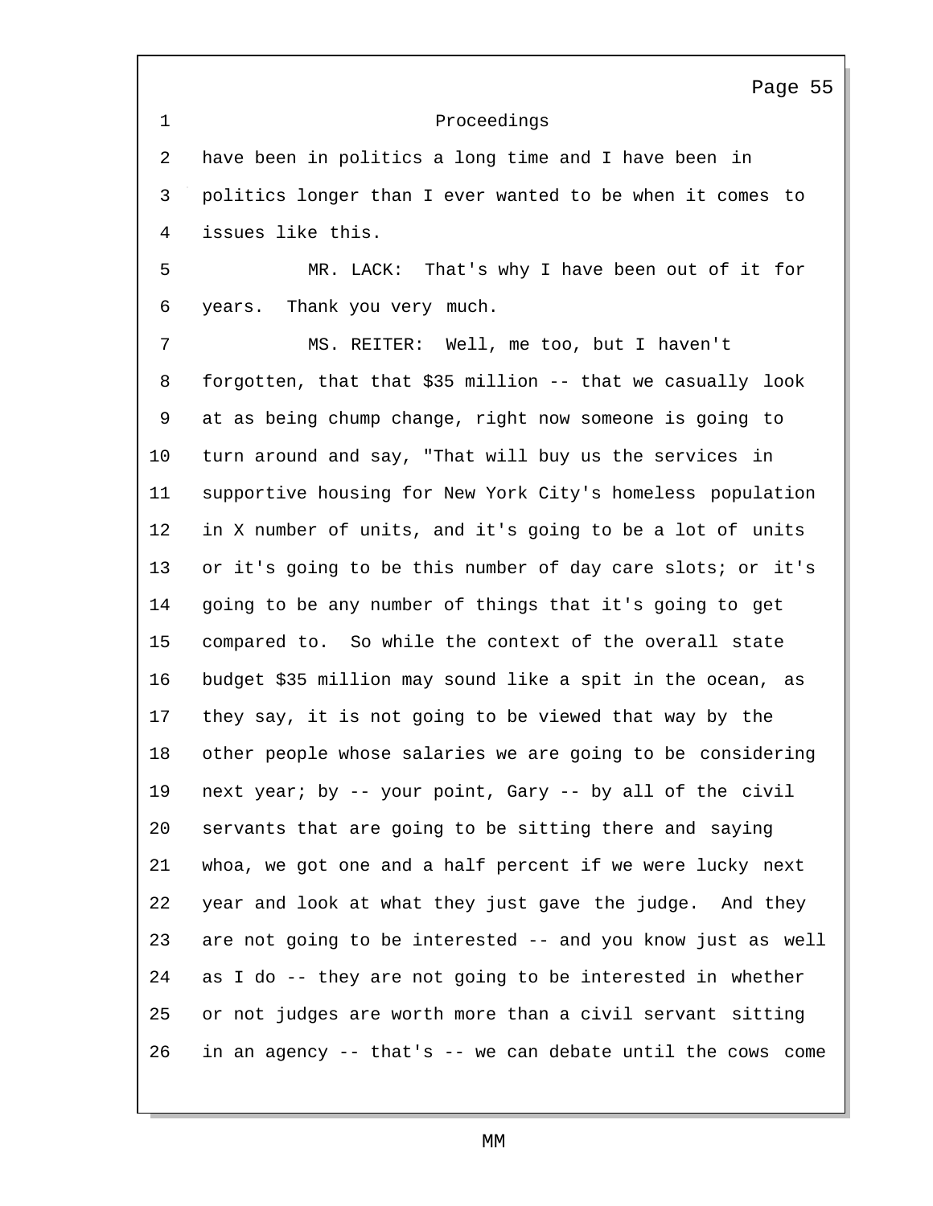Proceedings

have been in politics a long time and I have been in politics longer than I ever wanted to be when it comes to issues like this.

MR. LACK: That's why I have been out of it for years. Thank you very much.

MS. REITER: Well, me too, but I haven't forgotten, that that $35 million -- that we casually look at as being chump change, right now someone is going to turn around and say, "That will buy us the services in supportive housing for New York City's homeless population in X number of units, and it's going to be a lot of units or it's going to be this number of day care slots; or it's going to be any number of things that it's going to get compared to. So while the context of the overall state budget $35 million may sound like a spit in the ocean, as they say, it is not going to be viewed that way by the other people whose salaries we are going to be considering next year; by -- your point, Gary -- by all of the civil servants that are going to be sitting there and saying whoa, we got one and a half percent if we were lucky next year and look at what they just gave the judge. And they are not going to be interested -- and you know just as well as I do -- they are not going to be interested in whether or not judges are worth more than a civil servant sitting in an agency -- that's -- we can debate until the cows come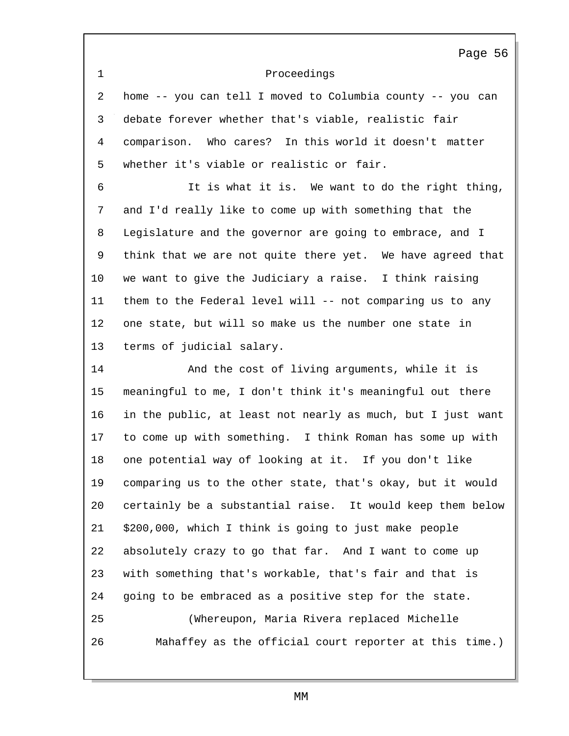Proceedings

home -- you can tell I moved to Columbia county -- you can debate forever whether that's viable, realistic fair comparison. Who cares? In this world it doesn't matter whether it's viable or realistic or fair.

It is what it is. We want to do the right thing, and I'd really like to come up with something that the Legislature and the governor are going to embrace, and I think that we are not quite there yet. We have agreed that we want to give the Judiciary a raise. I think raising them to the Federal level will -- not comparing us to any one state, but will so make us the number one state in terms of judicial salary.

And the cost of living arguments, while it is meaningful to me, I don't think it's meaningful out there in the public, at least not nearly as much, but I just want to come up with something. I think Roman has some up with one potential way of looking at it. If you don't like comparing us to the other state, that's okay, but it would certainly be a substantial raise. It would keep them below $200,000, which I think is going to just make people absolutely crazy to go that far. And I want to come up with something that's workable, that's fair and that is going to be embraced as a positive step for the state.

(Whereupon, Maria Rivera replaced Michelle Mahaffey as the official court reporter at this time.)

MM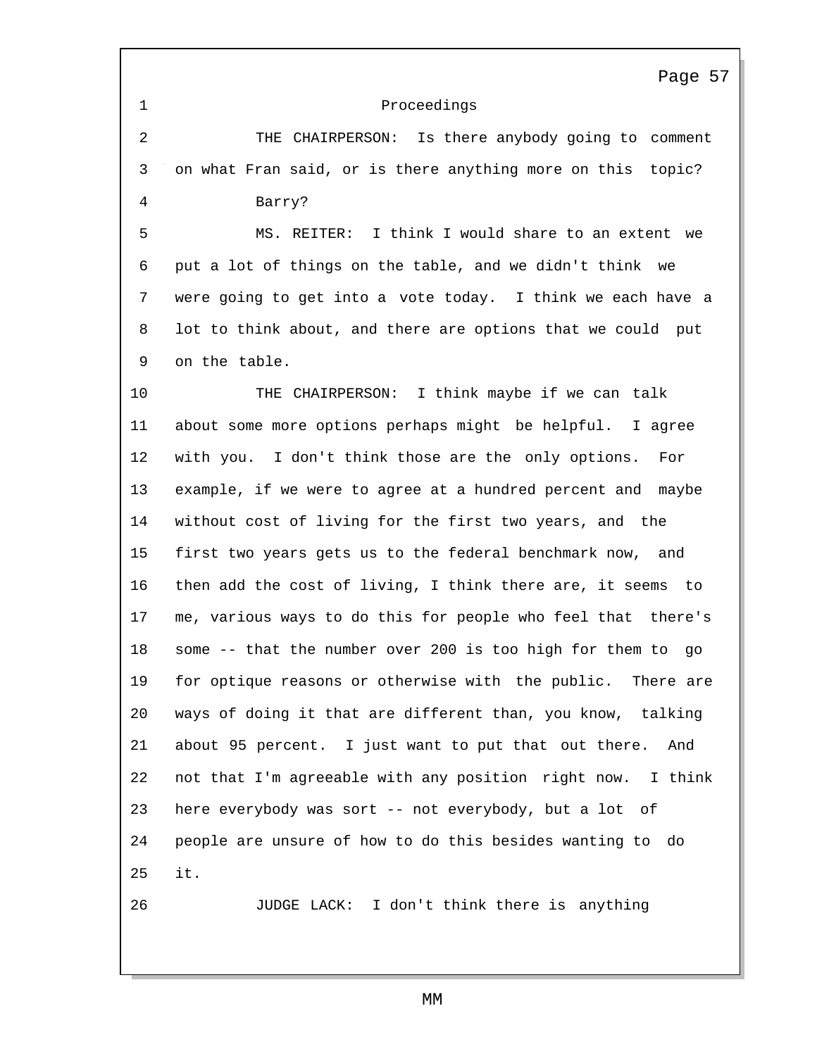Proceedings

THE CHAIRPERSON: Is there anybody going to comment on what Fran said, or is there anything more on this topic?

Barry?

MS. REITER: I think I would share to an extent we put a lot of things on the table, and we didn't think we were going to get into a vote today. I think we each have a lot to think about, and there are options that we could put on the table.

THE CHAIRPERSON: I think maybe if we can talk about some more options perhaps might be helpful. I agree with you. I don't think those are the only options. For example, if we were to agree at a hundred percent and maybe without cost of living for the first two years, and the first two years gets us to the federal benchmark now, and then add the cost of living, I think there are, it seems to me, various ways to do this for people who feel that there's some -- that the number over 200 is too high for them to go for optique reasons or otherwise with the public. There are ways of doing it that are different than, you know, talking about 95 percent. I just want to put that out there. And not that I'm agreeable with any position right now. I think here everybody was sort -- not everybody, but a lot of people are unsure of how to do this besides wanting to do it.

JUDGE LACK: I don't think there is anything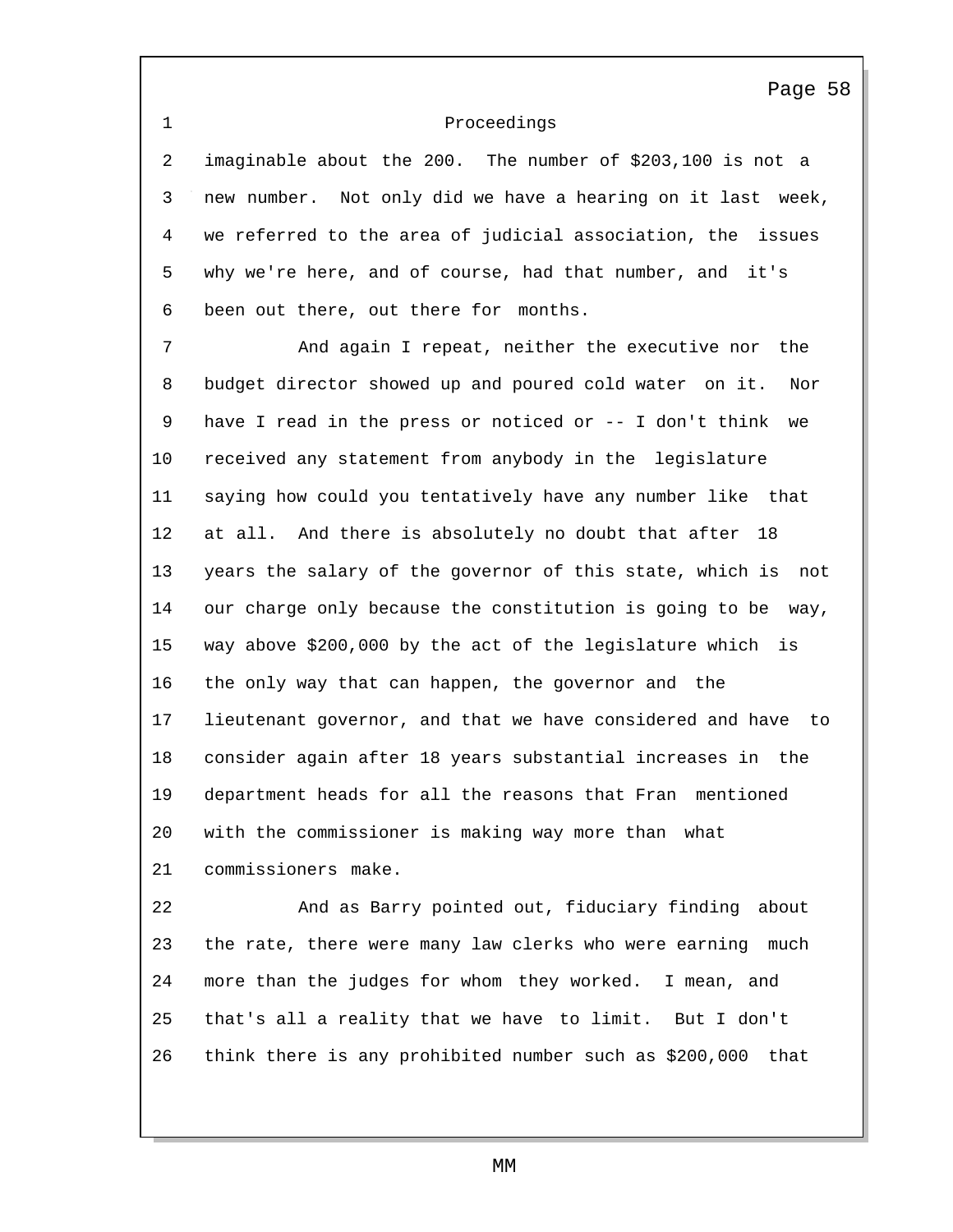Proceedings

imaginable about the 200. The number of $203,100 is not a new number. Not only did we have a hearing on it last week, we referred to the area of judicial association, the issues why we're here, and of course, had that number, and it's been out there, out there for months.

And again I repeat, neither the executive nor the budget director showed up and poured cold water on it. Nor have I read in the press or noticed or -- I don't think we received any statement from anybody in the legislature saying how could you tentatively have any number like that at all. And there is absolutely no doubt that after 18 years the salary of the governor of this state, which is not our charge only because the constitution is going to be way, way above $200,000 by the act of the legislature which is the only way that can happen, the governor and the lieutenant governor, and that we have considered and have to consider again after 18 years substantial increases in the department heads for all the reasons that Fran mentioned with the commissioner is making way more than what commissioners make.

And as Barry pointed out, fiduciary finding about the rate, there were many law clerks who were earning much more than the judges for whom they worked. I mean, and that's all a reality that we have to limit. But I don't think there is any prohibited number such as $200,000 that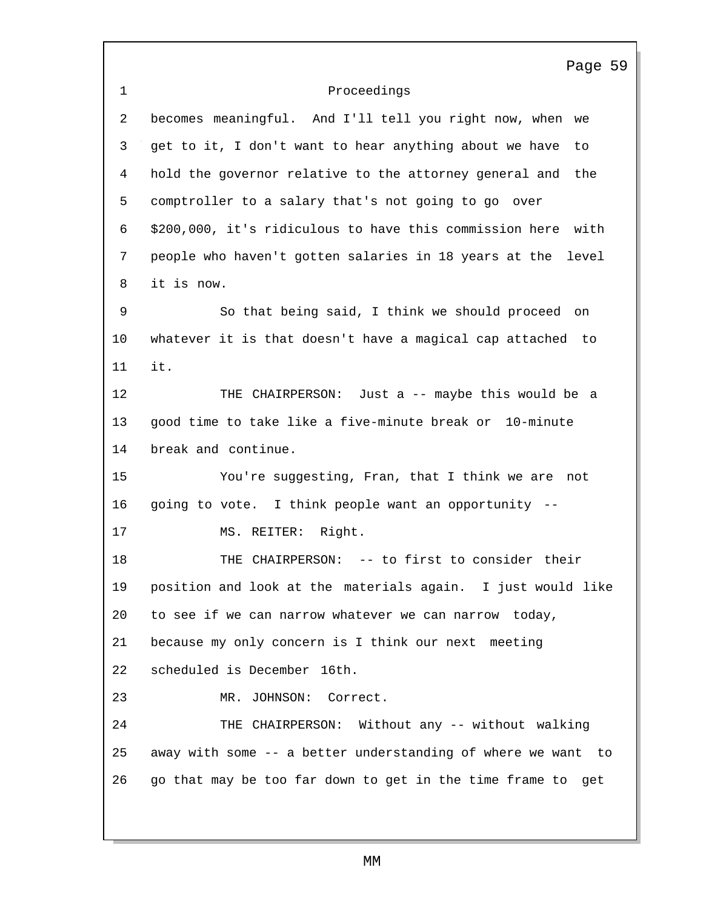Proceedings

becomes meaningful. And I'll tell you right now, when we get to it, I don't want to hear anything about we have to hold the governor relative to the attorney general and the comptroller to a salary that's not going to go over $200,000, it's ridiculous to have this commission here with people who haven't gotten salaries in 18 years at the level it is now.

So that being said, I think we should proceed on whatever it is that doesn't have a magical cap attached to it.

THE CHAIRPERSON: Just a -- maybe this would be a good time to take like a five-minute break or 10-minute break and continue.

You're suggesting, Fran, that I think we are not going to vote. I think people want an opportunity --

MS. REITER: Right.

THE CHAIRPERSON: -- to first to consider their position and look at the materials again. I just would like to see if we can narrow whatever we can narrow today, because my only concern is I think our next meeting scheduled is December 16th.

MR. JOHNSON: Correct.

THE CHAIRPERSON: Without any -- without walking away with some -- a better understanding of where we want to go that may be too far down to get in the time frame to get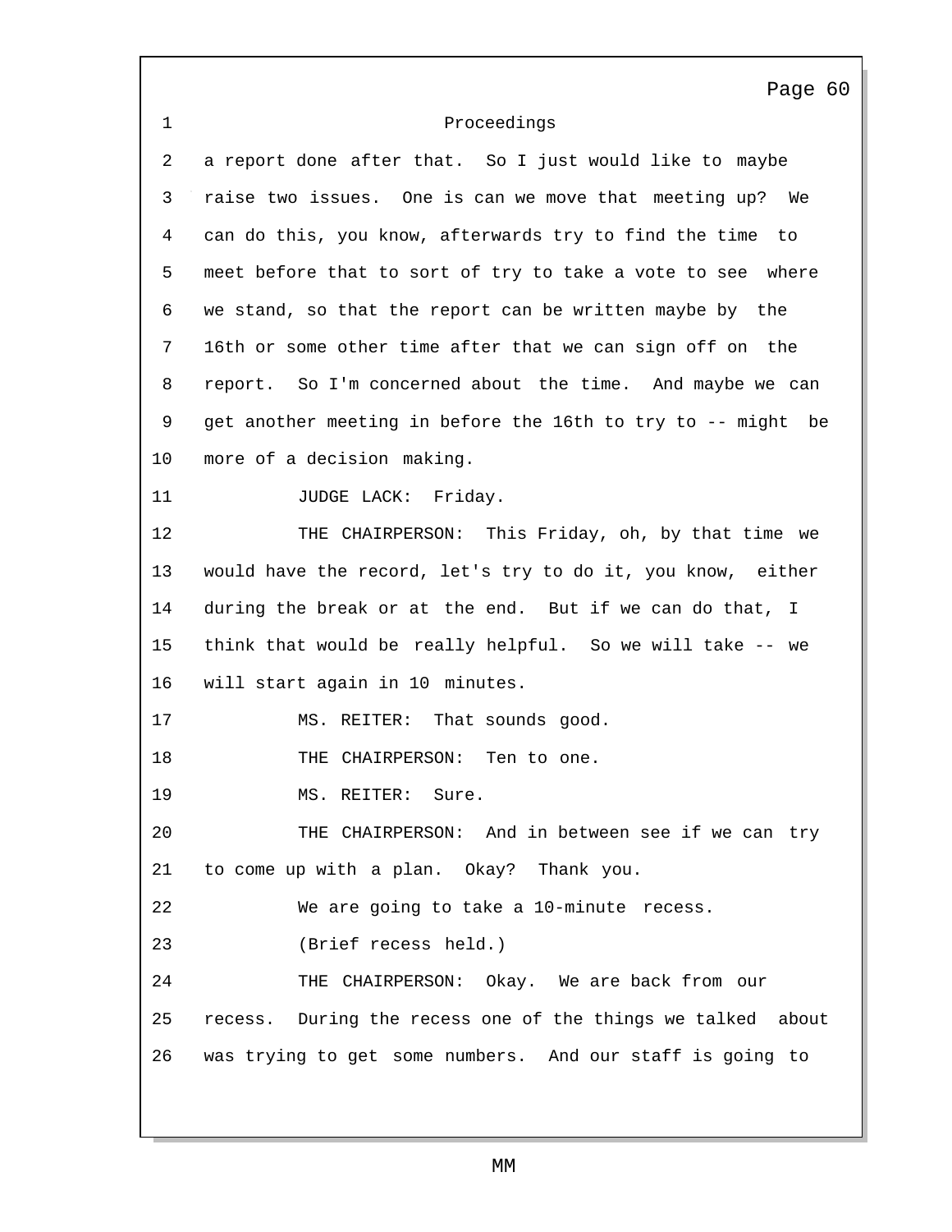Proceedings

a report done after that. So I just would like to maybe raise two issues. One is can we move that meeting up? We can do this, you know, afterwards try to find the time to meet before that to sort of try to take a vote to see where we stand, so that the report can be written maybe by the 16th or some other time after that we can sign off on the report. So I'm concerned about the time. And maybe we can get another meeting in before the 16th to try to -- might be more of a decision making.

JUDGE LACK: Friday.

THE CHAIRPERSON: This Friday, oh, by that time we would have the record, let's try to do it, you know, either during the break or at the end. But if we can do that, I think that would be really helpful. So we will take -- we will start again in 10 minutes.

MS. REITER: That sounds good.

THE CHAIRPERSON: Ten to one.

MS. REITER: Sure.

THE CHAIRPERSON: And in between see if we can try to come up with a plan. Okay? Thank you.

We are going to take a 10-minute recess.

(Brief recess held.)

THE CHAIRPERSON: Okay. We are back from our recess. During the recess one of the things we talked about was trying to get some numbers. And our staff is going to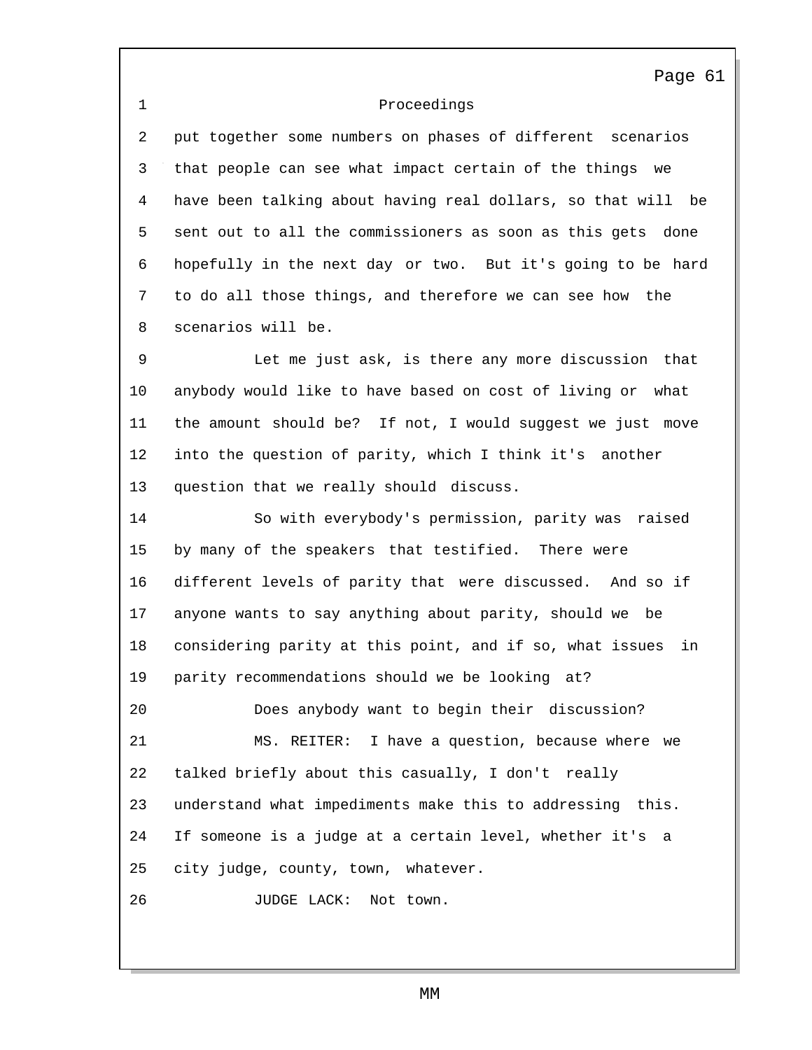Proceedings

put together some numbers on phases of different scenarios that people can see what impact certain of the things we have been talking about having real dollars, so that will be sent out to all the commissioners as soon as this gets done hopefully in the next day or two. But it's going to be hard to do all those things, and therefore we can see how the scenarios will be.

Let me just ask, is there any more discussion that anybody would like to have based on cost of living or what the amount should be? If not, I would suggest we just move into the question of parity, which I think it's another question that we really should discuss.

So with everybody's permission, parity was raised by many of the speakers that testified. There were different levels of parity that were discussed. And so if anyone wants to say anything about parity, should we be considering parity at this point, and if so, what issues in parity recommendations should we be looking at?

Does anybody want to begin their discussion?

MS. REITER: I have a question, because where we talked briefly about this casually, I don't really understand what impediments make this to addressing this. If someone is a judge at a certain level, whether it's a city judge, county, town, whatever.

JUDGE LACK: Not town.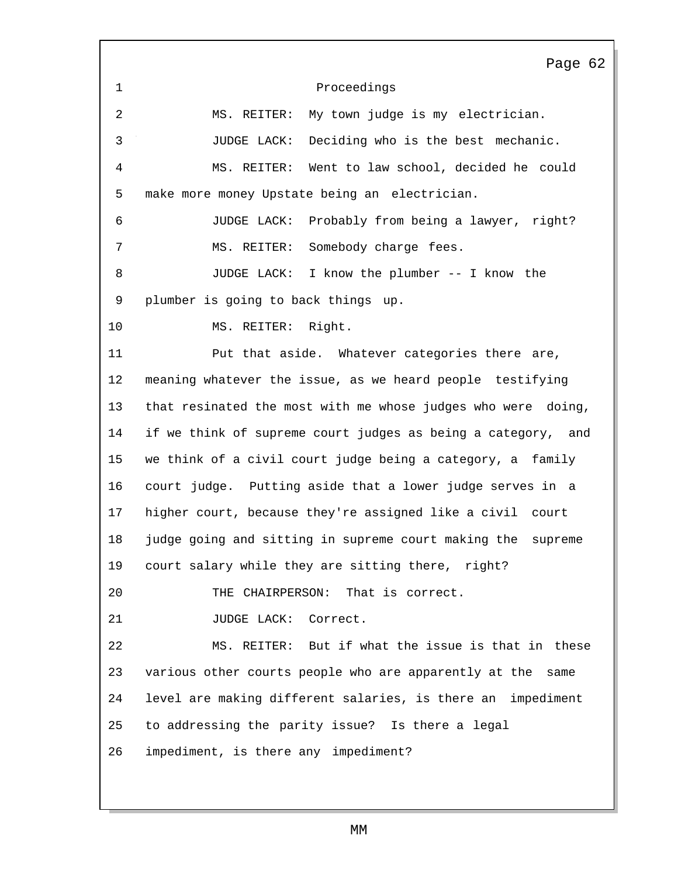Proceedings

MS. REITER: My town judge is my electrician.

JUDGE LACK: Deciding who is the best mechanic.

MS. REITER: Went to law school, decided he could make more money Upstate being an electrician.

JUDGE LACK: Probably from being a lawyer, right?

MS. REITER: Somebody charge fees.

JUDGE LACK: I know the plumber -- I know the plumber is going to back things up.

MS. REITER: Right.

Put that aside. Whatever categories there are, meaning whatever the issue, as we heard people testifying that resinated the most with me whose judges who were doing, if we think of supreme court judges as being a category, and we think of a civil court judge being a category, a family court judge. Putting aside that a lower judge serves in a higher court, because they're assigned like a civil court judge going and sitting in supreme court making the supreme court salary while they are sitting there, right?

THE CHAIRPERSON: That is correct.

JUDGE LACK: Correct.

MS. REITER: But if what the issue is that in these various other courts people who are apparently at the same level are making different salaries, is there an impediment to addressing the parity issue? Is there a legal impediment, is there any impediment?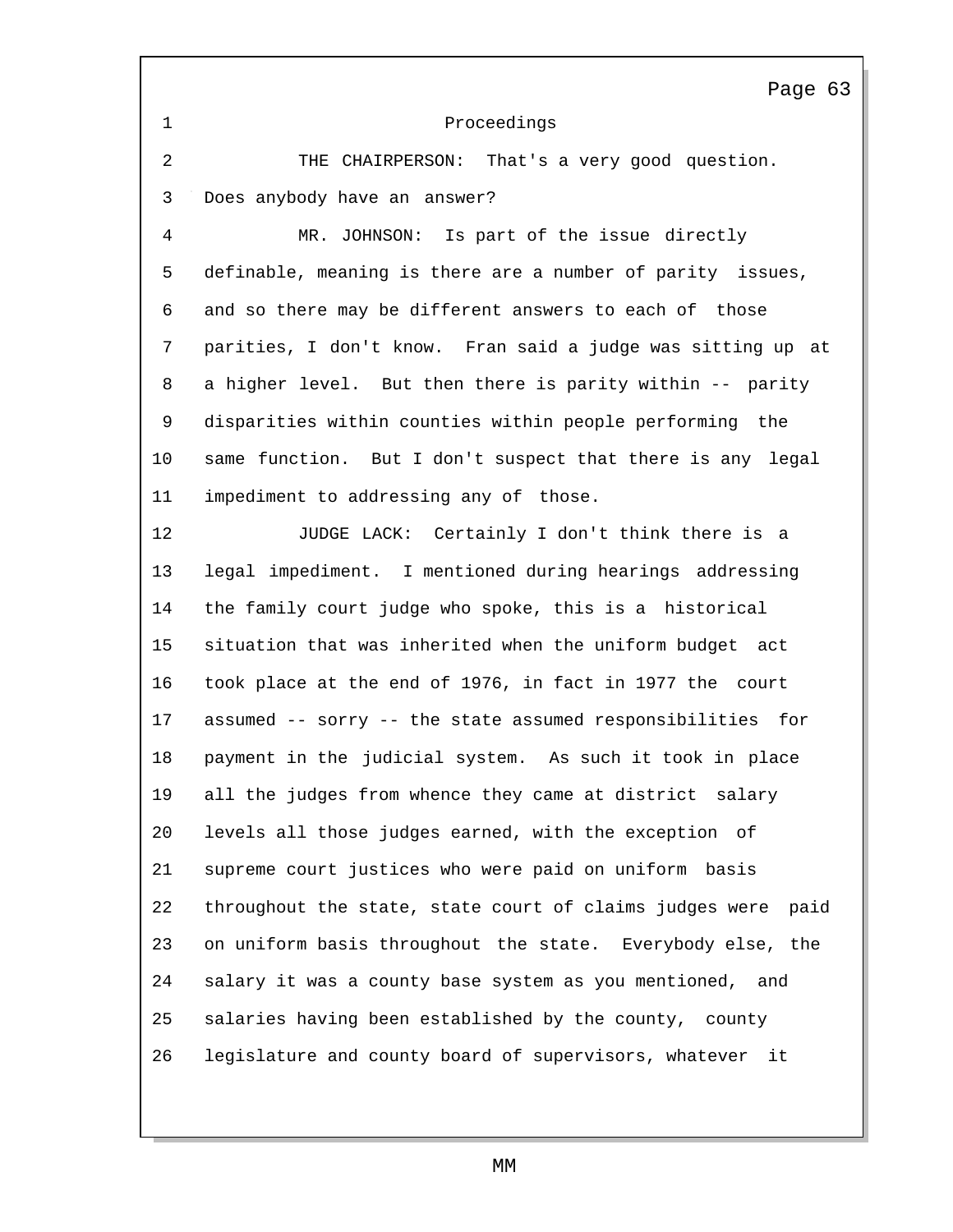Proceedings

THE CHAIRPERSON: That's a very good question. Does anybody have an answer?

MR. JOHNSON: Is part of the issue directly definable, meaning is there are a number of parity issues, and so there may be different answers to each of those parities, I don't know. Fran said a judge was sitting up at a higher level. But then there is parity within -- parity disparities within counties within people performing the same function. But I don't suspect that there is any legal impediment to addressing any of those.

JUDGE LACK: Certainly I don't think there is a legal impediment. I mentioned during hearings addressing the family court judge who spoke, this is a historical situation that was inherited when the uniform budget act took place at the end of 1976, in fact in 1977 the court assumed -- sorry -- the state assumed responsibilities for payment in the judicial system. As such it took in place all the judges from whence they came at district salary levels all those judges earned, with the exception of supreme court justices who were paid on uniform basis throughout the state, state court of claims judges were paid on uniform basis throughout the state. Everybody else, the salary it was a county base system as you mentioned, and salaries having been established by the county, county legislature and county board of supervisors, whatever it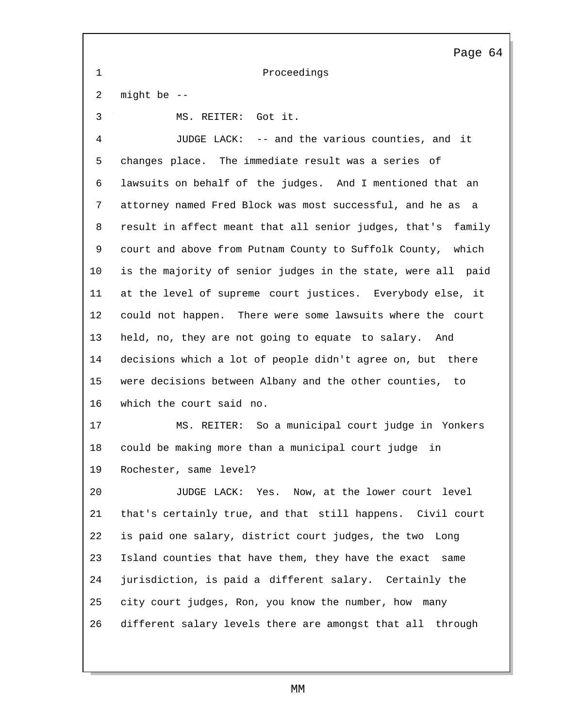Proceedings

might be --

MS. REITER: Got it.

JUDGE LACK: -- and the various counties, and it changes place. The immediate result was a series of lawsuits on behalf of the judges. And I mentioned that an attorney named Fred Block was most successful, and he as a result in affect meant that all senior judges, that's family court and above from Putnam County to Suffolk County, which is the majority of senior judges in the state, were all paid at the level of supreme court justices. Everybody else, it could not happen. There were some lawsuits where the court held, no, they are not going to equate to salary. And decisions which a lot of people didn't agree on, but there were decisions between Albany and the other counties, to which the court said no.

MS. REITER: So a municipal court judge in Yonkers could be making more than a municipal court judge in Rochester, same level?

JUDGE LACK: Yes. Now, at the lower court level that's certainly true, and that still happens. Civil court is paid one salary, district court judges, the two Long Island counties that have them, they have the exact same jurisdiction, is paid a different salary. Certainly the city court judges, Ron, you know the number, how many different salary levels there are amongst that all through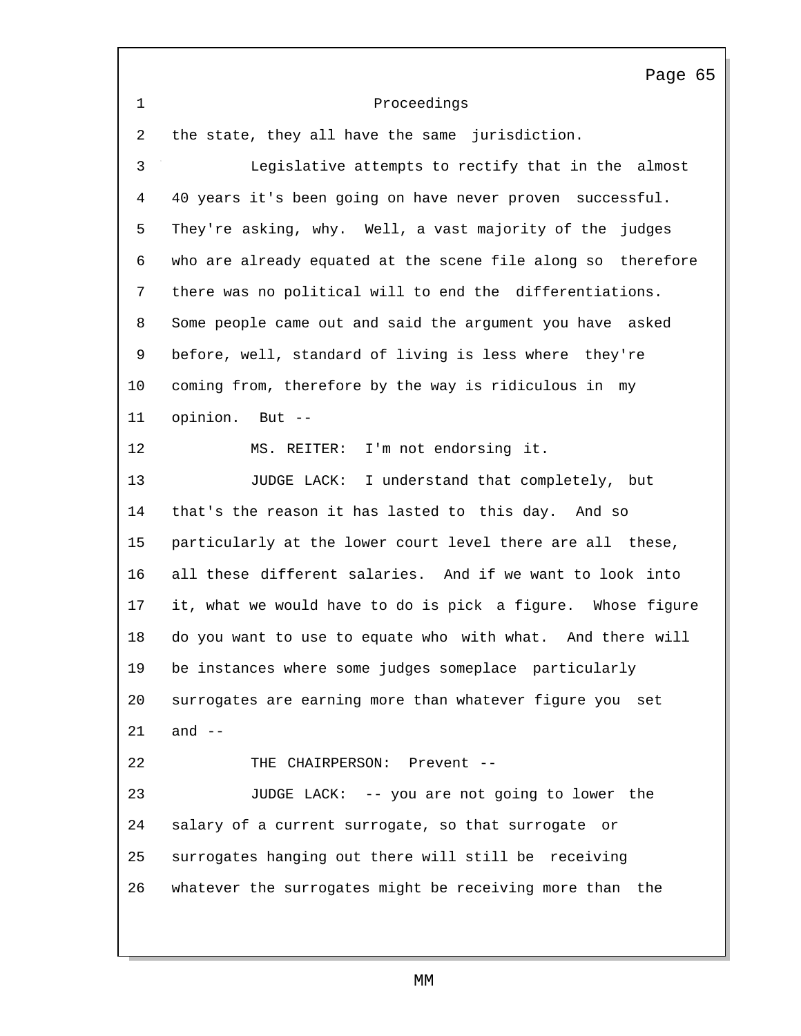Proceedings

the state, they all have the same jurisdiction.

Legislative attempts to rectify that in the almost 40 years it's been going on have never proven successful. They're asking, why. Well, a vast majority of the judges who are already equated at the scene file along so therefore there was no political will to end the differentiations. Some people came out and said the argument you have asked before, well, standard of living is less where they're coming from, therefore by the way is ridiculous in my opinion. But --

MS. REITER: I'm not endorsing it.

JUDGE LACK: I understand that completely, but that's the reason it has lasted to this day. And so particularly at the lower court level there are all these, all these different salaries. And if we want to look into it, what we would have to do is pick a figure. Whose figure do you want to use to equate who with what. And there will be instances where some judges someplace particularly surrogates are earning more than whatever figure you set and --

THE CHAIRPERSON: Prevent --

JUDGE LACK: -- you are not going to lower the salary of a current surrogate, so that surrogate or surrogates hanging out there will still be receiving whatever the surrogates might be receiving more than the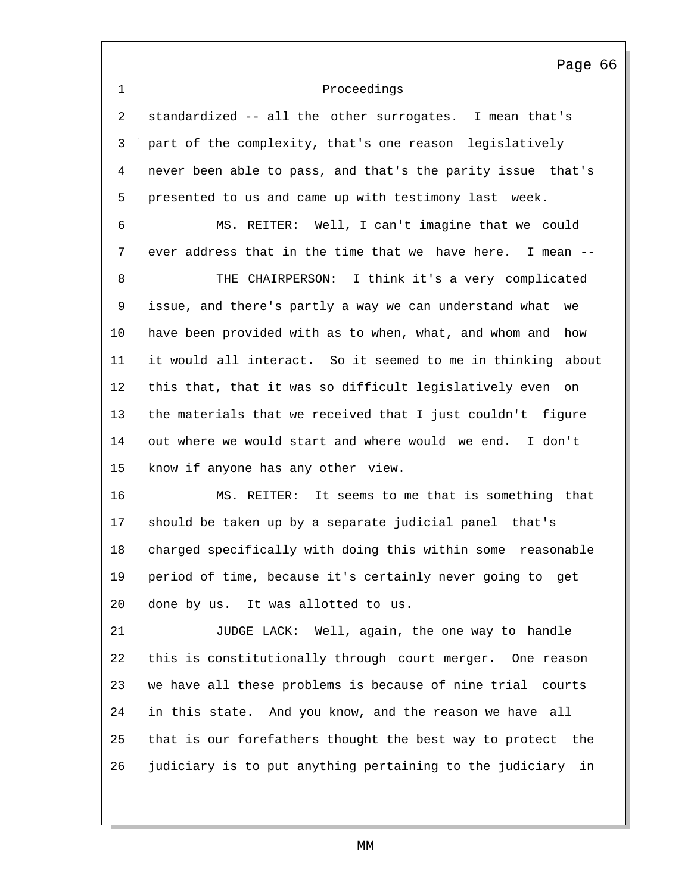Proceedings

standardized -- all the other surrogates. I mean that's part of the complexity, that's one reason legislatively never been able to pass, and that's the parity issue that's presented to us and came up with testimony last week.

MS. REITER: Well, I can't imagine that we could ever address that in the time that we have here. I mean --

THE CHAIRPERSON: I think it's a very complicated issue, and there's partly a way we can understand what we have been provided with as to when, what, and whom and how it would all interact. So it seemed to me in thinking about this that, that it was so difficult legislatively even on the materials that we received that I just couldn't figure out where we would start and where would we end. I don't know if anyone has any other view.

MS. REITER: It seems to me that is something that should be taken up by a separate judicial panel that's charged specifically with doing this within some reasonable period of time, because it's certainly never going to get done by us. It was allotted to us.

JUDGE LACK: Well, again, the one way to handle this is constitutionally through court merger. One reason we have all these problems is because of nine trial courts in this state. And you know, and the reason we have all that is our forefathers thought the best way to protect the judiciary is to put anything pertaining to the judiciary in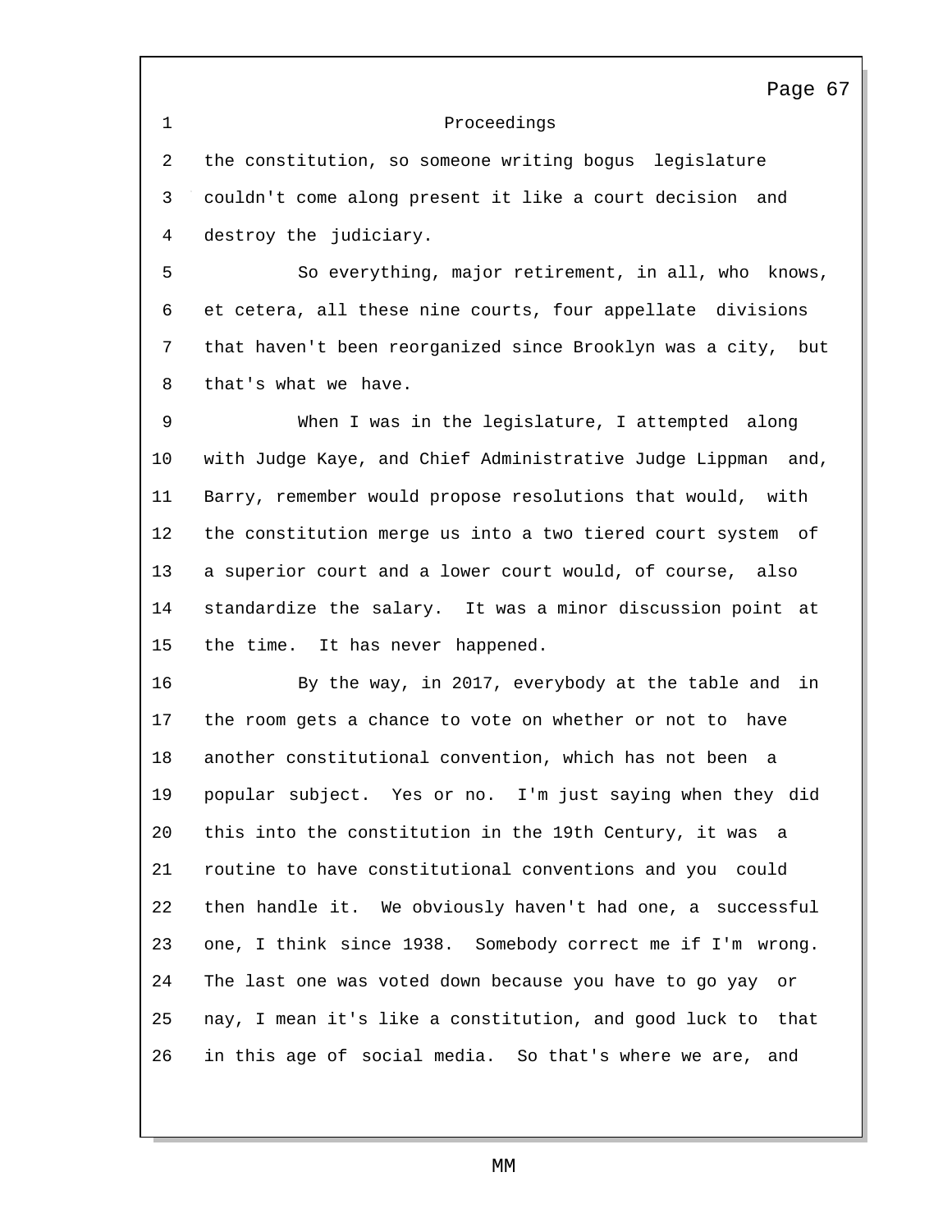Proceedings

the constitution, so someone writing bogus legislature couldn't come along present it like a court decision and destroy the judiciary.

So everything, major retirement, in all, who knows, et cetera, all these nine courts, four appellate divisions that haven't been reorganized since Brooklyn was a city, but that's what we have.

When I was in the legislature, I attempted along with Judge Kaye, and Chief Administrative Judge Lippman and, Barry, remember would propose resolutions that would, with the constitution merge us into a two tiered court system of a superior court and a lower court would, of course, also standardize the salary. It was a minor discussion point at the time. It has never happened.

By the way, in 2017, everybody at the table and in the room gets a chance to vote on whether or not to have another constitutional convention, which has not been a popular subject. Yes or no. I'm just saying when they did this into the constitution in the 19th Century, it was a routine to have constitutional conventions and you could then handle it. We obviously haven't had one, a successful one, I think since 1938. Somebody correct me if I'm wrong. The last one was voted down because you have to go yay or nay, I mean it's like a constitution, and good luck to that in this age of social media. So that's where we are, and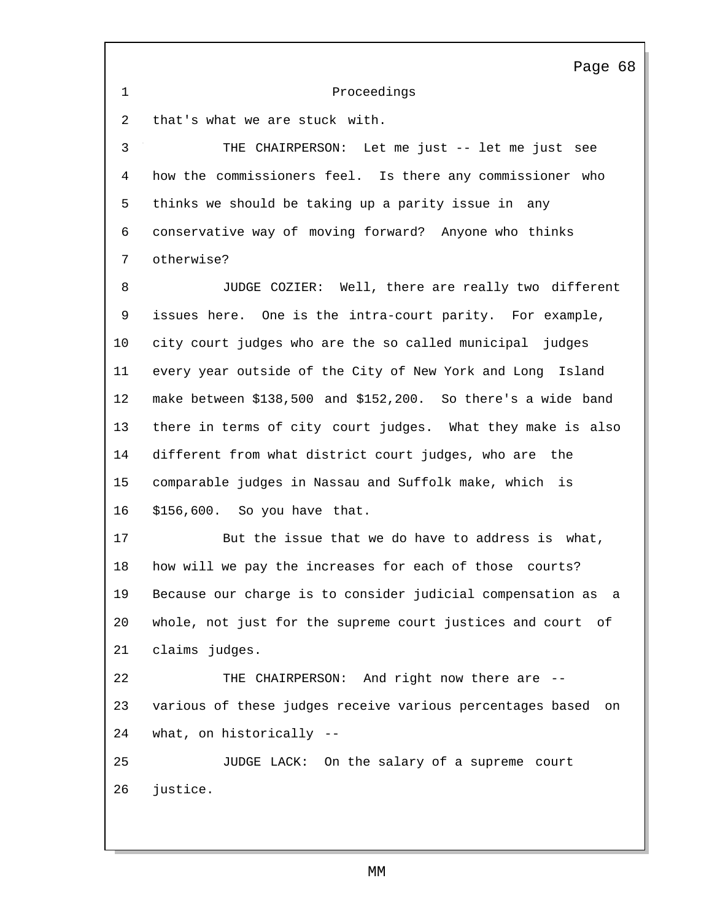Proceedings

that's what we are stuck with.

THE CHAIRPERSON: Let me just -- let me just see how the commissioners feel. Is there any commissioner who thinks we should be taking up a parity issue in any conservative way of moving forward? Anyone who thinks otherwise?

JUDGE COZIER: Well, there are really two different issues here. One is the intra-court parity. For example, city court judges who are the so called municipal judges every year outside of the City of New York and Long Island make between $138,500 and $152,200. So there's a wide band there in terms of city court judges. What they make is also different from what district court judges, who are the comparable judges in Nassau and Suffolk make, which is $156,600. So you have that.

But the issue that we do have to address is what, how will we pay the increases for each of those courts? Because our charge is to consider judicial compensation as a whole, not just for the supreme court justices and court of claims judges.

THE CHAIRPERSON: And right now there are -- various of these judges receive various percentages based on what, on historically --

JUDGE LACK: On the salary of a supreme court justice.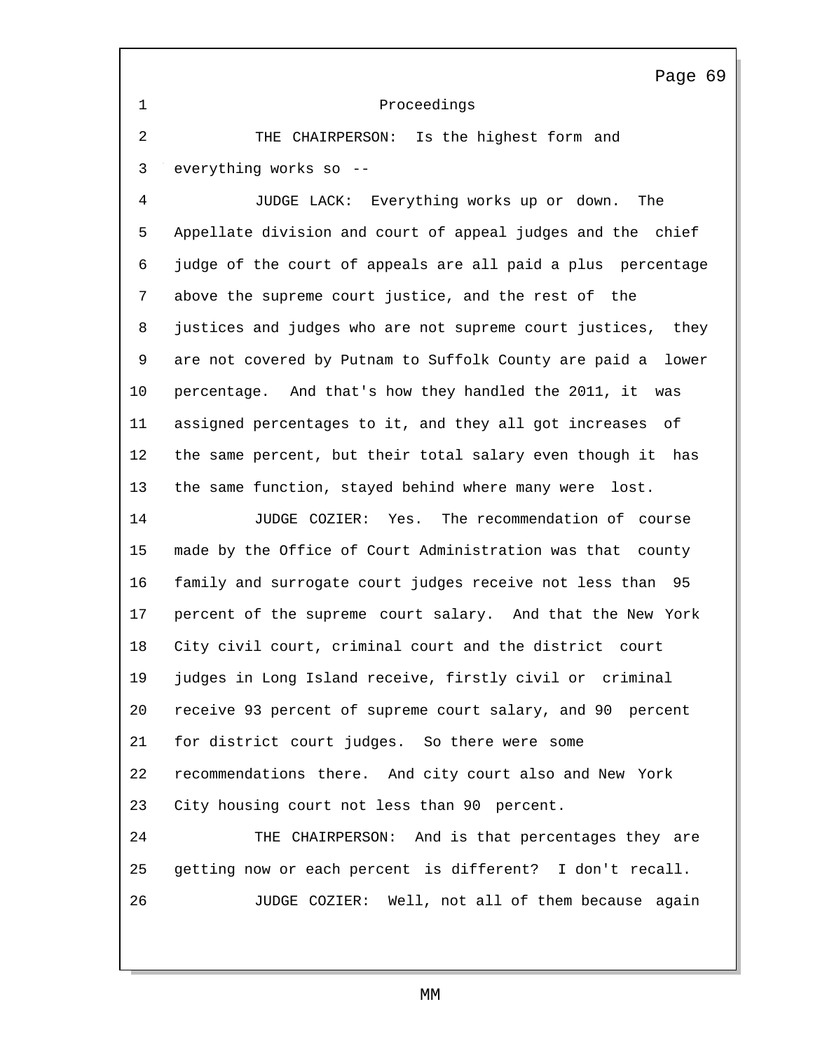Proceedings

THE CHAIRPERSON: Is the highest form and everything works so --

JUDGE LACK: Everything works up or down. The Appellate division and court of appeal judges and the chief judge of the court of appeals are all paid a plus percentage above the supreme court justice, and the rest of the justices and judges who are not supreme court justices, they are not covered by Putnam to Suffolk County are paid a lower percentage. And that's how they handled the 2011, it was assigned percentages to it, and they all got increases of the same percent, but their total salary even though it has the same function, stayed behind where many were lost.

JUDGE COZIER: Yes. The recommendation of course made by the Office of Court Administration was that county family and surrogate court judges receive not less than 95 percent of the supreme court salary. And that the New York City civil court, criminal court and the district court judges in Long Island receive, firstly civil or criminal receive 93 percent of supreme court salary, and 90 percent for district court judges. So there were some recommendations there. And city court also and New York City housing court not less than 90 percent.

THE CHAIRPERSON: And is that percentages they are getting now or each percent is different? I don't recall.

JUDGE COZIER: Well, not all of them because again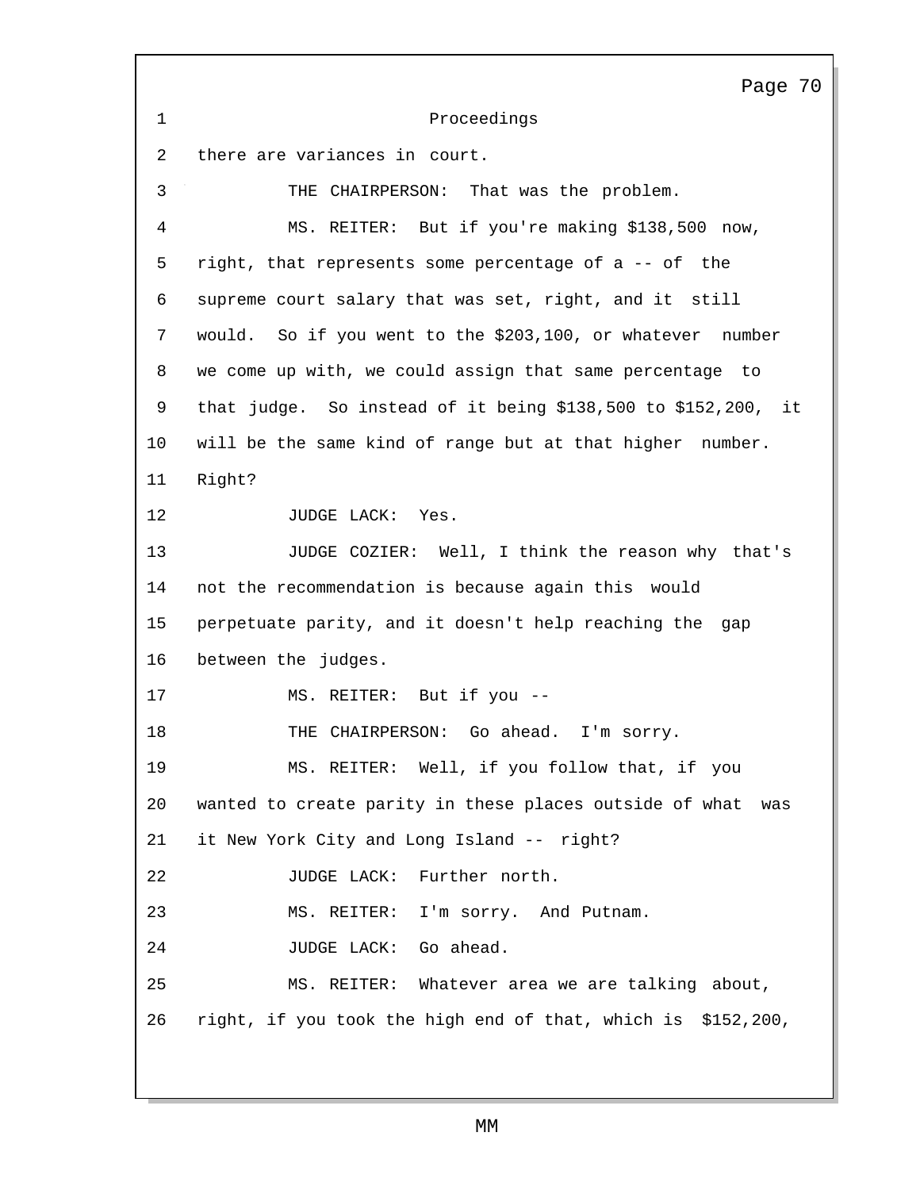Proceedings

there are variances in court.

THE CHAIRPERSON: That was the problem.

MS. REITER: But if you're making $138,500 now, right, that represents some percentage of a -- of the supreme court salary that was set, right, and it still would. So if you went to the $203,100, or whatever number we come up with, we could assign that same percentage to that judge. So instead of it being $138,500 to $152,200, it will be the same kind of range but at that higher number. Right?

JUDGE LACK: Yes.

JUDGE COZIER: Well, I think the reason why that's not the recommendation is because again this would perpetuate parity, and it doesn't help reaching the gap between the judges.

MS. REITER: But if you --

THE CHAIRPERSON: Go ahead. I'm sorry.

MS. REITER: Well, if you follow that, if you wanted to create parity in these places outside of what was it New York City and Long Island -- right?

JUDGE LACK: Further north.

MS. REITER: I'm sorry. And Putnam.

JUDGE LACK: Go ahead.

MS. REITER: Whatever area we are talking about, right, if you took the high end of that, which is $152,200,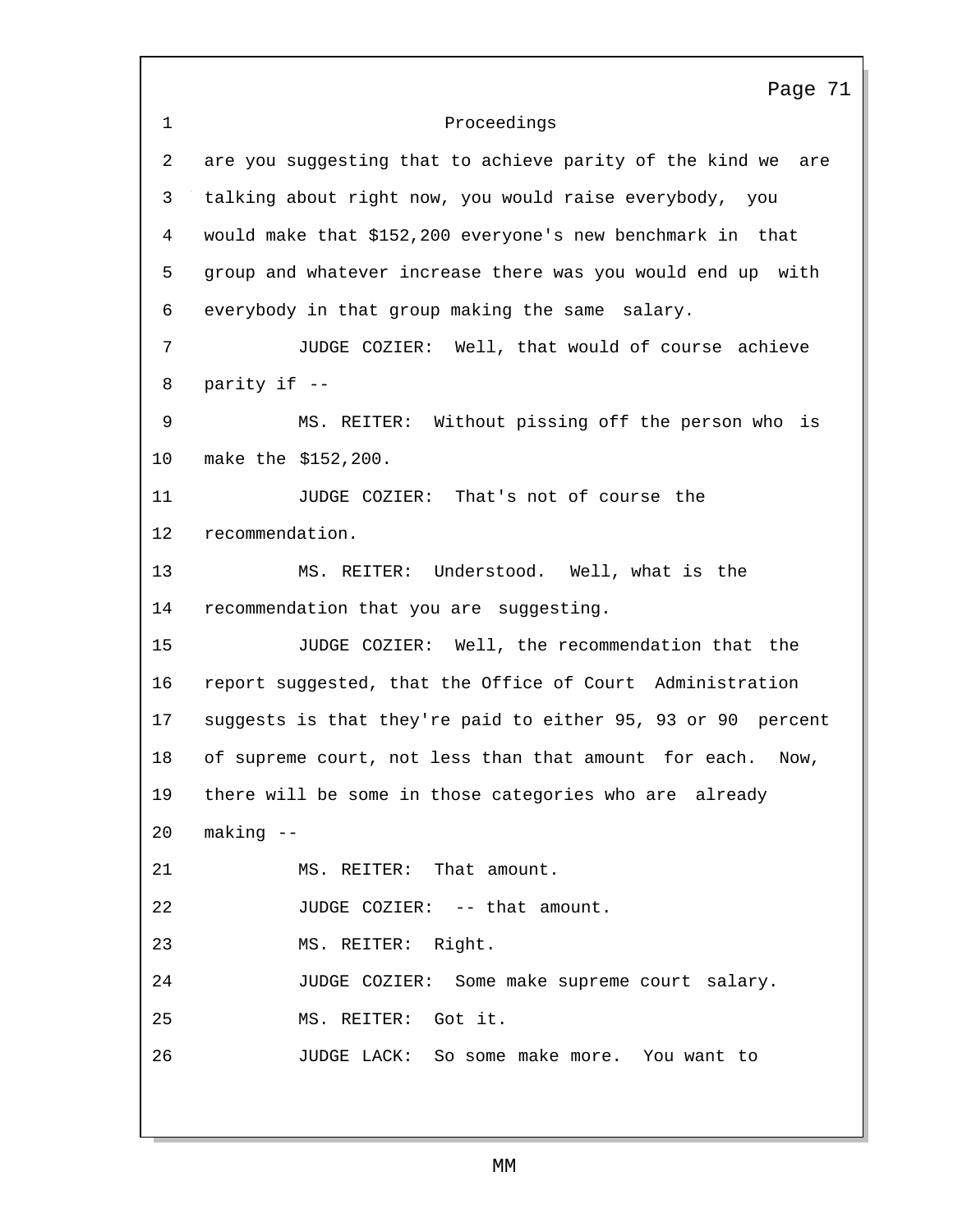Proceedings

are you suggesting that to achieve parity of the kind we are talking about right now, you would raise everybody, you would make that $152,200 everyone's new benchmark in that group and whatever increase there was you would end up with everybody in that group making the same salary.

JUDGE COZIER: Well, that would of course achieve parity if --

MS. REITER: Without pissing off the person who is make the $152,200.

JUDGE COZIER: That's not of course the recommendation.

MS. REITER: Understood. Well, what is the recommendation that you are suggesting.

JUDGE COZIER: Well, the recommendation that the report suggested, that the Office of Court Administration suggests is that they're paid to either 95, 93 or 90 percent of supreme court, not less than that amount for each. Now, there will be some in those categories who are already making --

MS. REITER: That amount.

JUDGE COZIER: -- that amount.

MS. REITER: Right.

JUDGE COZIER: Some make supreme court salary.

MS. REITER: Got it.

JUDGE LACK: So some make more. You want to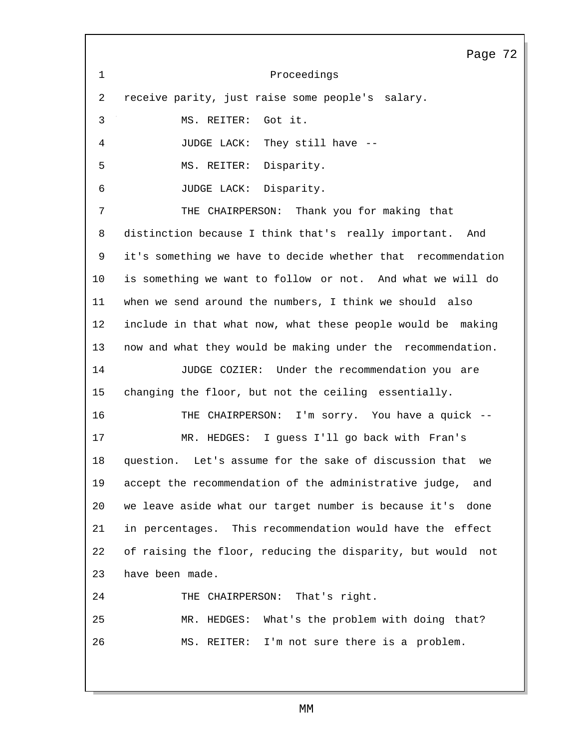Proceedings

receive parity, just raise some people's salary.

MS. REITER: Got it.

JUDGE LACK: They still have --

MS. REITER: Disparity.

JUDGE LACK: Disparity.

THE CHAIRPERSON: Thank you for making that distinction because I think that's really important. And it's something we have to decide whether that recommendation is something we want to follow or not. And what we will do when we send around the numbers, I think we should also include in that what now, what these people would be making now and what they would be making under the recommendation.

JUDGE COZIER: Under the recommendation you are changing the floor, but not the ceiling essentially.

THE CHAIRPERSON: I'm sorry. You have a quick --

MR. HEDGES: I guess I'll go back with Fran's question. Let's assume for the sake of discussion that we accept the recommendation of the administrative judge, and we leave aside what our target number is because it's done in percentages. This recommendation would have the effect of raising the floor, reducing the disparity, but would not have been made.

THE CHAIRPERSON: That's right.

MR. HEDGES: What's the problem with doing that?

MS. REITER: I'm not sure there is a problem.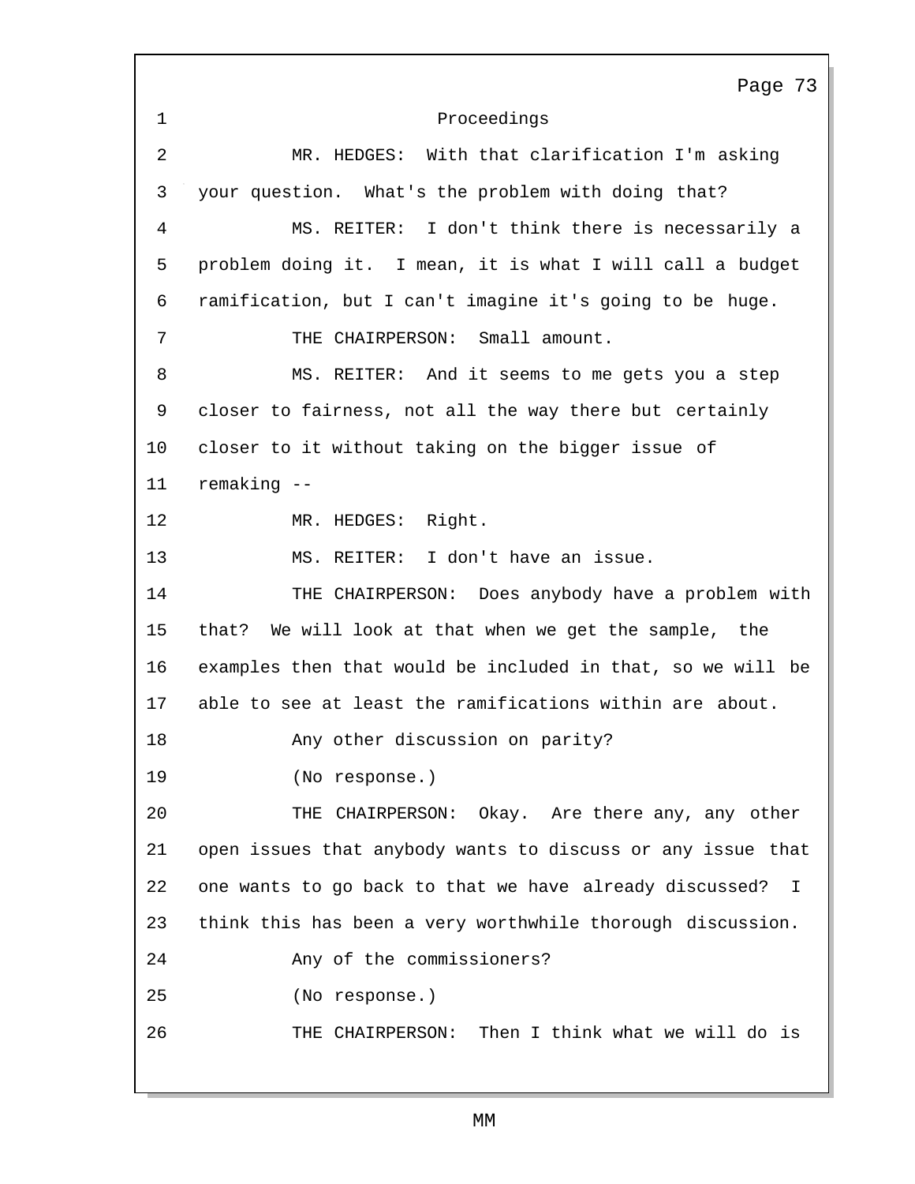Proceedings

MR. HEDGES: With that clarification I'm asking your question. What's the problem with doing that?

MS. REITER: I don't think there is necessarily a problem doing it. I mean, it is what I will call a budget ramification, but I can't imagine it's going to be huge.

THE CHAIRPERSON: Small amount.

MS. REITER: And it seems to me gets you a step closer to fairness, not all the way there but certainly closer to it without taking on the bigger issue of remaking --

MR. HEDGES: Right.

MS. REITER: I don't have an issue.

THE CHAIRPERSON: Does anybody have a problem with that? We will look at that when we get the sample, the examples then that would be included in that, so we will be able to see at least the ramifications within are about.

Any other discussion on parity?

(No response.)

THE CHAIRPERSON: Okay. Are there any, any other open issues that anybody wants to discuss or any issue that one wants to go back to that we have already discussed? I think this has been a very worthwhile thorough discussion.

Any of the commissioners?

(No response.)

THE CHAIRPERSON: Then I think what we will do is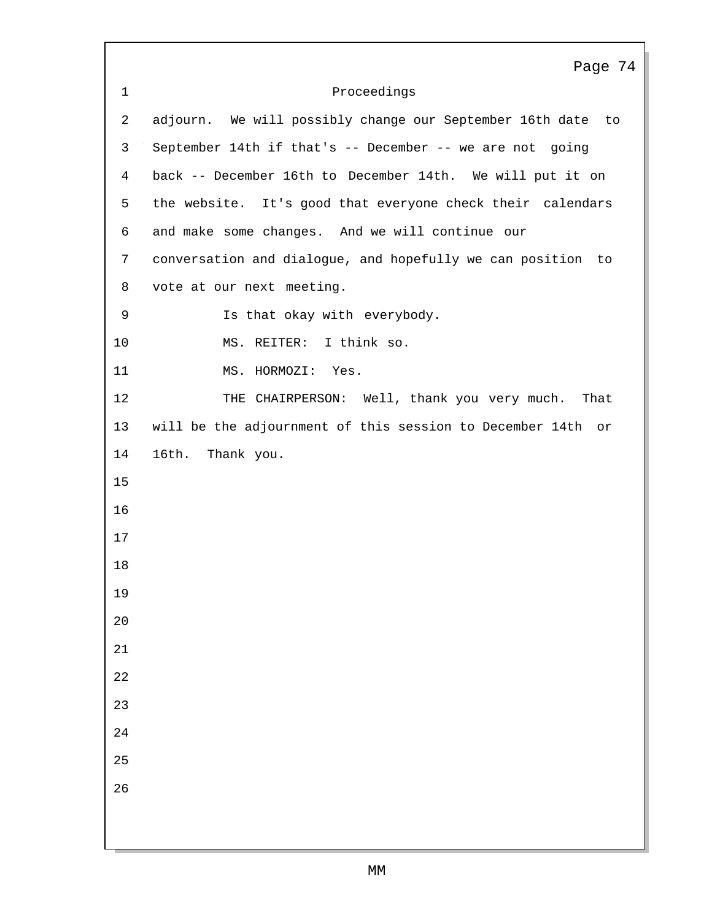Proceedings

adjourn. We will possibly change our September 16th date to September 14th if that's -- December -- we are not going back -- December 16th to December 14th. We will put it on the website. It's good that everyone check their calendars and make some changes. And we will continue our conversation and dialogue, and hopefully we can position to vote at our next meeting.

Is that okay with everybody.

MS. REITER: I think so.

MS. HORMOZI: Yes.

THE CHAIRPERSON: Well, thank you very much. That will be the adjournment of this session to December 14th or 16th. Thank you.

MM